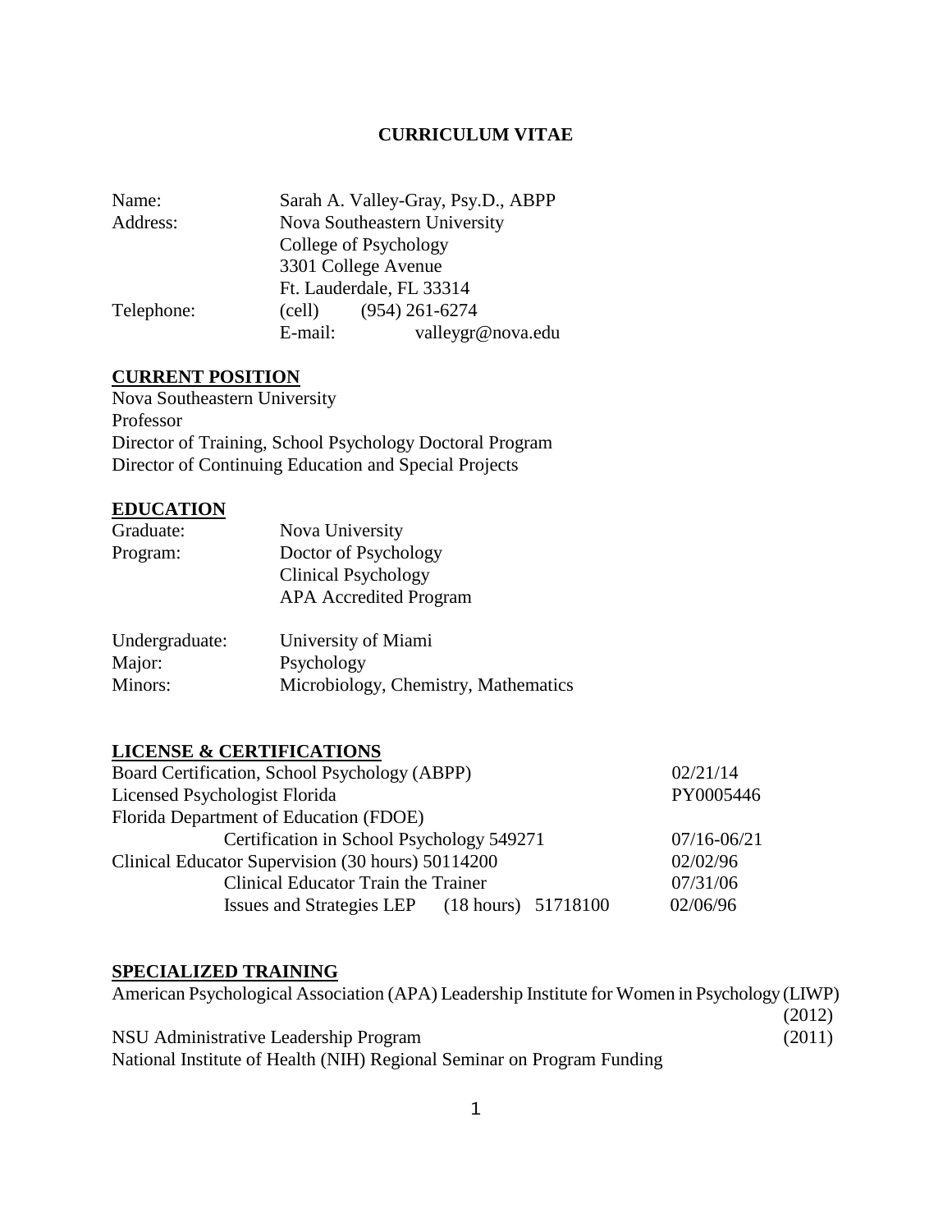# CURRICULUM VITAE

| | |
|---|---|
| Name: | Sarah A. Valley-Gray, Psy.D., ABPP |
| Address: | Nova Southeastern University<br>College of Psychology<br>3301 College Avenue<br>Ft. Lauderdale, FL 33314 |
| Telephone: | (cell) (954) 261-6274 |
| | E-mail: valleygr@nova.edu |

## CURRENT POSITION

Nova Southeastern University
Professor
Director of Training, School Psychology Doctoral Program
Director of Continuing Education and Special Projects

## EDUCATION

| | |
|---|---|
| Graduate: | Nova University |
| Program: | Doctor of Psychology<br>Clinical Psychology<br>APA Accredited Program |

| | |
|---|---|
| Undergraduate: | University of Miami |
| Major: | Psychology |
| Minors: | Microbiology, Chemistry, Mathematics |

## LICENSE & CERTIFICATIONS

| | |
|---|---|
| Board Certification, School Psychology (ABPP) | 02/21/14 |
| Licensed Psychologist Florida | PY0005446 |
| Florida Department of Education (FDOE) | |
| Certification in School Psychology 549271 | 07/16-06/21 |
| Clinical Educator Supervision (30 hours) 50114200 | 02/02/96 |
| Clinical Educator Train the Trainer | 07/31/06 |
| Issues and Strategies LEP (18 hours) 51718100 | 02/06/96 |

## SPECIALIZED TRAINING

American Psychological Association (APA) Leadership Institute for Women in Psychology (LIWP) (2012)
NSU Administrative Leadership Program (2011)
National Institute of Health (NIH) Regional Seminar on Program Funding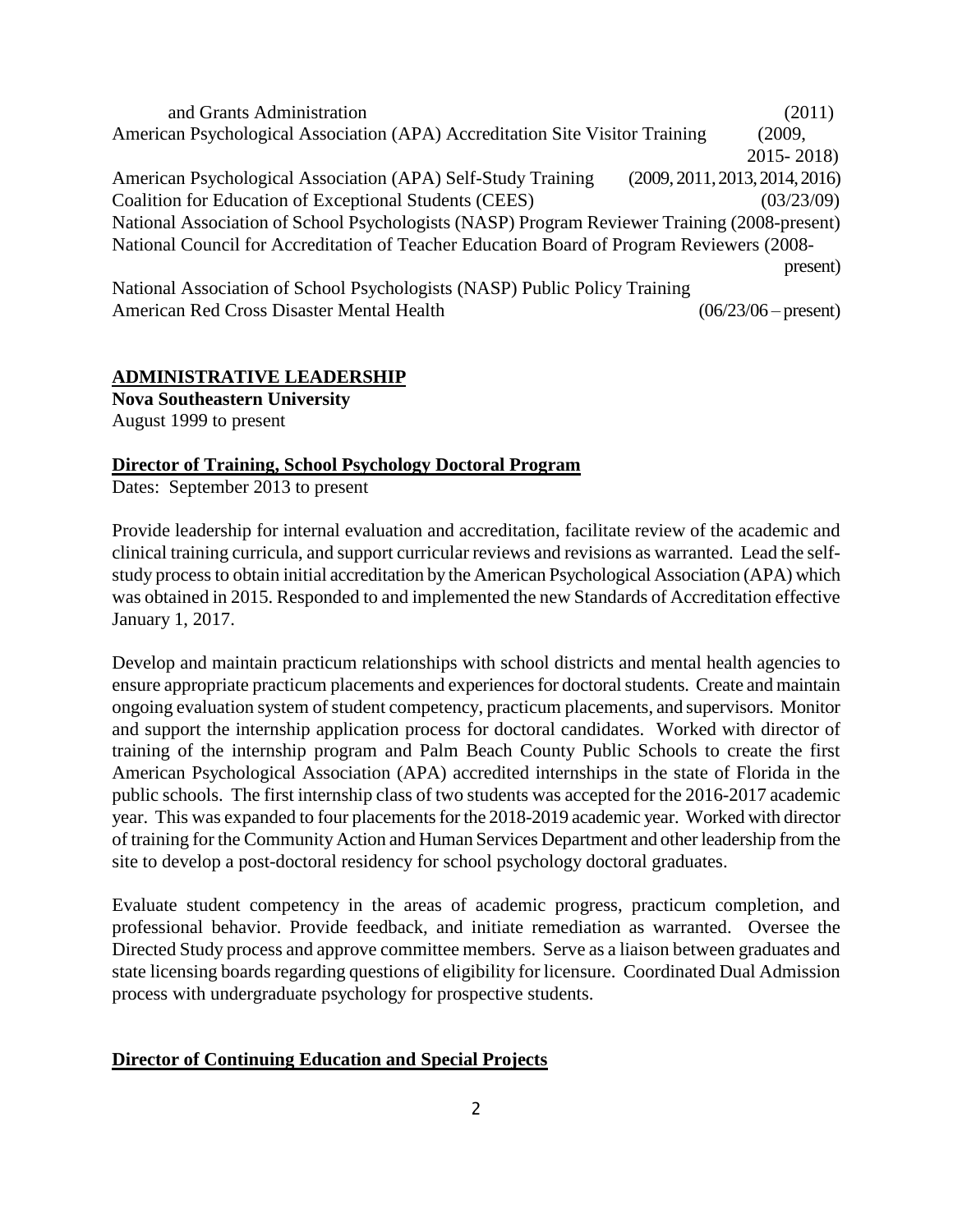and Grants Administration (2011)
American Psychological Association (APA) Accreditation Site Visitor Training (2009, 2015- 2018)
American Psychological Association (APA) Self-Study Training (2009, 2011, 2013, 2014, 2016)
Coalition for Education of Exceptional Students (CEES) (03/23/09)
National Association of School Psychologists (NASP) Program Reviewer Training (2008-present)
National Council for Accreditation of Teacher Education Board of Program Reviewers (2008-present)
National Association of School Psychologists (NASP) Public Policy Training
American Red Cross Disaster Mental Health (06/23/06 – present)

## ADMINISTRATIVE LEADERSHIP

**Nova Southeastern University**
August 1999 to present

### Director of Training, School Psychology Doctoral Program

Dates: September 2013 to present

Provide leadership for internal evaluation and accreditation, facilitate review of the academic and clinical training curricula, and support curricular reviews and revisions as warranted. Lead the self-study process to obtain initial accreditation by the American Psychological Association (APA) which was obtained in 2015. Responded to and implemented the new Standards of Accreditation effective January 1, 2017.

Develop and maintain practicum relationships with school districts and mental health agencies to ensure appropriate practicum placements and experiences for doctoral students. Create and maintain ongoing evaluation system of student competency, practicum placements, and supervisors. Monitor and support the internship application process for doctoral candidates. Worked with director of training of the internship program and Palm Beach County Public Schools to create the first American Psychological Association (APA) accredited internships in the state of Florida in the public schools. The first internship class of two students was accepted for the 2016-2017 academic year. This was expanded to four placements for the 2018-2019 academic year. Worked with director of training for the Community Action and Human Services Department and other leadership from the site to develop a post-doctoral residency for school psychology doctoral graduates.

Evaluate student competency in the areas of academic progress, practicum completion, and professional behavior. Provide feedback, and initiate remediation as warranted. Oversee the Directed Study process and approve committee members. Serve as a liaison between graduates and state licensing boards regarding questions of eligibility for licensure. Coordinated Dual Admission process with undergraduate psychology for prospective students.

### Director of Continuing Education and Special Projects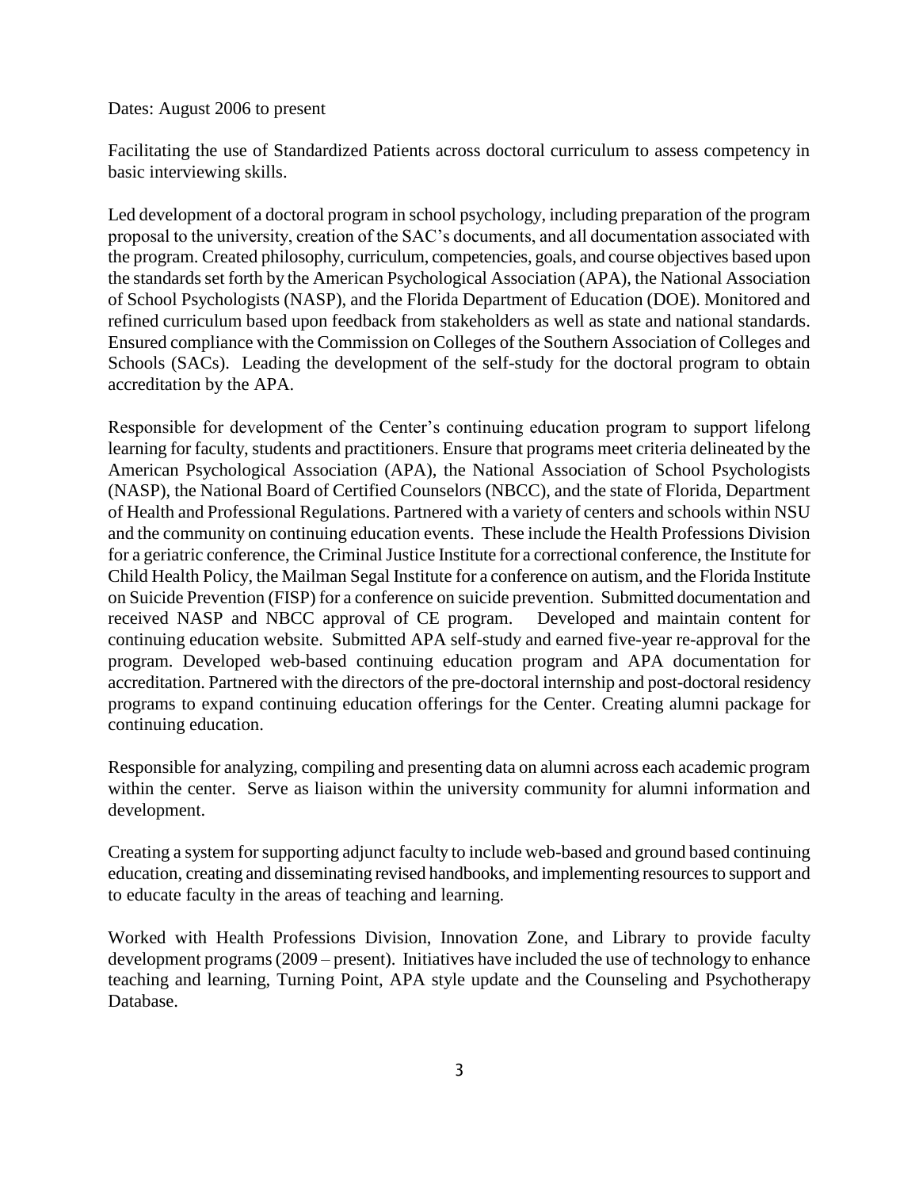Dates: August 2006 to present

Facilitating the use of Standardized Patients across doctoral curriculum to assess competency in basic interviewing skills.

Led development of a doctoral program in school psychology, including preparation of the program proposal to the university, creation of the SAC's documents, and all documentation associated with the program. Created philosophy, curriculum, competencies, goals, and course objectives based upon the standards set forth by the American Psychological Association (APA), the National Association of School Psychologists (NASP), and the Florida Department of Education (DOE). Monitored and refined curriculum based upon feedback from stakeholders as well as state and national standards. Ensured compliance with the Commission on Colleges of the Southern Association of Colleges and Schools (SACs). Leading the development of the self-study for the doctoral program to obtain accreditation by the APA.

Responsible for development of the Center's continuing education program to support lifelong learning for faculty, students and practitioners. Ensure that programs meet criteria delineated by the American Psychological Association (APA), the National Association of School Psychologists (NASP), the National Board of Certified Counselors (NBCC), and the state of Florida, Department of Health and Professional Regulations. Partnered with a variety of centers and schools within NSU and the community on continuing education events. These include the Health Professions Division for a geriatric conference, the Criminal Justice Institute for a correctional conference, the Institute for Child Health Policy, the Mailman Segal Institute for a conference on autism, and the Florida Institute on Suicide Prevention (FISP) for a conference on suicide prevention. Submitted documentation and received NASP and NBCC approval of CE program. Developed and maintain content for continuing education website. Submitted APA self-study and earned five-year re-approval for the program. Developed web-based continuing education program and APA documentation for accreditation. Partnered with the directors of the pre-doctoral internship and post-doctoral residency programs to expand continuing education offerings for the Center. Creating alumni package for continuing education.

Responsible for analyzing, compiling and presenting data on alumni across each academic program within the center. Serve as liaison within the university community for alumni information and development.

Creating a system for supporting adjunct faculty to include web-based and ground based continuing education, creating and disseminating revised handbooks, and implementing resources to support and to educate faculty in the areas of teaching and learning.

Worked with Health Professions Division, Innovation Zone, and Library to provide faculty development programs (2009 – present). Initiatives have included the use of technology to enhance teaching and learning, Turning Point, APA style update and the Counseling and Psychotherapy Database.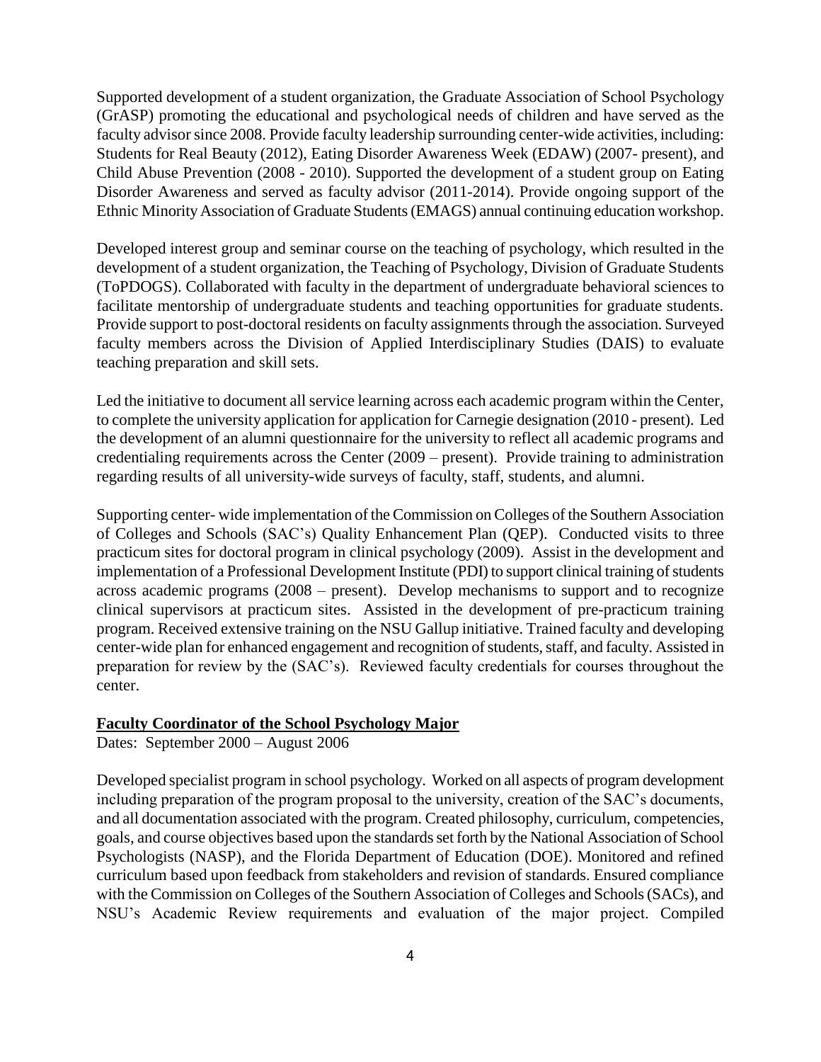Supported development of a student organization, the Graduate Association of School Psychology (GrASP) promoting the educational and psychological needs of children and have served as the faculty advisor since 2008. Provide faculty leadership surrounding center-wide activities, including: Students for Real Beauty (2012), Eating Disorder Awareness Week (EDAW) (2007- present), and Child Abuse Prevention (2008 - 2010). Supported the development of a student group on Eating Disorder Awareness and served as faculty advisor (2011-2014). Provide ongoing support of the Ethnic Minority Association of Graduate Students (EMAGS) annual continuing education workshop.

Developed interest group and seminar course on the teaching of psychology, which resulted in the development of a student organization, the Teaching of Psychology, Division of Graduate Students (ToPDOGS). Collaborated with faculty in the department of undergraduate behavioral sciences to facilitate mentorship of undergraduate students and teaching opportunities for graduate students. Provide support to post-doctoral residents on faculty assignments through the association. Surveyed faculty members across the Division of Applied Interdisciplinary Studies (DAIS) to evaluate teaching preparation and skill sets.

Led the initiative to document all service learning across each academic program within the Center, to complete the university application for application for Carnegie designation (2010 - present). Led the development of an alumni questionnaire for the university to reflect all academic programs and credentialing requirements across the Center (2009 – present). Provide training to administration regarding results of all university-wide surveys of faculty, staff, students, and alumni.

Supporting center- wide implementation of the Commission on Colleges of the Southern Association of Colleges and Schools (SAC's) Quality Enhancement Plan (QEP). Conducted visits to three practicum sites for doctoral program in clinical psychology (2009). Assist in the development and implementation of a Professional Development Institute (PDI) to support clinical training of students across academic programs (2008 – present). Develop mechanisms to support and to recognize clinical supervisors at practicum sites. Assisted in the development of pre-practicum training program. Received extensive training on the NSU Gallup initiative. Trained faculty and developing center-wide plan for enhanced engagement and recognition of students, staff, and faculty. Assisted in preparation for review by the (SAC's). Reviewed faculty credentials for courses throughout the center.

**Faculty Coordinator of the School Psychology Major**

Dates: September 2000 – August 2006

Developed specialist program in school psychology. Worked on all aspects of program development including preparation of the program proposal to the university, creation of the SAC's documents, and all documentation associated with the program. Created philosophy, curriculum, competencies, goals, and course objectives based upon the standards set forth by the National Association of School Psychologists (NASP), and the Florida Department of Education (DOE). Monitored and refined curriculum based upon feedback from stakeholders and revision of standards. Ensured compliance with the Commission on Colleges of the Southern Association of Colleges and Schools (SACs), and NSU's Academic Review requirements and evaluation of the major project. Compiled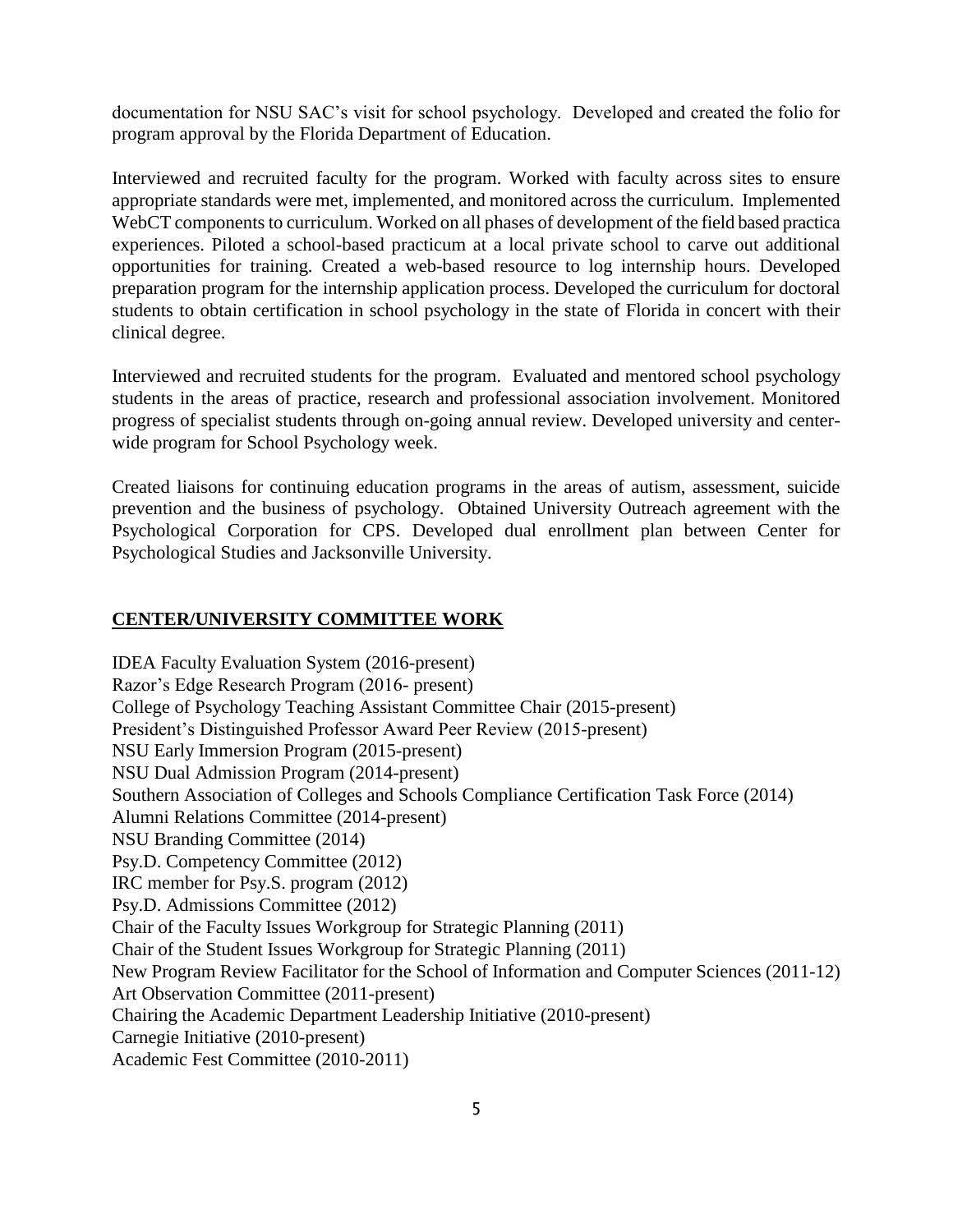documentation for NSU SAC's visit for school psychology. Developed and created the folio for program approval by the Florida Department of Education.

Interviewed and recruited faculty for the program. Worked with faculty across sites to ensure appropriate standards were met, implemented, and monitored across the curriculum. Implemented WebCT components to curriculum. Worked on all phases of development of the field based practica experiences. Piloted a school-based practicum at a local private school to carve out additional opportunities for training. Created a web-based resource to log internship hours. Developed preparation program for the internship application process. Developed the curriculum for doctoral students to obtain certification in school psychology in the state of Florida in concert with their clinical degree.

Interviewed and recruited students for the program. Evaluated and mentored school psychology students in the areas of practice, research and professional association involvement. Monitored progress of specialist students through on-going annual review. Developed university and center-wide program for School Psychology week.

Created liaisons for continuing education programs in the areas of autism, assessment, suicide prevention and the business of psychology. Obtained University Outreach agreement with the Psychological Corporation for CPS. Developed dual enrollment plan between Center for Psychological Studies and Jacksonville University.

## CENTER/UNIVERSITY COMMITTEE WORK

IDEA Faculty Evaluation System (2016-present)
Razor's Edge Research Program (2016- present)
College of Psychology Teaching Assistant Committee Chair (2015-present)
President's Distinguished Professor Award Peer Review (2015-present)
NSU Early Immersion Program (2015-present)
NSU Dual Admission Program (2014-present)
Southern Association of Colleges and Schools Compliance Certification Task Force (2014)
Alumni Relations Committee (2014-present)
NSU Branding Committee (2014)
Psy.D. Competency Committee (2012)
IRC member for Psy.S. program (2012)
Psy.D. Admissions Committee (2012)
Chair of the Faculty Issues Workgroup for Strategic Planning (2011)
Chair of the Student Issues Workgroup for Strategic Planning (2011)
New Program Review Facilitator for the School of Information and Computer Sciences (2011-12)
Art Observation Committee (2011-present)
Chairing the Academic Department Leadership Initiative (2010-present)
Carnegie Initiative (2010-present)
Academic Fest Committee (2010-2011)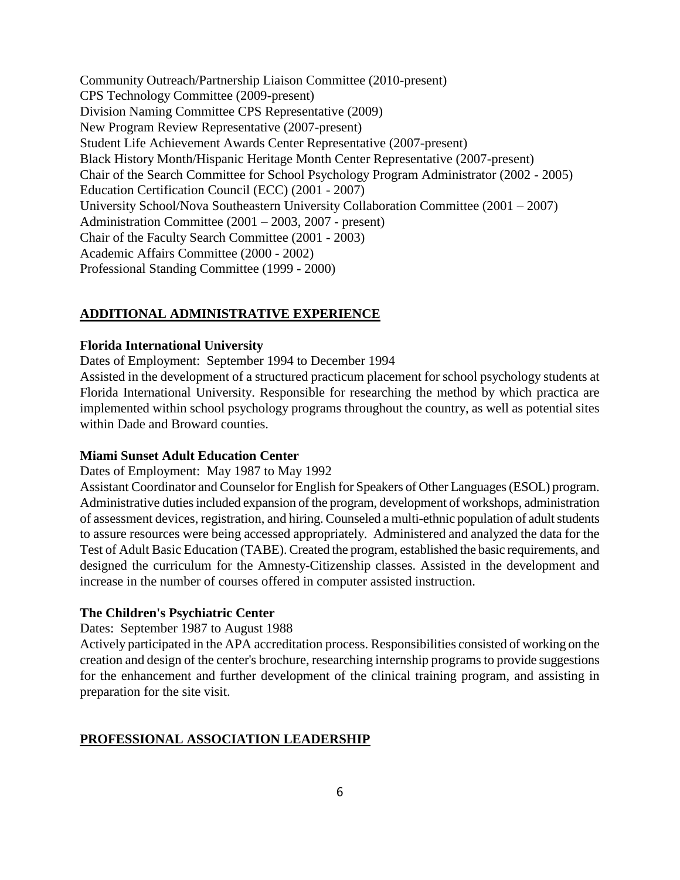Community Outreach/Partnership Liaison Committee (2010-present)
CPS Technology Committee (2009-present)
Division Naming Committee CPS Representative (2009)
New Program Review Representative (2007-present)
Student Life Achievement Awards Center Representative (2007-present)
Black History Month/Hispanic Heritage Month Center Representative (2007-present)
Chair of the Search Committee for School Psychology Program Administrator (2002 - 2005)
Education Certification Council (ECC) (2001 - 2007)
University School/Nova Southeastern University Collaboration Committee (2001 – 2007)
Administration Committee (2001 – 2003, 2007 - present)
Chair of the Faculty Search Committee (2001 - 2003)
Academic Affairs Committee (2000 - 2002)
Professional Standing Committee (1999 - 2000)

## ADDITIONAL ADMINISTRATIVE EXPERIENCE

**Florida International University**

Dates of Employment: September 1994 to December 1994

Assisted in the development of a structured practicum placement for school psychology students at Florida International University. Responsible for researching the method by which practica are implemented within school psychology programs throughout the country, as well as potential sites within Dade and Broward counties.

**Miami Sunset Adult Education Center**

Dates of Employment: May 1987 to May 1992

Assistant Coordinator and Counselor for English for Speakers of Other Languages (ESOL) program. Administrative duties included expansion of the program, development of workshops, administration of assessment devices, registration, and hiring. Counseled a multi-ethnic population of adult students to assure resources were being accessed appropriately. Administered and analyzed the data for the Test of Adult Basic Education (TABE). Created the program, established the basic requirements, and designed the curriculum for the Amnesty-Citizenship classes. Assisted in the development and increase in the number of courses offered in computer assisted instruction.

**The Children's Psychiatric Center**

Dates: September 1987 to August 1988

Actively participated in the APA accreditation process. Responsibilities consisted of working on the creation and design of the center's brochure, researching internship programs to provide suggestions for the enhancement and further development of the clinical training program, and assisting in preparation for the site visit.

## PROFESSIONAL ASSOCIATION LEADERSHIP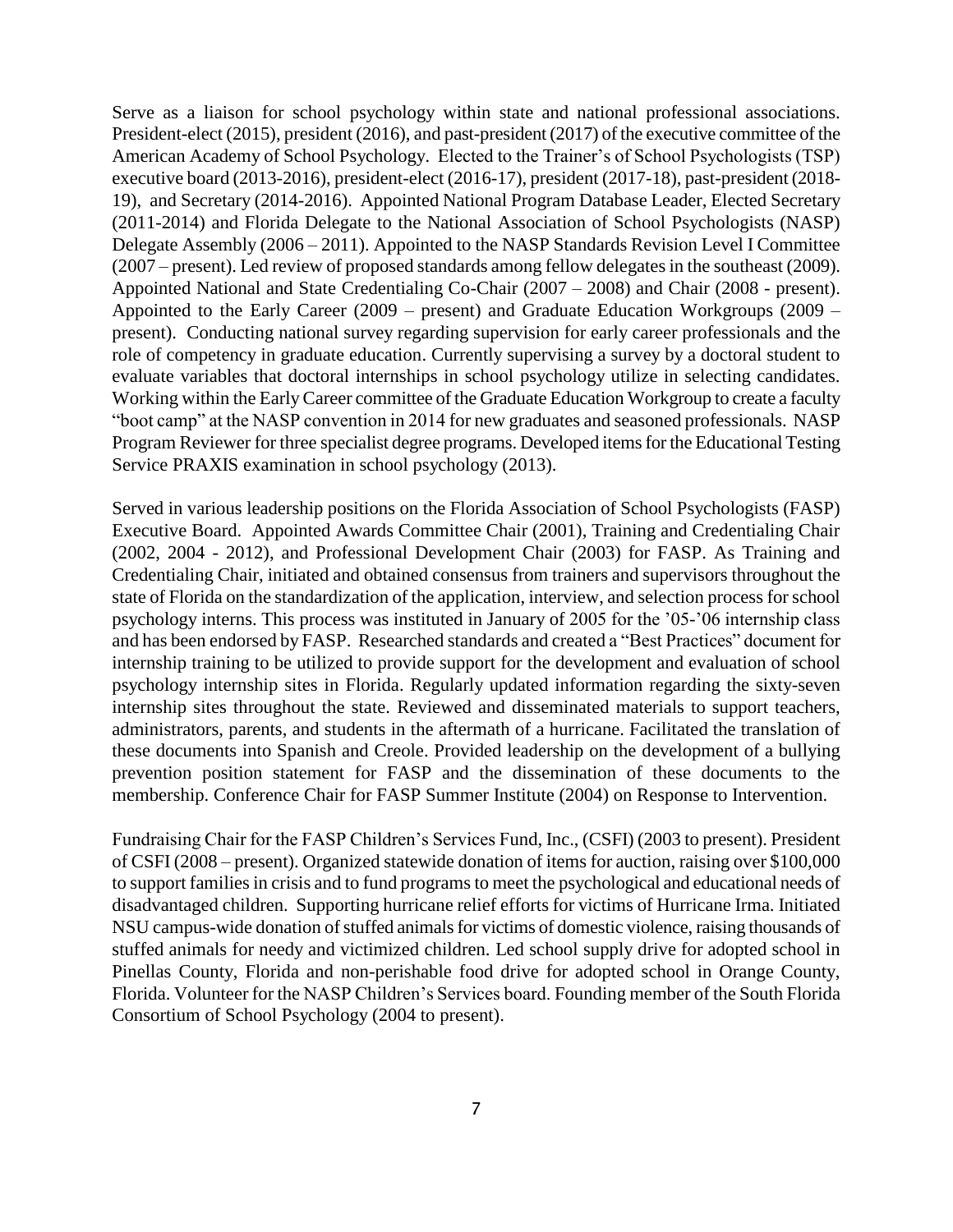Serve as a liaison for school psychology within state and national professional associations. President-elect (2015), president (2016), and past-president (2017) of the executive committee of the American Academy of School Psychology. Elected to the Trainer's of School Psychologists (TSP) executive board (2013-2016), president-elect (2016-17), president (2017-18), past-president (2018-19), and Secretary (2014-2016). Appointed National Program Database Leader, Elected Secretary (2011-2014) and Florida Delegate to the National Association of School Psychologists (NASP) Delegate Assembly (2006 – 2011). Appointed to the NASP Standards Revision Level I Committee (2007 – present). Led review of proposed standards among fellow delegates in the southeast (2009). Appointed National and State Credentialing Co-Chair (2007 – 2008) and Chair (2008 - present). Appointed to the Early Career (2009 – present) and Graduate Education Workgroups (2009 – present). Conducting national survey regarding supervision for early career professionals and the role of competency in graduate education. Currently supervising a survey by a doctoral student to evaluate variables that doctoral internships in school psychology utilize in selecting candidates. Working within the Early Career committee of the Graduate Education Workgroup to create a faculty "boot camp" at the NASP convention in 2014 for new graduates and seasoned professionals. NASP Program Reviewer for three specialist degree programs. Developed items for the Educational Testing Service PRAXIS examination in school psychology (2013).

Served in various leadership positions on the Florida Association of School Psychologists (FASP) Executive Board. Appointed Awards Committee Chair (2001), Training and Credentialing Chair (2002, 2004 - 2012), and Professional Development Chair (2003) for FASP. As Training and Credentialing Chair, initiated and obtained consensus from trainers and supervisors throughout the state of Florida on the standardization of the application, interview, and selection process for school psychology interns. This process was instituted in January of 2005 for the '05-'06 internship class and has been endorsed by FASP. Researched standards and created a "Best Practices" document for internship training to be utilized to provide support for the development and evaluation of school psychology internship sites in Florida. Regularly updated information regarding the sixty-seven internship sites throughout the state. Reviewed and disseminated materials to support teachers, administrators, parents, and students in the aftermath of a hurricane. Facilitated the translation of these documents into Spanish and Creole. Provided leadership on the development of a bullying prevention position statement for FASP and the dissemination of these documents to the membership. Conference Chair for FASP Summer Institute (2004) on Response to Intervention.

Fundraising Chair for the FASP Children's Services Fund, Inc., (CSFI) (2003 to present). President of CSFI (2008 – present). Organized statewide donation of items for auction, raising over $100,000 to support families in crisis and to fund programs to meet the psychological and educational needs of disadvantaged children. Supporting hurricane relief efforts for victims of Hurricane Irma. Initiated NSU campus-wide donation of stuffed animals for victims of domestic violence, raising thousands of stuffed animals for needy and victimized children. Led school supply drive for adopted school in Pinellas County, Florida and non-perishable food drive for adopted school in Orange County, Florida. Volunteer for the NASP Children's Services board. Founding member of the South Florida Consortium of School Psychology (2004 to present).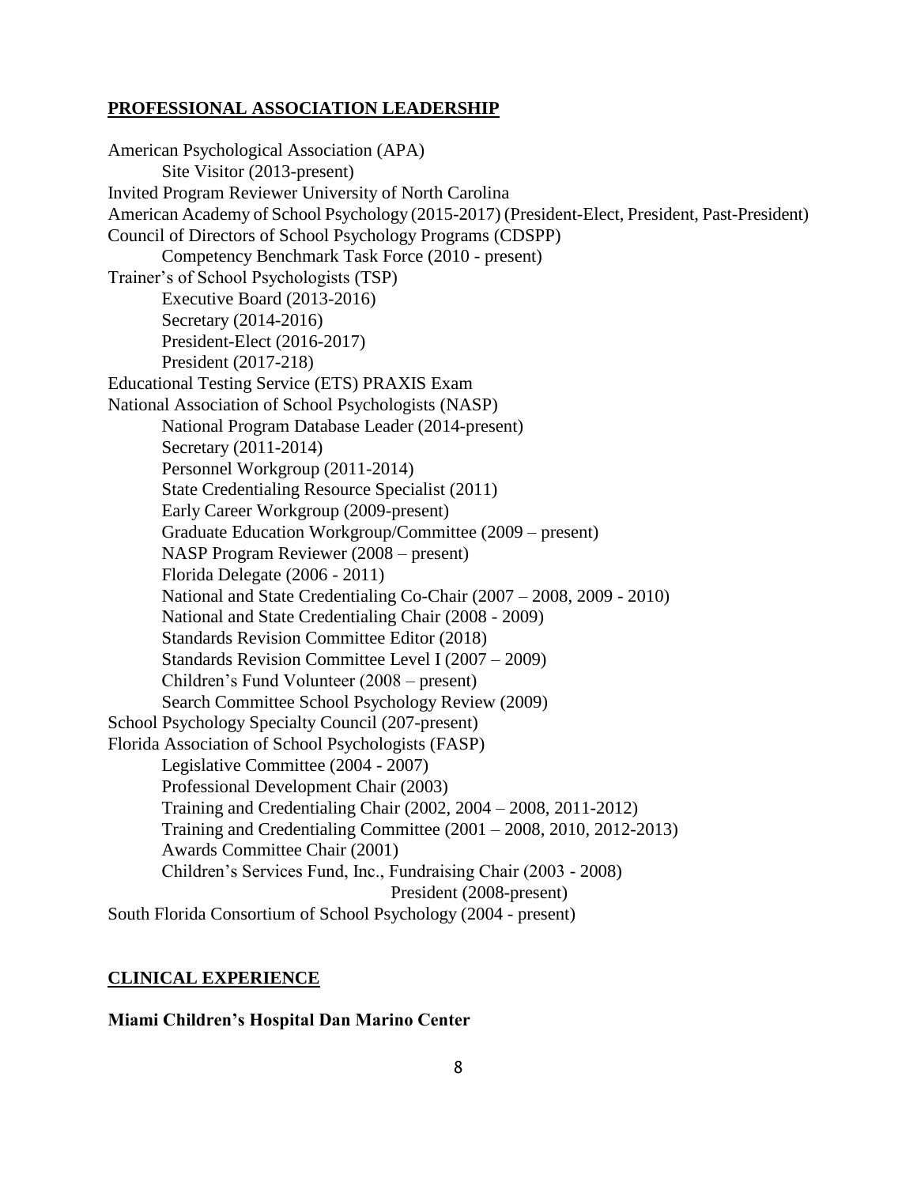## PROFESSIONAL ASSOCIATION LEADERSHIP

American Psychological Association (APA)
- Site Visitor (2013-present)

Invited Program Reviewer University of North Carolina

American Academy of School Psychology (2015-2017) (President-Elect, President, Past-President)

Council of Directors of School Psychology Programs (CDSPP)
- Competency Benchmark Task Force (2010 - present)

Trainer's of School Psychologists (TSP)
- Executive Board (2013-2016)
- Secretary (2014-2016)
- President-Elect (2016-2017)
- President (2017-218)

Educational Testing Service (ETS) PRAXIS Exam

National Association of School Psychologists (NASP)
- National Program Database Leader (2014-present)
- Secretary (2011-2014)
- Personnel Workgroup (2011-2014)
- State Credentialing Resource Specialist (2011)
- Early Career Workgroup (2009-present)
- Graduate Education Workgroup/Committee (2009 – present)
- NASP Program Reviewer (2008 – present)
- Florida Delegate (2006 - 2011)
- National and State Credentialing Co-Chair (2007 – 2008, 2009 - 2010)
- National and State Credentialing Chair (2008 - 2009)
- Standards Revision Committee Editor (2018)
- Standards Revision Committee Level I (2007 – 2009)
- Children's Fund Volunteer (2008 – present)
- Search Committee School Psychology Review (2009)

School Psychology Specialty Council (207-present)

Florida Association of School Psychologists (FASP)
- Legislative Committee (2004 - 2007)
- Professional Development Chair (2003)
- Training and Credentialing Chair (2002, 2004 – 2008, 2011-2012)
- Training and Credentialing Committee (2001 – 2008, 2010, 2012-2013)
- Awards Committee Chair (2001)
- Children's Services Fund, Inc., Fundraising Chair (2003 - 2008)
  - President (2008-present)

South Florida Consortium of School Psychology (2004 - present)

## CLINICAL EXPERIENCE

**Miami Children's Hospital Dan Marino Center**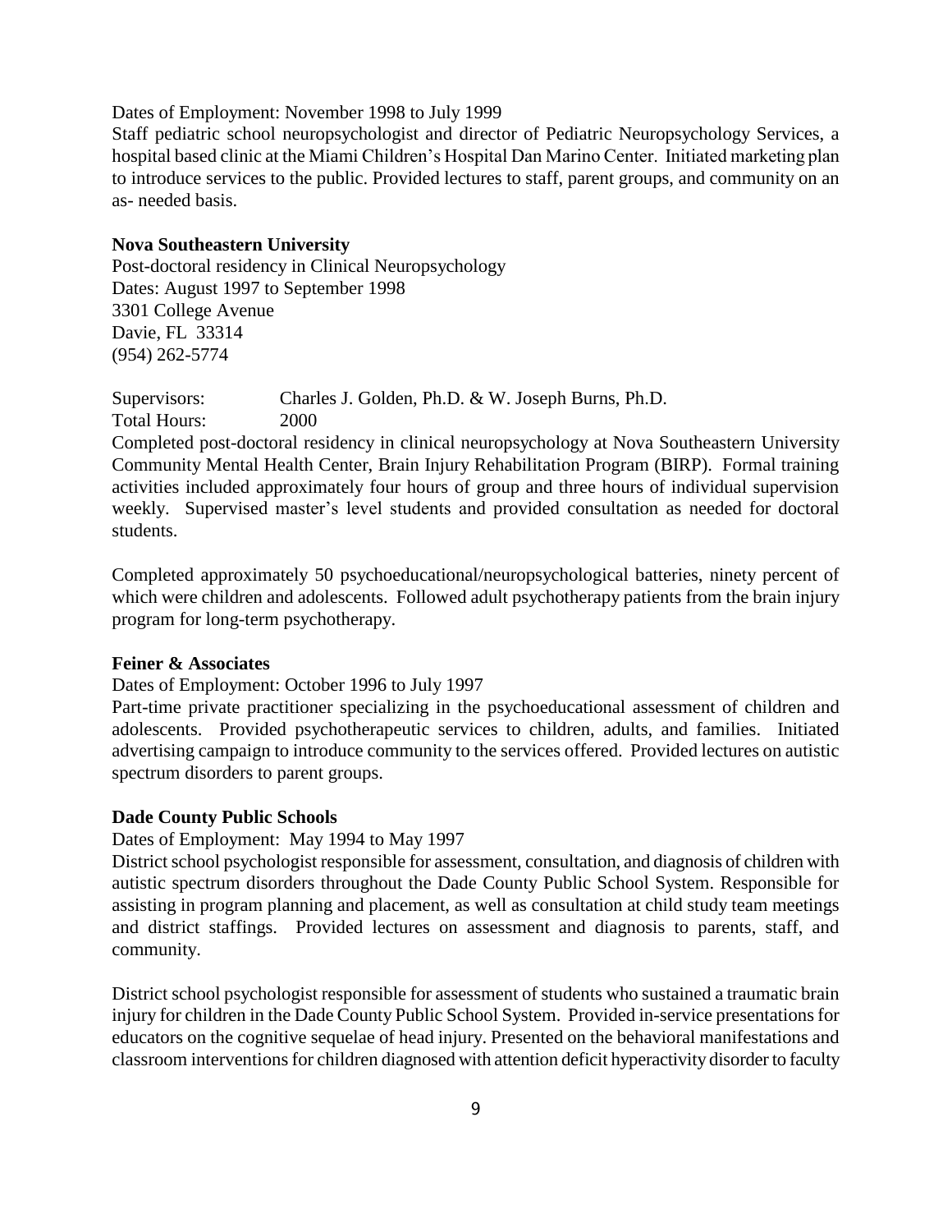Dates of Employment: November 1998 to July 1999

Staff pediatric school neuropsychologist and director of Pediatric Neuropsychology Services, a hospital based clinic at the Miami Children's Hospital Dan Marino Center. Initiated marketing plan to introduce services to the public. Provided lectures to staff, parent groups, and community on an as- needed basis.

**Nova Southeastern University**

Post-doctoral residency in Clinical Neuropsychology
Dates: August 1997 to September 1998
3301 College Avenue
Davie, FL 33314
(954) 262-5774

Supervisors: Charles J. Golden, Ph.D. & W. Joseph Burns, Ph.D.
Total Hours: 2000

Completed post-doctoral residency in clinical neuropsychology at Nova Southeastern University Community Mental Health Center, Brain Injury Rehabilitation Program (BIRP). Formal training activities included approximately four hours of group and three hours of individual supervision weekly. Supervised master's level students and provided consultation as needed for doctoral students.

Completed approximately 50 psychoeducational/neuropsychological batteries, ninety percent of which were children and adolescents. Followed adult psychotherapy patients from the brain injury program for long-term psychotherapy.

**Feiner & Associates**

Dates of Employment: October 1996 to July 1997

Part-time private practitioner specializing in the psychoeducational assessment of children and adolescents. Provided psychotherapeutic services to children, adults, and families. Initiated advertising campaign to introduce community to the services offered. Provided lectures on autistic spectrum disorders to parent groups.

**Dade County Public Schools**

Dates of Employment: May 1994 to May 1997

District school psychologist responsible for assessment, consultation, and diagnosis of children with autistic spectrum disorders throughout the Dade County Public School System. Responsible for assisting in program planning and placement, as well as consultation at child study team meetings and district staffings. Provided lectures on assessment and diagnosis to parents, staff, and community.

District school psychologist responsible for assessment of students who sustained a traumatic brain injury for children in the Dade County Public School System. Provided in-service presentations for educators on the cognitive sequelae of head injury. Presented on the behavioral manifestations and classroom interventions for children diagnosed with attention deficit hyperactivity disorder to faculty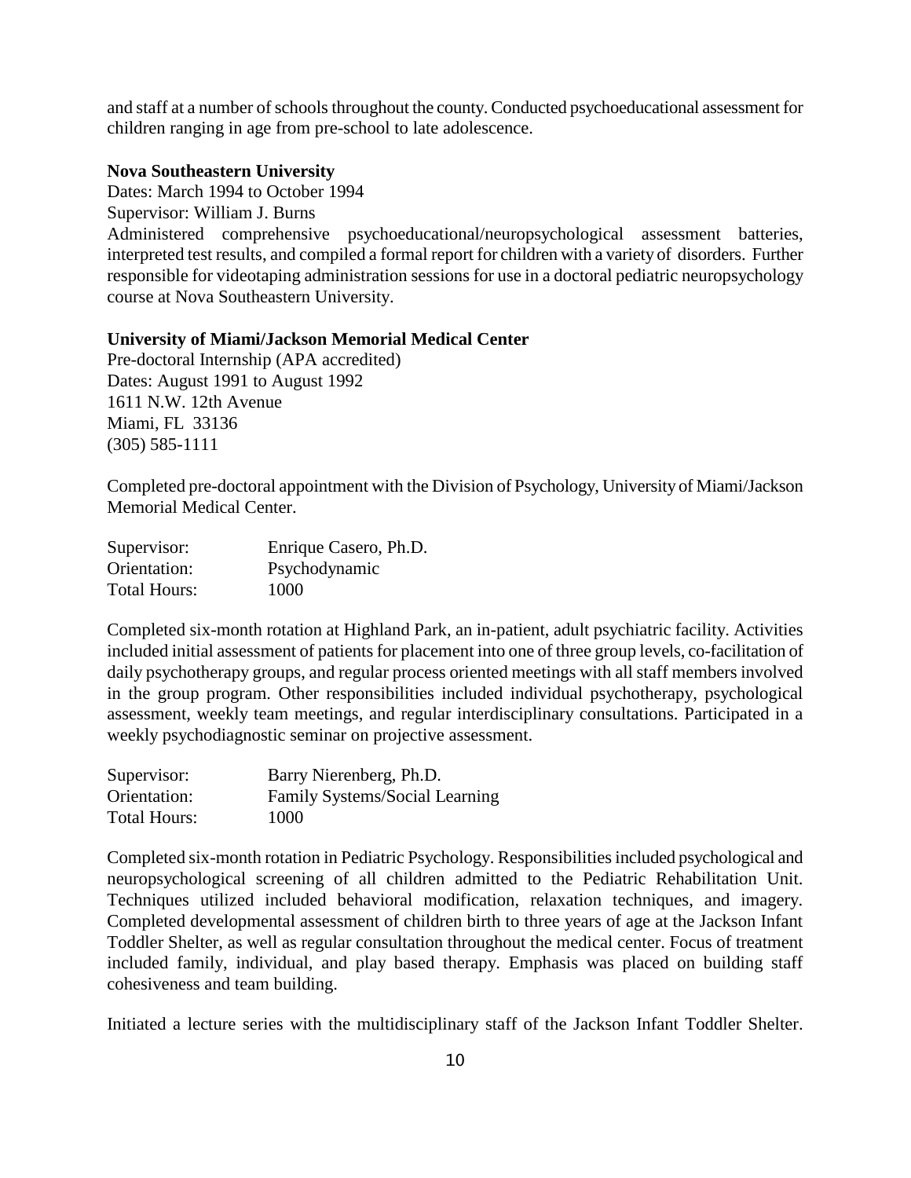and staff at a number of schools throughout the county. Conducted psychoeducational assessment for children ranging in age from pre-school to late adolescence.

**Nova Southeastern University**

Dates: March 1994 to October 1994
Supervisor: William J. Burns
Administered comprehensive psychoeducational/neuropsychological assessment batteries, interpreted test results, and compiled a formal report for children with a variety of disorders. Further responsible for videotaping administration sessions for use in a doctoral pediatric neuropsychology course at Nova Southeastern University.

**University of Miami/Jackson Memorial Medical Center**

Pre-doctoral Internship (APA accredited)
Dates: August 1991 to August 1992
1611 N.W. 12th Avenue
Miami, FL 33136
(305) 585-1111

Completed pre-doctoral appointment with the Division of Psychology, University of Miami/Jackson Memorial Medical Center.

Supervisor: Enrique Casero, Ph.D.
Orientation: Psychodynamic
Total Hours: 1000

Completed six-month rotation at Highland Park, an in-patient, adult psychiatric facility. Activities included initial assessment of patients for placement into one of three group levels, co-facilitation of daily psychotherapy groups, and regular process oriented meetings with all staff members involved in the group program. Other responsibilities included individual psychotherapy, psychological assessment, weekly team meetings, and regular interdisciplinary consultations. Participated in a weekly psychodiagnostic seminar on projective assessment.

Supervisor: Barry Nierenberg, Ph.D.
Orientation: Family Systems/Social Learning
Total Hours: 1000

Completed six-month rotation in Pediatric Psychology. Responsibilities included psychological and neuropsychological screening of all children admitted to the Pediatric Rehabilitation Unit. Techniques utilized included behavioral modification, relaxation techniques, and imagery. Completed developmental assessment of children birth to three years of age at the Jackson Infant Toddler Shelter, as well as regular consultation throughout the medical center. Focus of treatment included family, individual, and play based therapy. Emphasis was placed on building staff cohesiveness and team building.

Initiated a lecture series with the multidisciplinary staff of the Jackson Infant Toddler Shelter.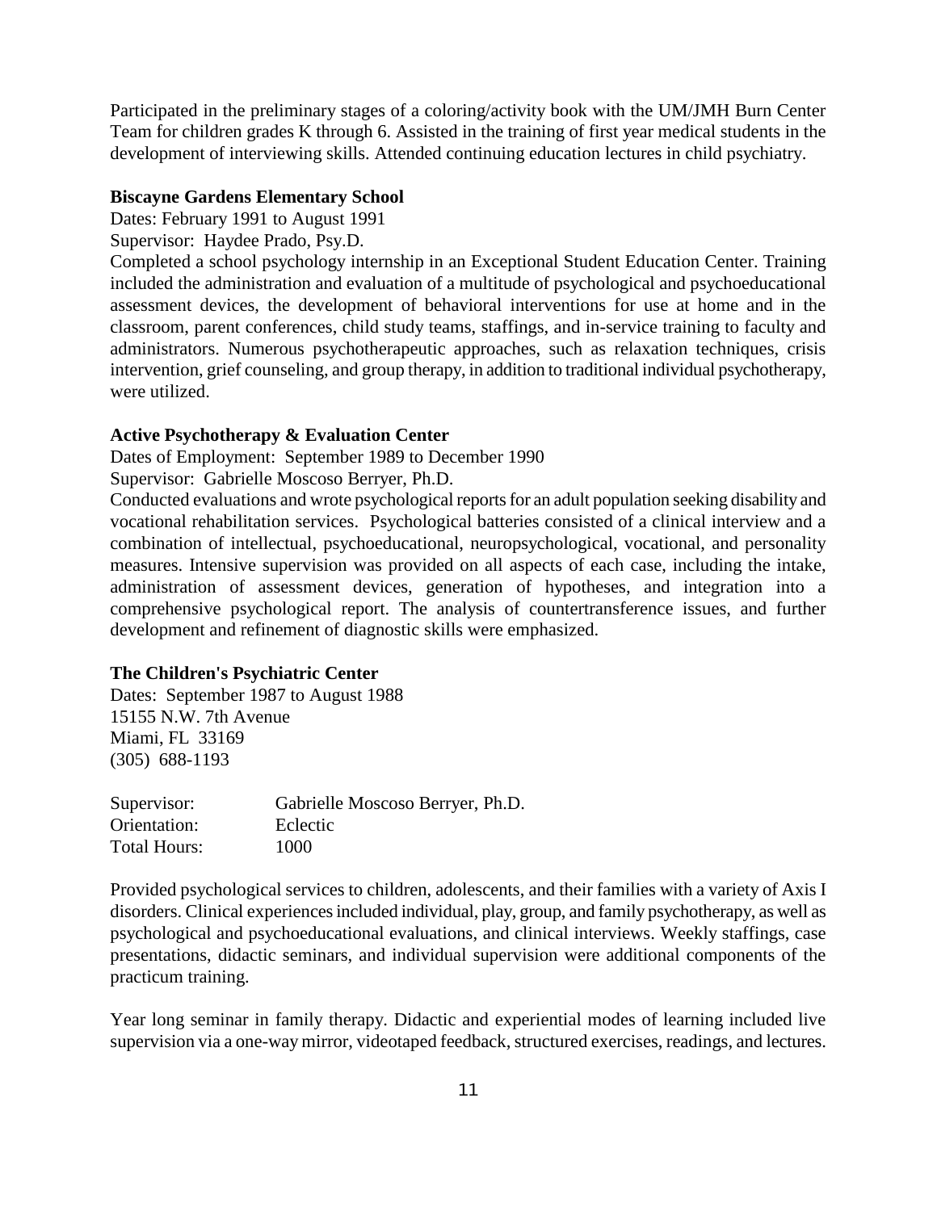Participated in the preliminary stages of a coloring/activity book with the UM/JMH Burn Center Team for children grades K through 6. Assisted in the training of first year medical students in the development of interviewing skills. Attended continuing education lectures in child psychiatry.

**Biscayne Gardens Elementary School**

Dates: February 1991 to August 1991

Supervisor: Haydee Prado, Psy.D.

Completed a school psychology internship in an Exceptional Student Education Center. Training included the administration and evaluation of a multitude of psychological and psychoeducational assessment devices, the development of behavioral interventions for use at home and in the classroom, parent conferences, child study teams, staffings, and in-service training to faculty and administrators. Numerous psychotherapeutic approaches, such as relaxation techniques, crisis intervention, grief counseling, and group therapy, in addition to traditional individual psychotherapy, were utilized.

**Active Psychotherapy & Evaluation Center**

Dates of Employment: September 1989 to December 1990

Supervisor: Gabrielle Moscoso Berryer, Ph.D.

Conducted evaluations and wrote psychological reports for an adult population seeking disability and vocational rehabilitation services. Psychological batteries consisted of a clinical interview and a combination of intellectual, psychoeducational, neuropsychological, vocational, and personality measures. Intensive supervision was provided on all aspects of each case, including the intake, administration of assessment devices, generation of hypotheses, and integration into a comprehensive psychological report. The analysis of countertransference issues, and further development and refinement of diagnostic skills were emphasized.

**The Children's Psychiatric Center**

Dates: September 1987 to August 1988

15155 N.W. 7th Avenue

Miami, FL 33169

(305) 688-1193

| | |
|---|---|
| Supervisor: | Gabrielle Moscoso Berryer, Ph.D. |
| Orientation: | Eclectic |
| Total Hours: | 1000 |

Provided psychological services to children, adolescents, and their families with a variety of Axis I disorders. Clinical experiences included individual, play, group, and family psychotherapy, as well as psychological and psychoeducational evaluations, and clinical interviews. Weekly staffings, case presentations, didactic seminars, and individual supervision were additional components of the practicum training.

Year long seminar in family therapy. Didactic and experiential modes of learning included live supervision via a one-way mirror, videotaped feedback, structured exercises, readings, and lectures.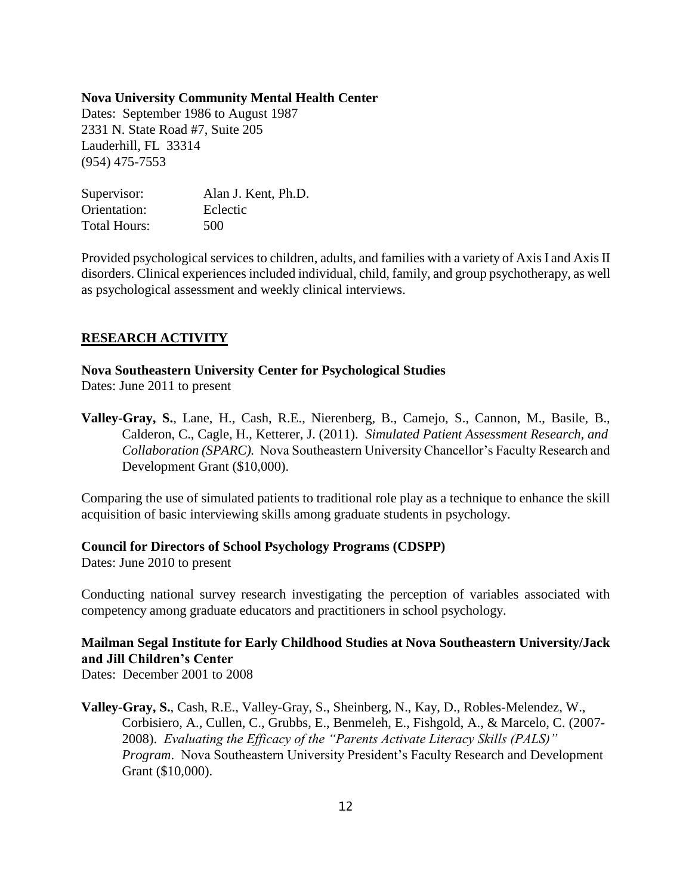**Nova University Community Mental Health Center**
Dates: September 1986 to August 1987
2331 N. State Road #7, Suite 205
Lauderhill, FL 33314
(954) 475-7553

Supervisor: Alan J. Kent, Ph.D.
Orientation: Eclectic
Total Hours: 500

Provided psychological services to children, adults, and families with a variety of Axis I and Axis II disorders. Clinical experiences included individual, child, family, and group psychotherapy, as well as psychological assessment and weekly clinical interviews.

## RESEARCH ACTIVITY

**Nova Southeastern University Center for Psychological Studies**
Dates: June 2011 to present

**Valley-Gray, S.**, Lane, H., Cash, R.E., Nierenberg, B., Camejo, S., Cannon, M., Basile, B., Calderon, C., Cagle, H., Ketterer, J. (2011). *Simulated Patient Assessment Research, and Collaboration (SPARC).* Nova Southeastern University Chancellor's Faculty Research and Development Grant ($10,000).

Comparing the use of simulated patients to traditional role play as a technique to enhance the skill acquisition of basic interviewing skills among graduate students in psychology.

**Council for Directors of School Psychology Programs (CDSPP)**
Dates: June 2010 to present

Conducting national survey research investigating the perception of variables associated with competency among graduate educators and practitioners in school psychology.

**Mailman Segal Institute for Early Childhood Studies at Nova Southeastern University/Jack and Jill Children's Center**
Dates: December 2001 to 2008

**Valley-Gray, S.**, Cash, R.E., Valley-Gray, S., Sheinberg, N., Kay, D., Robles-Melendez, W., Corbisiero, A., Cullen, C., Grubbs, E., Benmeleh, E., Fishgold, A., & Marcelo, C. (2007-2008). *Evaluating the Efficacy of the "Parents Activate Literacy Skills (PALS)" Program*. Nova Southeastern University President's Faculty Research and Development Grant ($10,000).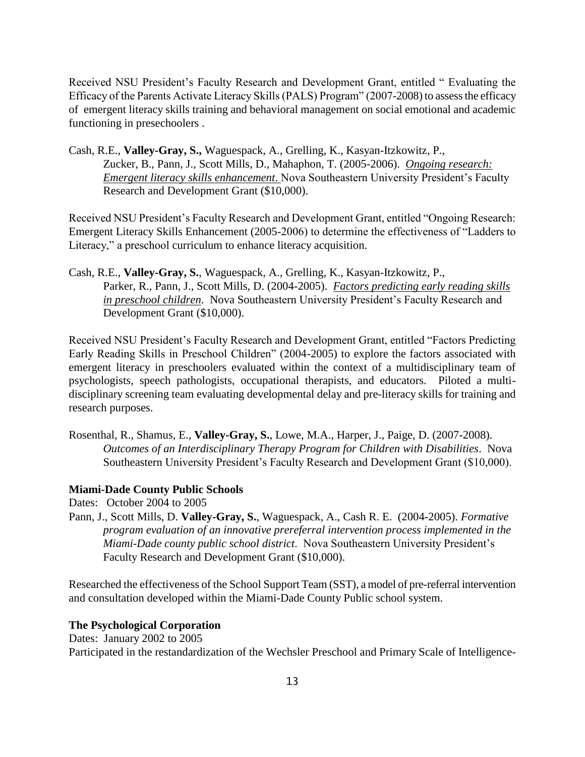Received NSU President's Faculty Research and Development Grant, entitled " Evaluating the Efficacy of the Parents Activate Literacy Skills (PALS) Program" (2007-2008) to assess the efficacy of emergent literacy skills training and behavioral management on social emotional and academic functioning in presechoolers .

Cash, R.E., **Valley-Gray, S.,** Waguespack, A., Grelling, K., Kasyan-Itzkowitz, P., Zucker, B., Pann, J., Scott Mills, D., Mahaphon, T. (2005-2006). *Ongoing research: Emergent literacy skills enhancement*. Nova Southeastern University President's Faculty Research and Development Grant ($10,000).

Received NSU President's Faculty Research and Development Grant, entitled "Ongoing Research: Emergent Literacy Skills Enhancement (2005-2006) to determine the effectiveness of "Ladders to Literacy," a preschool curriculum to enhance literacy acquisition.

Cash, R.E., **Valley-Gray, S.**, Waguespack, A., Grelling, K., Kasyan-Itzkowitz, P., Parker, R., Pann, J., Scott Mills, D. (2004-2005). *Factors predicting early reading skills in preschool children*. Nova Southeastern University President's Faculty Research and Development Grant ($10,000).

Received NSU President's Faculty Research and Development Grant, entitled "Factors Predicting Early Reading Skills in Preschool Children" (2004-2005) to explore the factors associated with emergent literacy in preschoolers evaluated within the context of a multidisciplinary team of psychologists, speech pathologists, occupational therapists, and educators. Piloted a multi-disciplinary screening team evaluating developmental delay and pre-literacy skills for training and research purposes.

Rosenthal, R., Shamus, E., **Valley-Gray, S.**, Lowe, M.A., Harper, J., Paige, D. (2007-2008). *Outcomes of an Interdisciplinary Therapy Program for Children with Disabilities*. Nova Southeastern University President's Faculty Research and Development Grant ($10,000).

**Miami-Dade County Public Schools**

Dates: October 2004 to 2005

Pann, J., Scott Mills, D. **Valley-Gray, S.**, Waguespack, A., Cash R. E. (2004-2005). *Formative program evaluation of an innovative prereferral intervention process implemented in the Miami-Dade county public school district*. Nova Southeastern University President's Faculty Research and Development Grant ($10,000).

Researched the effectiveness of the School Support Team (SST), a model of pre-referral intervention and consultation developed within the Miami-Dade County Public school system.

**The Psychological Corporation**

Dates: January 2002 to 2005

Participated in the restandardization of the Wechsler Preschool and Primary Scale of Intelligence-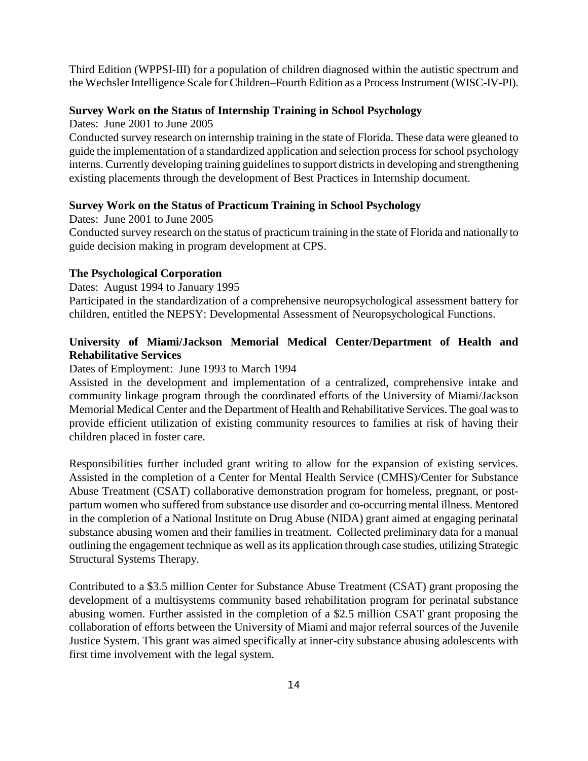Third Edition (WPPSI-III) for a population of children diagnosed within the autistic spectrum and the Wechsler Intelligence Scale for Children–Fourth Edition as a Process Instrument (WISC-IV-PI).

**Survey Work on the Status of Internship Training in School Psychology**

Dates: June 2001 to June 2005

Conducted survey research on internship training in the state of Florida. These data were gleaned to guide the implementation of a standardized application and selection process for school psychology interns. Currently developing training guidelines to support districts in developing and strengthening existing placements through the development of Best Practices in Internship document.

**Survey Work on the Status of Practicum Training in School Psychology**

Dates: June 2001 to June 2005

Conducted survey research on the status of practicum training in the state of Florida and nationally to guide decision making in program development at CPS.

**The Psychological Corporation**

Dates: August 1994 to January 1995

Participated in the standardization of a comprehensive neuropsychological assessment battery for children, entitled the NEPSY: Developmental Assessment of Neuropsychological Functions.

**University of Miami/Jackson Memorial Medical Center/Department of Health and Rehabilitative Services**

Dates of Employment: June 1993 to March 1994

Assisted in the development and implementation of a centralized, comprehensive intake and community linkage program through the coordinated efforts of the University of Miami/Jackson Memorial Medical Center and the Department of Health and Rehabilitative Services. The goal was to provide efficient utilization of existing community resources to families at risk of having their children placed in foster care.

Responsibilities further included grant writing to allow for the expansion of existing services. Assisted in the completion of a Center for Mental Health Service (CMHS)/Center for Substance Abuse Treatment (CSAT) collaborative demonstration program for homeless, pregnant, or post-partum women who suffered from substance use disorder and co-occurring mental illness. Mentored in the completion of a National Institute on Drug Abuse (NIDA) grant aimed at engaging perinatal substance abusing women and their families in treatment. Collected preliminary data for a manual outlining the engagement technique as well as its application through case studies, utilizing Strategic Structural Systems Therapy.

Contributed to a $3.5 million Center for Substance Abuse Treatment (CSAT) grant proposing the development of a multisystems community based rehabilitation program for perinatal substance abusing women. Further assisted in the completion of a $2.5 million CSAT grant proposing the collaboration of efforts between the University of Miami and major referral sources of the Juvenile Justice System. This grant was aimed specifically at inner-city substance abusing adolescents with first time involvement with the legal system.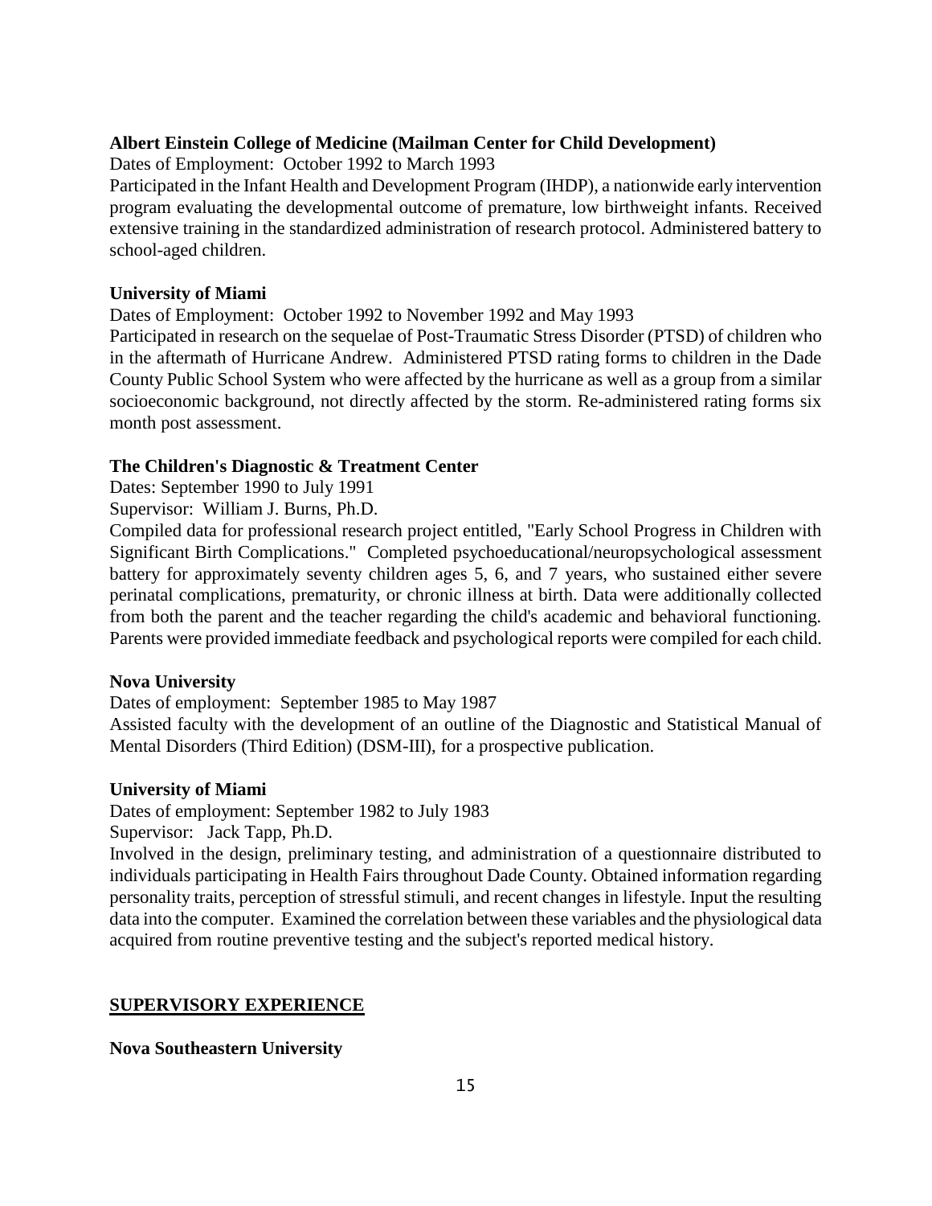**Albert Einstein College of Medicine (Mailman Center for Child Development)**

Dates of Employment: October 1992 to March 1993

Participated in the Infant Health and Development Program (IHDP), a nationwide early intervention program evaluating the developmental outcome of premature, low birthweight infants. Received extensive training in the standardized administration of research protocol. Administered battery to school-aged children.

**University of Miami**

Dates of Employment: October 1992 to November 1992 and May 1993

Participated in research on the sequelae of Post-Traumatic Stress Disorder (PTSD) of children who in the aftermath of Hurricane Andrew. Administered PTSD rating forms to children in the Dade County Public School System who were affected by the hurricane as well as a group from a similar socioeconomic background, not directly affected by the storm. Re-administered rating forms six month post assessment.

**The Children's Diagnostic & Treatment Center**

Dates: September 1990 to July 1991

Supervisor: William J. Burns, Ph.D.

Compiled data for professional research project entitled, "Early School Progress in Children with Significant Birth Complications." Completed psychoeducational/neuropsychological assessment battery for approximately seventy children ages 5, 6, and 7 years, who sustained either severe perinatal complications, prematurity, or chronic illness at birth. Data were additionally collected from both the parent and the teacher regarding the child's academic and behavioral functioning. Parents were provided immediate feedback and psychological reports were compiled for each child.

**Nova University**

Dates of employment: September 1985 to May 1987

Assisted faculty with the development of an outline of the Diagnostic and Statistical Manual of Mental Disorders (Third Edition) (DSM-III), for a prospective publication.

**University of Miami**

Dates of employment: September 1982 to July 1983

Supervisor: Jack Tapp, Ph.D.

Involved in the design, preliminary testing, and administration of a questionnaire distributed to individuals participating in Health Fairs throughout Dade County. Obtained information regarding personality traits, perception of stressful stimuli, and recent changes in lifestyle. Input the resulting data into the computer. Examined the correlation between these variables and the physiological data acquired from routine preventive testing and the subject's reported medical history.

## SUPERVISORY EXPERIENCE

**Nova Southeastern University**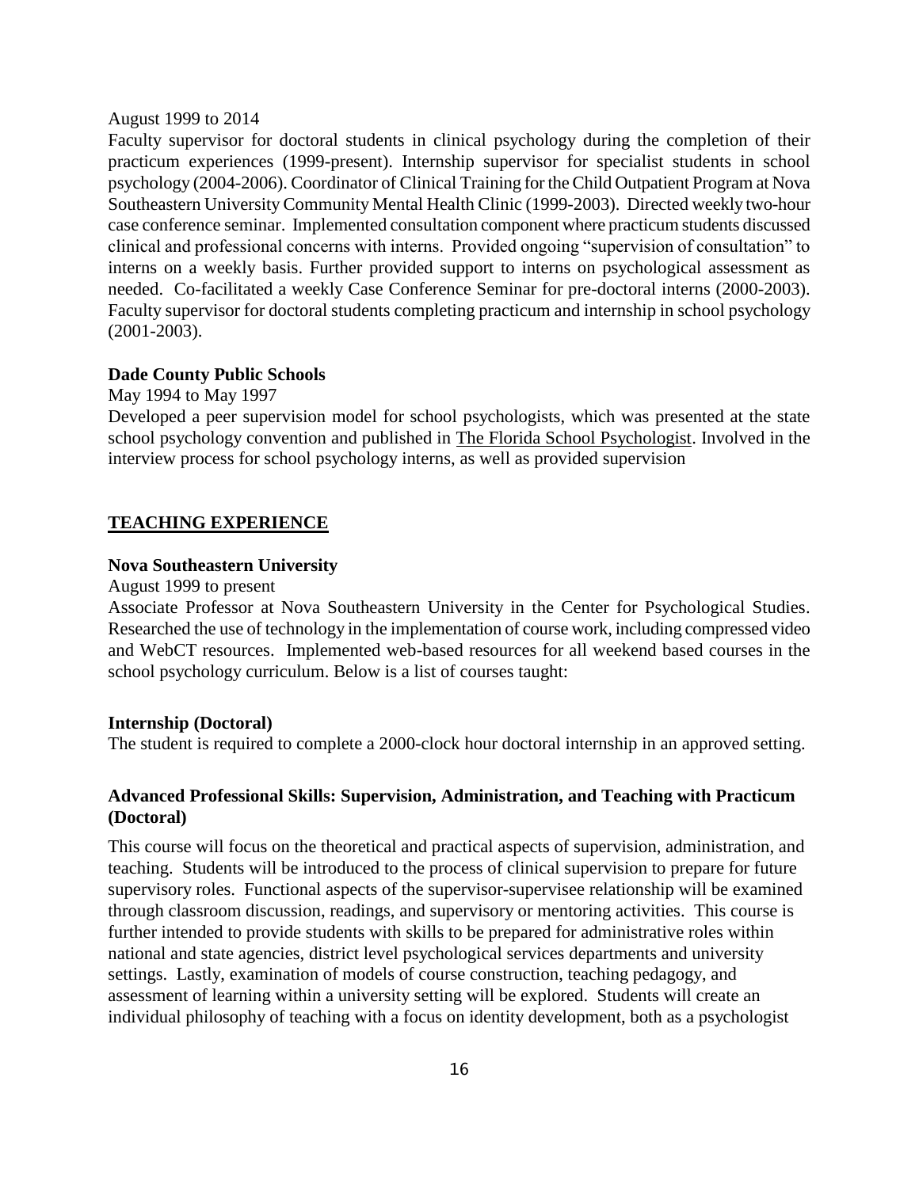August 1999 to 2014

Faculty supervisor for doctoral students in clinical psychology during the completion of their practicum experiences (1999-present). Internship supervisor for specialist students in school psychology (2004-2006). Coordinator of Clinical Training for the Child Outpatient Program at Nova Southeastern University Community Mental Health Clinic (1999-2003). Directed weekly two-hour case conference seminar. Implemented consultation component where practicum students discussed clinical and professional concerns with interns. Provided ongoing "supervision of consultation" to interns on a weekly basis. Further provided support to interns on psychological assessment as needed. Co-facilitated a weekly Case Conference Seminar for pre-doctoral interns (2000-2003). Faculty supervisor for doctoral students completing practicum and internship in school psychology (2001-2003).

**Dade County Public Schools**

May 1994 to May 1997

Developed a peer supervision model for school psychologists, which was presented at the state school psychology convention and published in The Florida School Psychologist. Involved in the interview process for school psychology interns, as well as provided supervision

## TEACHING EXPERIENCE

**Nova Southeastern University**

August 1999 to present

Associate Professor at Nova Southeastern University in the Center for Psychological Studies. Researched the use of technology in the implementation of course work, including compressed video and WebCT resources. Implemented web-based resources for all weekend based courses in the school psychology curriculum. Below is a list of courses taught:

**Internship (Doctoral)**

The student is required to complete a 2000-clock hour doctoral internship in an approved setting.

**Advanced Professional Skills: Supervision, Administration, and Teaching with Practicum (Doctoral)**

This course will focus on the theoretical and practical aspects of supervision, administration, and teaching. Students will be introduced to the process of clinical supervision to prepare for future supervisory roles. Functional aspects of the supervisor-supervisee relationship will be examined through classroom discussion, readings, and supervisory or mentoring activities. This course is further intended to provide students with skills to be prepared for administrative roles within national and state agencies, district level psychological services departments and university settings. Lastly, examination of models of course construction, teaching pedagogy, and assessment of learning within a university setting will be explored. Students will create an individual philosophy of teaching with a focus on identity development, both as a psychologist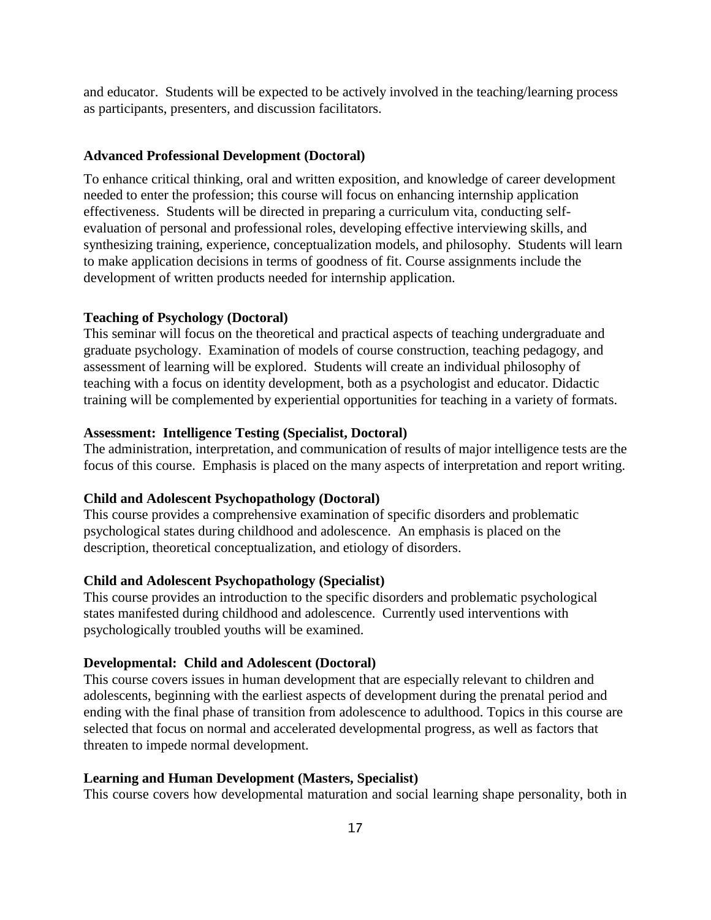and educator. Students will be expected to be actively involved in the teaching/learning process as participants, presenters, and discussion facilitators.

**Advanced Professional Development (Doctoral)**

To enhance critical thinking, oral and written exposition, and knowledge of career development needed to enter the profession; this course will focus on enhancing internship application effectiveness. Students will be directed in preparing a curriculum vita, conducting self-evaluation of personal and professional roles, developing effective interviewing skills, and synthesizing training, experience, conceptualization models, and philosophy. Students will learn to make application decisions in terms of goodness of fit. Course assignments include the development of written products needed for internship application.

**Teaching of Psychology (Doctoral)**

This seminar will focus on the theoretical and practical aspects of teaching undergraduate and graduate psychology. Examination of models of course construction, teaching pedagogy, and assessment of learning will be explored. Students will create an individual philosophy of teaching with a focus on identity development, both as a psychologist and educator. Didactic training will be complemented by experiential opportunities for teaching in a variety of formats.

**Assessment: Intelligence Testing (Specialist, Doctoral)**

The administration, interpretation, and communication of results of major intelligence tests are the focus of this course. Emphasis is placed on the many aspects of interpretation and report writing.

**Child and Adolescent Psychopathology (Doctoral)**

This course provides a comprehensive examination of specific disorders and problematic psychological states during childhood and adolescence. An emphasis is placed on the description, theoretical conceptualization, and etiology of disorders.

**Child and Adolescent Psychopathology (Specialist)**

This course provides an introduction to the specific disorders and problematic psychological states manifested during childhood and adolescence. Currently used interventions with psychologically troubled youths will be examined.

**Developmental: Child and Adolescent (Doctoral)**

This course covers issues in human development that are especially relevant to children and adolescents, beginning with the earliest aspects of development during the prenatal period and ending with the final phase of transition from adolescence to adulthood. Topics in this course are selected that focus on normal and accelerated developmental progress, as well as factors that threaten to impede normal development.

**Learning and Human Development (Masters, Specialist)**

This course covers how developmental maturation and social learning shape personality, both in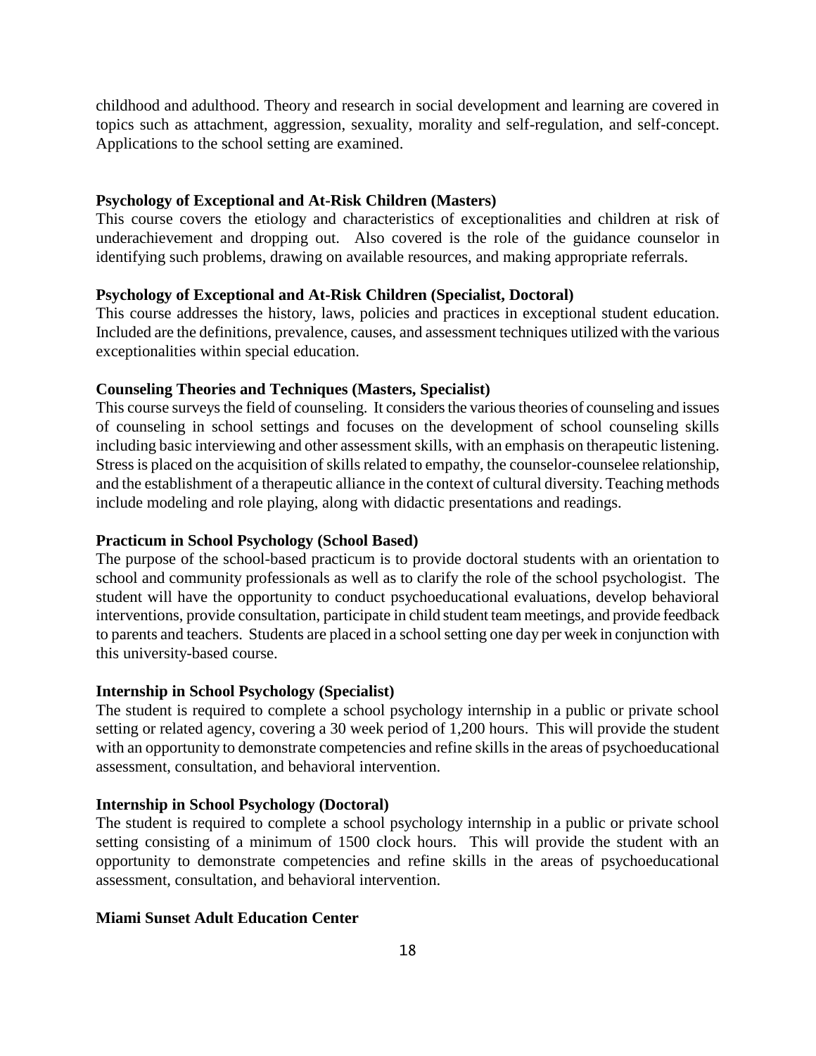childhood and adulthood. Theory and research in social development and learning are covered in topics such as attachment, aggression, sexuality, morality and self-regulation, and self-concept. Applications to the school setting are examined.

**Psychology of Exceptional and At-Risk Children (Masters)**

This course covers the etiology and characteristics of exceptionalities and children at risk of underachievement and dropping out. Also covered is the role of the guidance counselor in identifying such problems, drawing on available resources, and making appropriate referrals.

**Psychology of Exceptional and At-Risk Children (Specialist, Doctoral)**

This course addresses the history, laws, policies and practices in exceptional student education. Included are the definitions, prevalence, causes, and assessment techniques utilized with the various exceptionalities within special education.

**Counseling Theories and Techniques (Masters, Specialist)**

This course surveys the field of counseling. It considers the various theories of counseling and issues of counseling in school settings and focuses on the development of school counseling skills including basic interviewing and other assessment skills, with an emphasis on therapeutic listening. Stress is placed on the acquisition of skills related to empathy, the counselor-counselee relationship, and the establishment of a therapeutic alliance in the context of cultural diversity. Teaching methods include modeling and role playing, along with didactic presentations and readings.

**Practicum in School Psychology (School Based)**

The purpose of the school-based practicum is to provide doctoral students with an orientation to school and community professionals as well as to clarify the role of the school psychologist. The student will have the opportunity to conduct psychoeducational evaluations, develop behavioral interventions, provide consultation, participate in child student team meetings, and provide feedback to parents and teachers. Students are placed in a school setting one day per week in conjunction with this university-based course.

**Internship in School Psychology (Specialist)**

The student is required to complete a school psychology internship in a public or private school setting or related agency, covering a 30 week period of 1,200 hours. This will provide the student with an opportunity to demonstrate competencies and refine skills in the areas of psychoeducational assessment, consultation, and behavioral intervention.

**Internship in School Psychology (Doctoral)**

The student is required to complete a school psychology internship in a public or private school setting consisting of a minimum of 1500 clock hours. This will provide the student with an opportunity to demonstrate competencies and refine skills in the areas of psychoeducational assessment, consultation, and behavioral intervention.

**Miami Sunset Adult Education Center**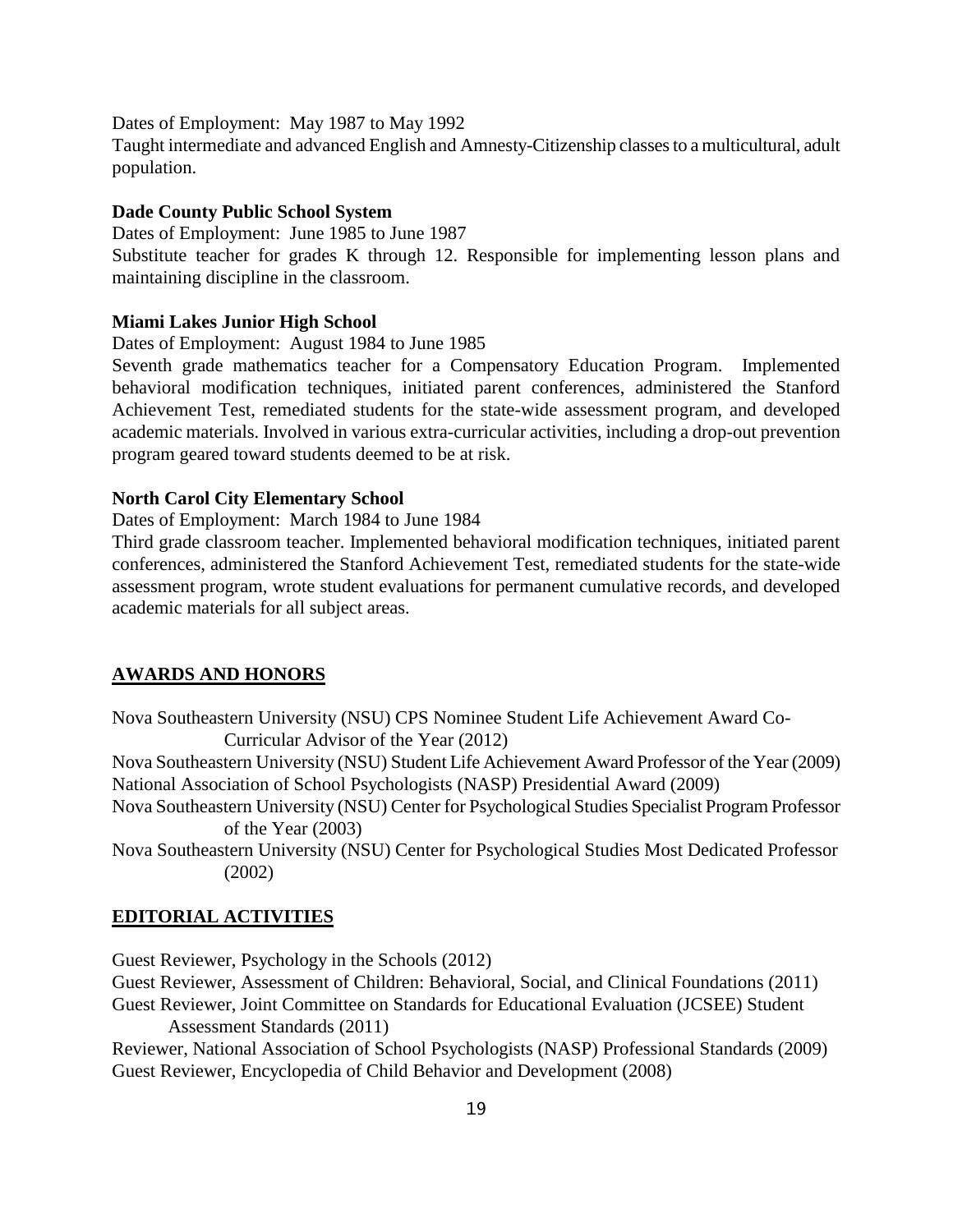Dates of Employment: May 1987 to May 1992
Taught intermediate and advanced English and Amnesty-Citizenship classes to a multicultural, adult population.

**Dade County Public School System**
Dates of Employment: June 1985 to June 1987
Substitute teacher for grades K through 12. Responsible for implementing lesson plans and maintaining discipline in the classroom.

**Miami Lakes Junior High School**
Dates of Employment: August 1984 to June 1985
Seventh grade mathematics teacher for a Compensatory Education Program. Implemented behavioral modification techniques, initiated parent conferences, administered the Stanford Achievement Test, remediated students for the state-wide assessment program, and developed academic materials. Involved in various extra-curricular activities, including a drop-out prevention program geared toward students deemed to be at risk.

**North Carol City Elementary School**
Dates of Employment: March 1984 to June 1984
Third grade classroom teacher. Implemented behavioral modification techniques, initiated parent conferences, administered the Stanford Achievement Test, remediated students for the state-wide assessment program, wrote student evaluations for permanent cumulative records, and developed academic materials for all subject areas.

## AWARDS AND HONORS

Nova Southeastern University (NSU) CPS Nominee Student Life Achievement Award Co-Curricular Advisor of the Year (2012)
Nova Southeastern University (NSU) Student Life Achievement Award Professor of the Year (2009)
National Association of School Psychologists (NASP) Presidential Award (2009)
Nova Southeastern University (NSU) Center for Psychological Studies Specialist Program Professor of the Year (2003)
Nova Southeastern University (NSU) Center for Psychological Studies Most Dedicated Professor (2002)

## EDITORIAL ACTIVITIES

Guest Reviewer, Psychology in the Schools (2012)
Guest Reviewer, Assessment of Children: Behavioral, Social, and Clinical Foundations (2011)
Guest Reviewer, Joint Committee on Standards for Educational Evaluation (JCSEE) Student Assessment Standards (2011)
Reviewer, National Association of School Psychologists (NASP) Professional Standards (2009)
Guest Reviewer, Encyclopedia of Child Behavior and Development (2008)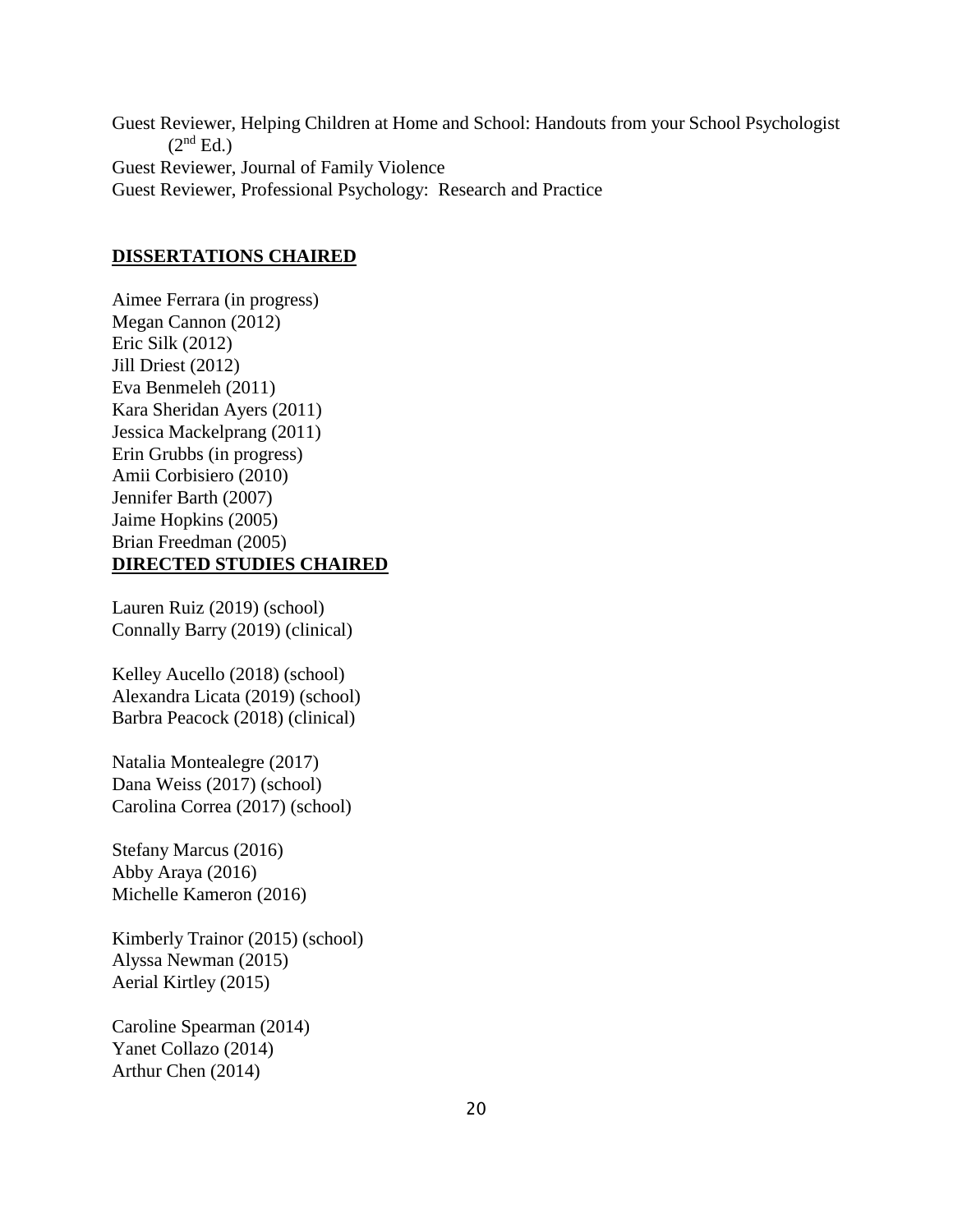Guest Reviewer, Helping Children at Home and School: Handouts from your School Psychologist (2nd Ed.)
Guest Reviewer, Journal of Family Violence
Guest Reviewer, Professional Psychology: Research and Practice

## DISSERTATIONS CHAIRED

Aimee Ferrara (in progress)
Megan Cannon (2012)
Eric Silk (2012)
Jill Driest (2012)
Eva Benmeleh (2011)
Kara Sheridan Ayers (2011)
Jessica Mackelprang (2011)
Erin Grubbs (in progress)
Amii Corbisiero (2010)
Jennifer Barth (2007)
Jaime Hopkins (2005)
Brian Freedman (2005)

## DIRECTED STUDIES CHAIRED

Lauren Ruiz (2019) (school)
Connally Barry (2019) (clinical)

Kelley Aucello (2018) (school)
Alexandra Licata (2019) (school)
Barbra Peacock (2018) (clinical)

Natalia Montealegre (2017)
Dana Weiss (2017) (school)
Carolina Correa (2017) (school)

Stefany Marcus (2016)
Abby Araya (2016)
Michelle Kameron (2016)

Kimberly Trainor (2015) (school)
Alyssa Newman (2015)
Aerial Kirtley (2015)

Caroline Spearman (2014)
Yanet Collazo (2014)
Arthur Chen (2014)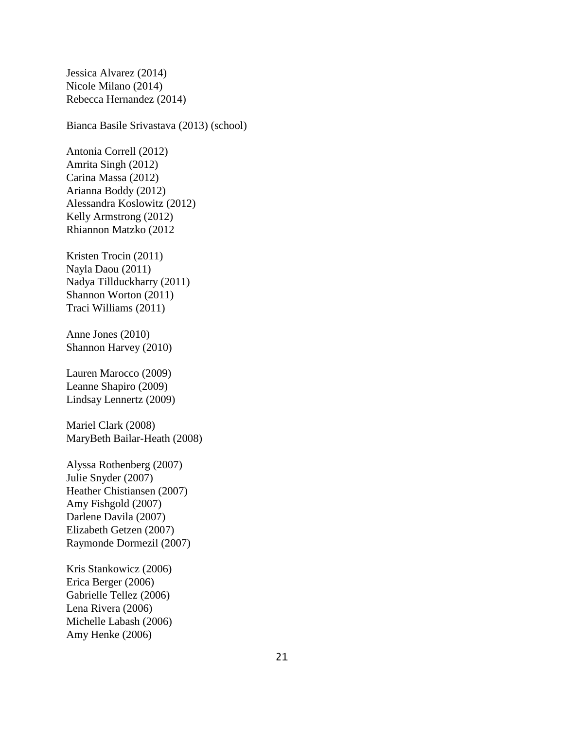Jessica Alvarez (2014)
Nicole Milano (2014)
Rebecca Hernandez (2014)

Bianca Basile Srivastava (2013) (school)

Antonia Correll (2012)
Amrita Singh (2012)
Carina Massa (2012)
Arianna Boddy (2012)
Alessandra Koslowitz (2012)
Kelly Armstrong (2012)
Rhiannon Matzko (2012

Kristen Trocin (2011)
Nayla Daou (2011)
Nadya Tillduckharry (2011)
Shannon Worton (2011)
Traci Williams (2011)

Anne Jones (2010)
Shannon Harvey (2010)

Lauren Marocco (2009)
Leanne Shapiro (2009)
Lindsay Lennertz (2009)

Mariel Clark (2008)
MaryBeth Bailar-Heath (2008)

Alyssa Rothenberg (2007)
Julie Snyder (2007)
Heather Chistiansen (2007)
Amy Fishgold (2007)
Darlene Davila (2007)
Elizabeth Getzen (2007)
Raymonde Dormezil (2007)

Kris Stankowicz (2006)
Erica Berger (2006)
Gabrielle Tellez (2006)
Lena Rivera (2006)
Michelle Labash (2006)
Amy Henke (2006)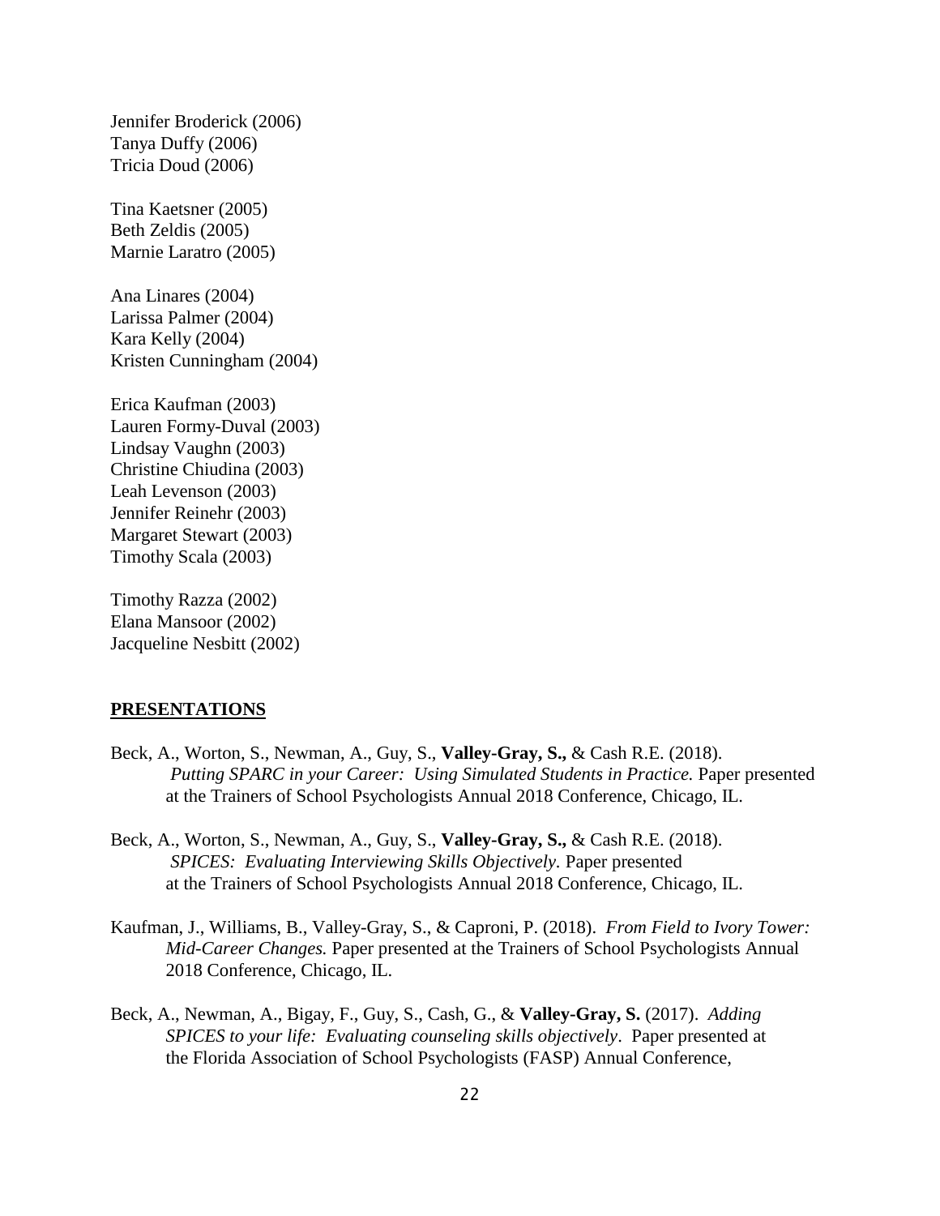Jennifer Broderick (2006)
Tanya Duffy (2006)
Tricia Doud (2006)

Tina Kaetsner (2005)
Beth Zeldis (2005)
Marnie Laratro (2005)

Ana Linares (2004)
Larissa Palmer (2004)
Kara Kelly (2004)
Kristen Cunningham (2004)

Erica Kaufman (2003)
Lauren Formy-Duval (2003)
Lindsay Vaughn (2003)
Christine Chiudina (2003)
Leah Levenson (2003)
Jennifer Reinehr (2003)
Margaret Stewart (2003)
Timothy Scala (2003)

Timothy Razza (2002)
Elana Mansoor (2002)
Jacqueline Nesbitt (2002)

## PRESENTATIONS

Beck, A., Worton, S., Newman, A., Guy, S., **Valley-Gray, S.,** & Cash R.E. (2018). *Putting SPARC in your Career: Using Simulated Students in Practice.* Paper presented at the Trainers of School Psychologists Annual 2018 Conference, Chicago, IL.

Beck, A., Worton, S., Newman, A., Guy, S., **Valley-Gray, S.,** & Cash R.E. (2018). *SPICES: Evaluating Interviewing Skills Objectively.* Paper presented at the Trainers of School Psychologists Annual 2018 Conference, Chicago, IL.

Kaufman, J., Williams, B., Valley-Gray, S., & Caproni, P. (2018). *From Field to Ivory Tower: Mid-Career Changes.* Paper presented at the Trainers of School Psychologists Annual 2018 Conference, Chicago, IL.

Beck, A., Newman, A., Bigay, F., Guy, S., Cash, G., & **Valley-Gray, S.** (2017). *Adding SPICES to your life: Evaluating counseling skills objectively*. Paper presented at the Florida Association of School Psychologists (FASP) Annual Conference,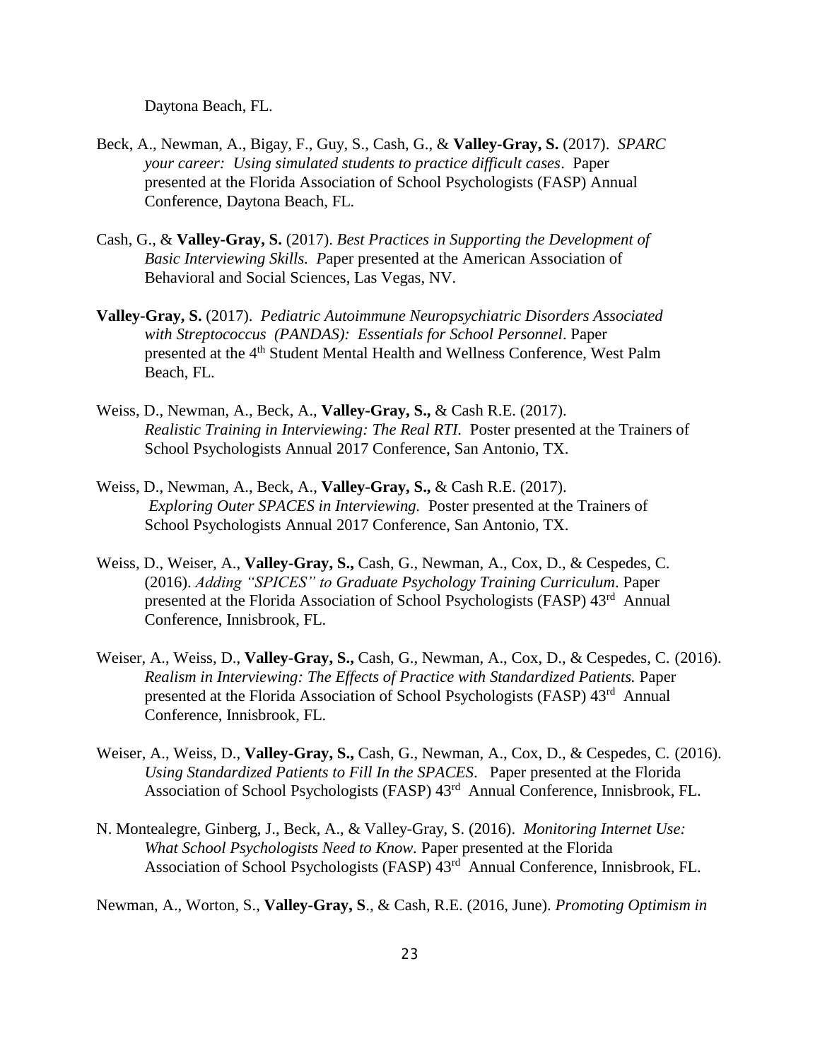Daytona Beach, FL.

Beck, A., Newman, A., Bigay, F., Guy, S., Cash, G., & **Valley-Gray, S.** (2017). *SPARC your career: Using simulated students to practice difficult cases*. Paper presented at the Florida Association of School Psychologists (FASP) Annual Conference, Daytona Beach, FL.

Cash, G., & **Valley-Gray, S.** (2017). *Best Practices in Supporting the Development of Basic Interviewing Skills.* Paper presented at the American Association of Behavioral and Social Sciences, Las Vegas, NV.

**Valley-Gray, S.** (2017). *Pediatric Autoimmune Neuropsychiatric Disorders Associated with Streptococcus (PANDAS): Essentials for School Personnel*. Paper presented at the 4th Student Mental Health and Wellness Conference, West Palm Beach, FL.

Weiss, D., Newman, A., Beck, A., **Valley-Gray, S.,** & Cash R.E. (2017). *Realistic Training in Interviewing: The Real RTI.* Poster presented at the Trainers of School Psychologists Annual 2017 Conference, San Antonio, TX.

Weiss, D., Newman, A., Beck, A., **Valley-Gray, S.,** & Cash R.E. (2017). *Exploring Outer SPACES in Interviewing.* Poster presented at the Trainers of School Psychologists Annual 2017 Conference, San Antonio, TX.

Weiss, D., Weiser, A., **Valley-Gray, S.,** Cash, G., Newman, A., Cox, D., & Cespedes, C. (2016). *Adding "SPICES" to Graduate Psychology Training Curriculum*. Paper presented at the Florida Association of School Psychologists (FASP) 43rd Annual Conference, Innisbrook, FL.

Weiser, A., Weiss, D., **Valley-Gray, S.,** Cash, G., Newman, A., Cox, D., & Cespedes, C. (2016). *Realism in Interviewing: The Effects of Practice with Standardized Patients.* Paper presented at the Florida Association of School Psychologists (FASP) 43rd Annual Conference, Innisbrook, FL.

Weiser, A., Weiss, D., **Valley-Gray, S.,** Cash, G., Newman, A., Cox, D., & Cespedes, C. (2016). *Using Standardized Patients to Fill In the SPACES*. Paper presented at the Florida Association of School Psychologists (FASP) 43rd Annual Conference, Innisbrook, FL.

N. Montealegre, Ginberg, J., Beck, A., & Valley-Gray, S. (2016). *Monitoring Internet Use: What School Psychologists Need to Know.* Paper presented at the Florida Association of School Psychologists (FASP) 43rd Annual Conference, Innisbrook, FL.

Newman, A., Worton, S., **Valley-Gray, S**., & Cash, R.E. (2016, June). *Promoting Optimism in*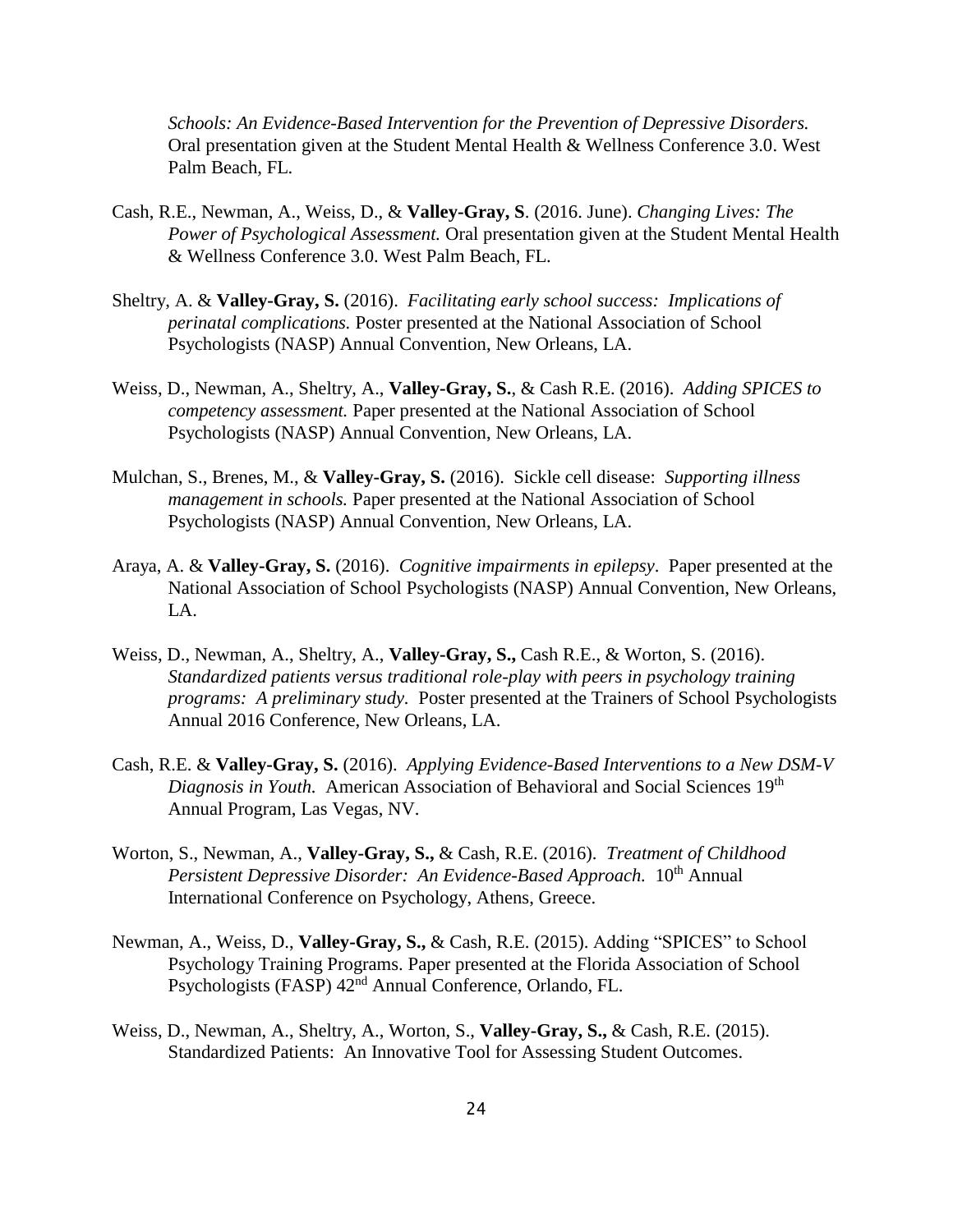*Schools: An Evidence-Based Intervention for the Prevention of Depressive Disorders.* Oral presentation given at the Student Mental Health & Wellness Conference 3.0. West Palm Beach, FL.

Cash, R.E., Newman, A., Weiss, D., & **Valley-Gray, S**. (2016. June). *Changing Lives: The Power of Psychological Assessment.* Oral presentation given at the Student Mental Health & Wellness Conference 3.0. West Palm Beach, FL.

Sheltry, A. & **Valley-Gray, S.** (2016). *Facilitating early school success: Implications of perinatal complications.* Poster presented at the National Association of School Psychologists (NASP) Annual Convention, New Orleans, LA.

Weiss, D., Newman, A., Sheltry, A., **Valley-Gray, S.**, & Cash R.E. (2016). *Adding SPICES to competency assessment.* Paper presented at the National Association of School Psychologists (NASP) Annual Convention, New Orleans, LA.

Mulchan, S., Brenes, M., & **Valley-Gray, S.** (2016). Sickle cell disease: *Supporting illness management in schools.* Paper presented at the National Association of School Psychologists (NASP) Annual Convention, New Orleans, LA.

Araya, A. & **Valley-Gray, S.** (2016). *Cognitive impairments in epilepsy*. Paper presented at the National Association of School Psychologists (NASP) Annual Convention, New Orleans, LA.

Weiss, D., Newman, A., Sheltry, A., **Valley-Gray, S.,** Cash R.E., & Worton, S. (2016). *Standardized patients versus traditional role-play with peers in psychology training programs: A preliminary study.* Poster presented at the Trainers of School Psychologists Annual 2016 Conference, New Orleans, LA.

Cash, R.E. & **Valley-Gray, S.** (2016). *Applying Evidence-Based Interventions to a New DSM-V Diagnosis in Youth.* American Association of Behavioral and Social Sciences 19th Annual Program, Las Vegas, NV.

Worton, S., Newman, A., **Valley-Gray, S.,** & Cash, R.E. (2016). *Treatment of Childhood Persistent Depressive Disorder: An Evidence-Based Approach.* 10th Annual International Conference on Psychology, Athens, Greece.

Newman, A., Weiss, D., **Valley-Gray, S.,** & Cash, R.E. (2015). Adding "SPICES" to School Psychology Training Programs. Paper presented at the Florida Association of School Psychologists (FASP) 42nd Annual Conference, Orlando, FL.

Weiss, D., Newman, A., Sheltry, A., Worton, S., **Valley-Gray, S.,** & Cash, R.E. (2015). Standardized Patients: An Innovative Tool for Assessing Student Outcomes.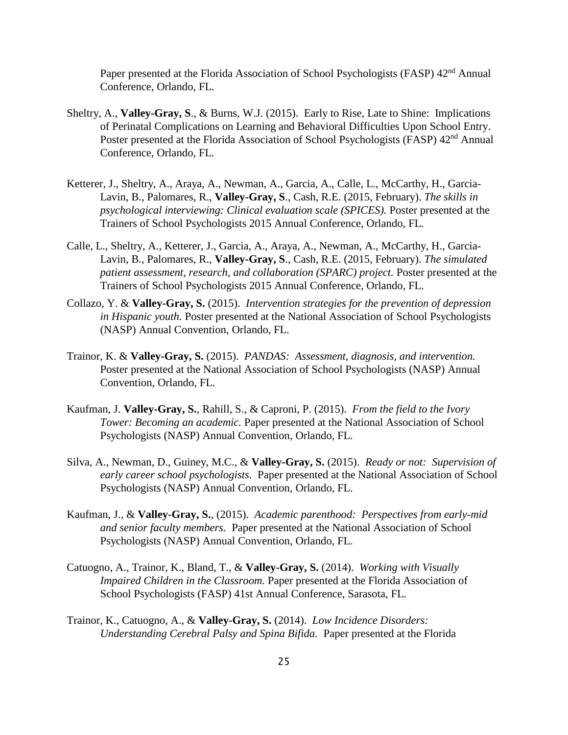Paper presented at the Florida Association of School Psychologists (FASP) 42nd Annual Conference, Orlando, FL.

Sheltry, A., **Valley-Gray, S**., & Burns, W.J. (2015). Early to Rise, Late to Shine: Implications of Perinatal Complications on Learning and Behavioral Difficulties Upon School Entry. Poster presented at the Florida Association of School Psychologists (FASP) 42nd Annual Conference, Orlando, FL.

Ketterer, J., Sheltry, A., Araya, A., Newman, A., Garcia, A., Calle, L., McCarthy, H., Garcia-Lavin, B., Palomares, R., **Valley-Gray, S**., Cash, R.E. (2015, February). *The skills in psychological interviewing: Clinical evaluation scale (SPICES).* Poster presented at the Trainers of School Psychologists 2015 Annual Conference, Orlando, FL.

Calle, L., Sheltry, A., Ketterer, J., Garcia, A., Araya, A., Newman, A., McCarthy, H., Garcia-Lavin, B., Palomares, R., **Valley-Gray, S**., Cash, R.E. (2015, February). *The simulated patient assessment, research, and collaboration (SPARC) project.* Poster presented at the Trainers of School Psychologists 2015 Annual Conference, Orlando, FL.

Collazo, Y. & **Valley-Gray, S.** (2015). *Intervention strategies for the prevention of depression in Hispanic youth.* Poster presented at the National Association of School Psychologists (NASP) Annual Convention, Orlando, FL.

Trainor, K. & **Valley-Gray, S.** (2015). *PANDAS: Assessment, diagnosis, and intervention.* Poster presented at the National Association of School Psychologists (NASP) Annual Convention, Orlando, FL.

Kaufman, J. **Valley-Gray, S.**, Rahill, S., & Caproni, P. (2015). *From the field to the Ivory Tower: Becoming an academic.* Paper presented at the National Association of School Psychologists (NASP) Annual Convention, Orlando, FL.

Silva, A., Newman, D., Guiney, M.C., & **Valley-Gray, S.** (2015). *Ready or not: Supervision of early career school psychologists.* Paper presented at the National Association of School Psychologists (NASP) Annual Convention, Orlando, FL.

Kaufman, J., & **Valley-Gray, S.**, (2015). *Academic parenthood: Perspectives from early-mid and senior faculty members.* Paper presented at the National Association of School Psychologists (NASP) Annual Convention, Orlando, FL.

Catuogno, A., Trainor, K., Bland, T., & **Valley-Gray, S.** (2014). *Working with Visually Impaired Children in the Classroom.* Paper presented at the Florida Association of School Psychologists (FASP) 41st Annual Conference, Sarasota, FL.

Trainor, K., Catuogno, A., & **Valley-Gray, S.** (2014). *Low Incidence Disorders: Understanding Cerebral Palsy and Spina Bifida.* Paper presented at the Florida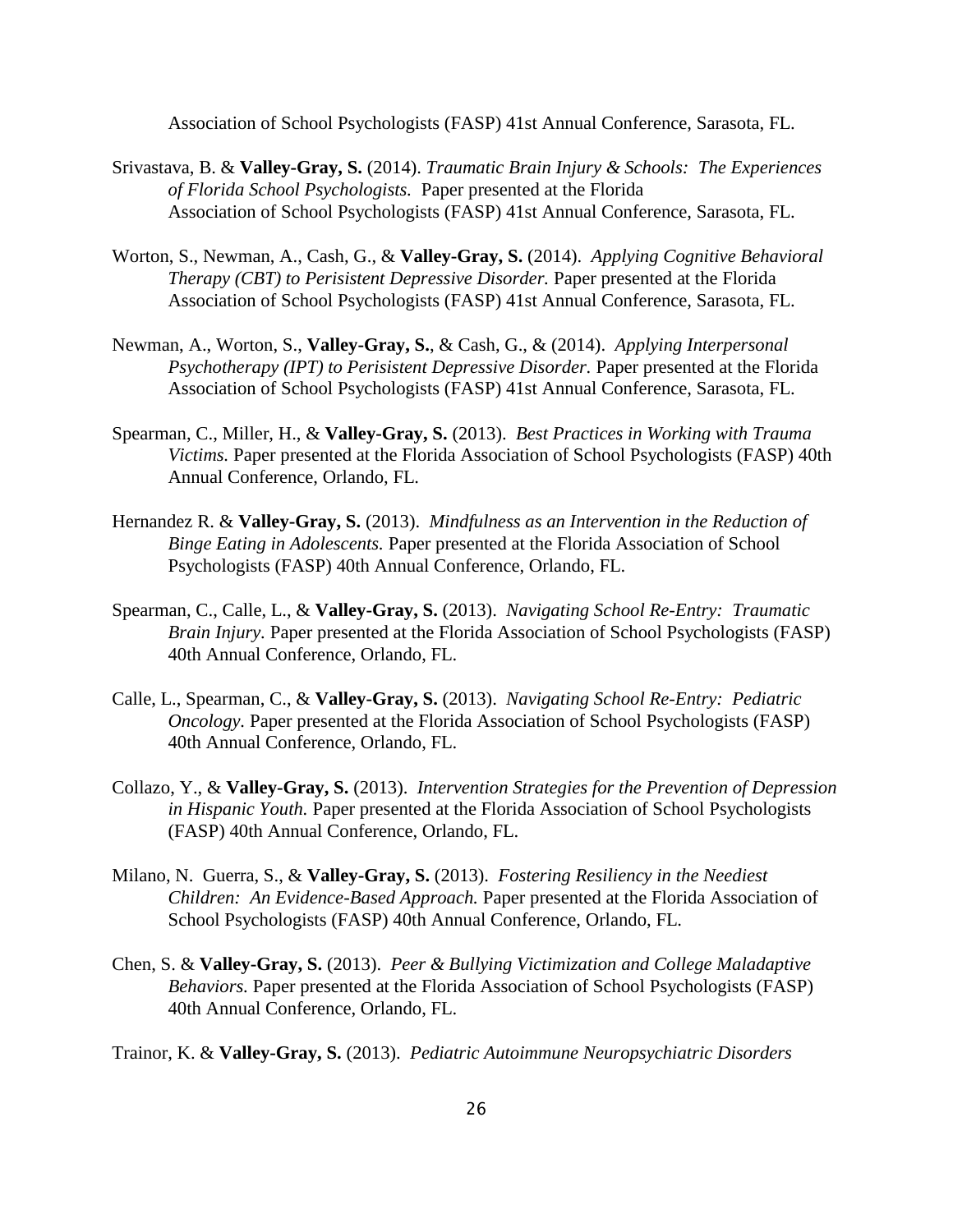Association of School Psychologists (FASP) 41st Annual Conference, Sarasota, FL.

Srivastava, B. & **Valley-Gray, S.** (2014). *Traumatic Brain Injury & Schools: The Experiences of Florida School Psychologists.* Paper presented at the Florida Association of School Psychologists (FASP) 41st Annual Conference, Sarasota, FL.

Worton, S., Newman, A., Cash, G., & **Valley-Gray, S.** (2014). *Applying Cognitive Behavioral Therapy (CBT) to Perisistent Depressive Disorder.* Paper presented at the Florida Association of School Psychologists (FASP) 41st Annual Conference, Sarasota, FL.

Newman, A., Worton, S., **Valley-Gray, S.**, & Cash, G., & (2014). *Applying Interpersonal Psychotherapy (IPT) to Perisistent Depressive Disorder.* Paper presented at the Florida Association of School Psychologists (FASP) 41st Annual Conference, Sarasota, FL.

Spearman, C., Miller, H., & **Valley-Gray, S.** (2013). *Best Practices in Working with Trauma Victims.* Paper presented at the Florida Association of School Psychologists (FASP) 40th Annual Conference, Orlando, FL.

Hernandez R. & **Valley-Gray, S.** (2013). *Mindfulness as an Intervention in the Reduction of Binge Eating in Adolescents.* Paper presented at the Florida Association of School Psychologists (FASP) 40th Annual Conference, Orlando, FL.

Spearman, C., Calle, L., & **Valley-Gray, S.** (2013). *Navigating School Re-Entry: Traumatic Brain Injury.* Paper presented at the Florida Association of School Psychologists (FASP) 40th Annual Conference, Orlando, FL.

Calle, L., Spearman, C., & **Valley-Gray, S.** (2013). *Navigating School Re-Entry: Pediatric Oncology.* Paper presented at the Florida Association of School Psychologists (FASP) 40th Annual Conference, Orlando, FL.

Collazo, Y., & **Valley-Gray, S.** (2013). *Intervention Strategies for the Prevention of Depression in Hispanic Youth.* Paper presented at the Florida Association of School Psychologists (FASP) 40th Annual Conference, Orlando, FL.

Milano, N. Guerra, S., & **Valley-Gray, S.** (2013). *Fostering Resiliency in the Neediest Children: An Evidence-Based Approach.* Paper presented at the Florida Association of School Psychologists (FASP) 40th Annual Conference, Orlando, FL.

Chen, S. & **Valley-Gray, S.** (2013). *Peer & Bullying Victimization and College Maladaptive Behaviors.* Paper presented at the Florida Association of School Psychologists (FASP) 40th Annual Conference, Orlando, FL.

Trainor, K. & **Valley-Gray, S.** (2013). *Pediatric Autoimmune Neuropsychiatric Disorders*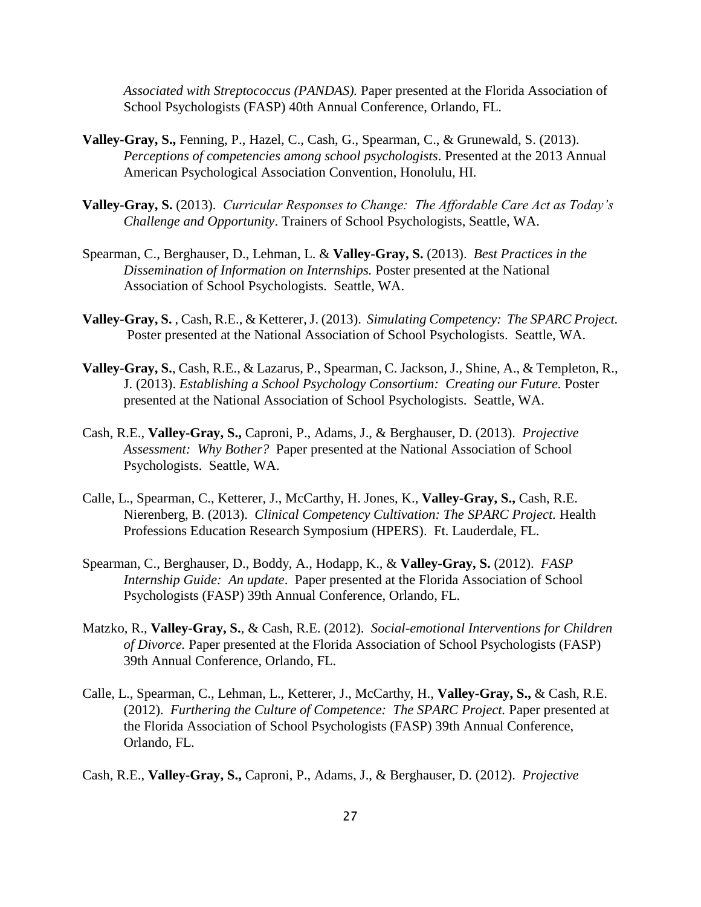*Associated with Streptococcus (PANDAS).* Paper presented at the Florida Association of School Psychologists (FASP) 40th Annual Conference, Orlando, FL.

**Valley-Gray, S.,** Fenning, P., Hazel, C., Cash, G., Spearman, C., & Grunewald, S. (2013). *Perceptions of competencies among school psychologists*. Presented at the 2013 Annual American Psychological Association Convention, Honolulu, HI.

**Valley-Gray, S.** (2013). *Curricular Responses to Change: The Affordable Care Act as Today's Challenge and Opportunity*. Trainers of School Psychologists, Seattle, WA.

Spearman, C., Berghauser, D., Lehman, L. & **Valley-Gray, S.** (2013). *Best Practices in the Dissemination of Information on Internships.* Poster presented at the National Association of School Psychologists. Seattle, WA.

**Valley-Gray, S.** , Cash, R.E., & Ketterer, J. (2013). *Simulating Competency: The SPARC Project.* Poster presented at the National Association of School Psychologists. Seattle, WA.

**Valley-Gray, S.**, Cash, R.E., & Lazarus, P., Spearman, C. Jackson, J., Shine, A., & Templeton, R., J. (2013). *Establishing a School Psychology Consortium: Creating our Future.* Poster presented at the National Association of School Psychologists. Seattle, WA.

Cash, R.E., **Valley-Gray, S.,** Caproni, P., Adams, J., & Berghauser, D. (2013). *Projective Assessment: Why Bother?* Paper presented at the National Association of School Psychologists. Seattle, WA.

Calle, L., Spearman, C., Ketterer, J., McCarthy, H. Jones, K., **Valley-Gray, S.,** Cash, R.E. Nierenberg, B. (2013). *Clinical Competency Cultivation: The SPARC Project.* Health Professions Education Research Symposium (HPERS). Ft. Lauderdale, FL.

Spearman, C., Berghauser, D., Boddy, A., Hodapp, K., & **Valley-Gray, S.** (2012). *FASP Internship Guide: An update*. Paper presented at the Florida Association of School Psychologists (FASP) 39th Annual Conference, Orlando, FL.

Matzko, R., **Valley-Gray, S.**, & Cash, R.E. (2012). *Social-emotional Interventions for Children of Divorce.* Paper presented at the Florida Association of School Psychologists (FASP) 39th Annual Conference, Orlando, FL.

Calle, L., Spearman, C., Lehman, L., Ketterer, J., McCarthy, H., **Valley-Gray, S.,** & Cash, R.E. (2012). *Furthering the Culture of Competence: The SPARC Project.* Paper presented at the Florida Association of School Psychologists (FASP) 39th Annual Conference, Orlando, FL.

Cash, R.E., **Valley-Gray, S.,** Caproni, P., Adams, J., & Berghauser, D. (2012). *Projective*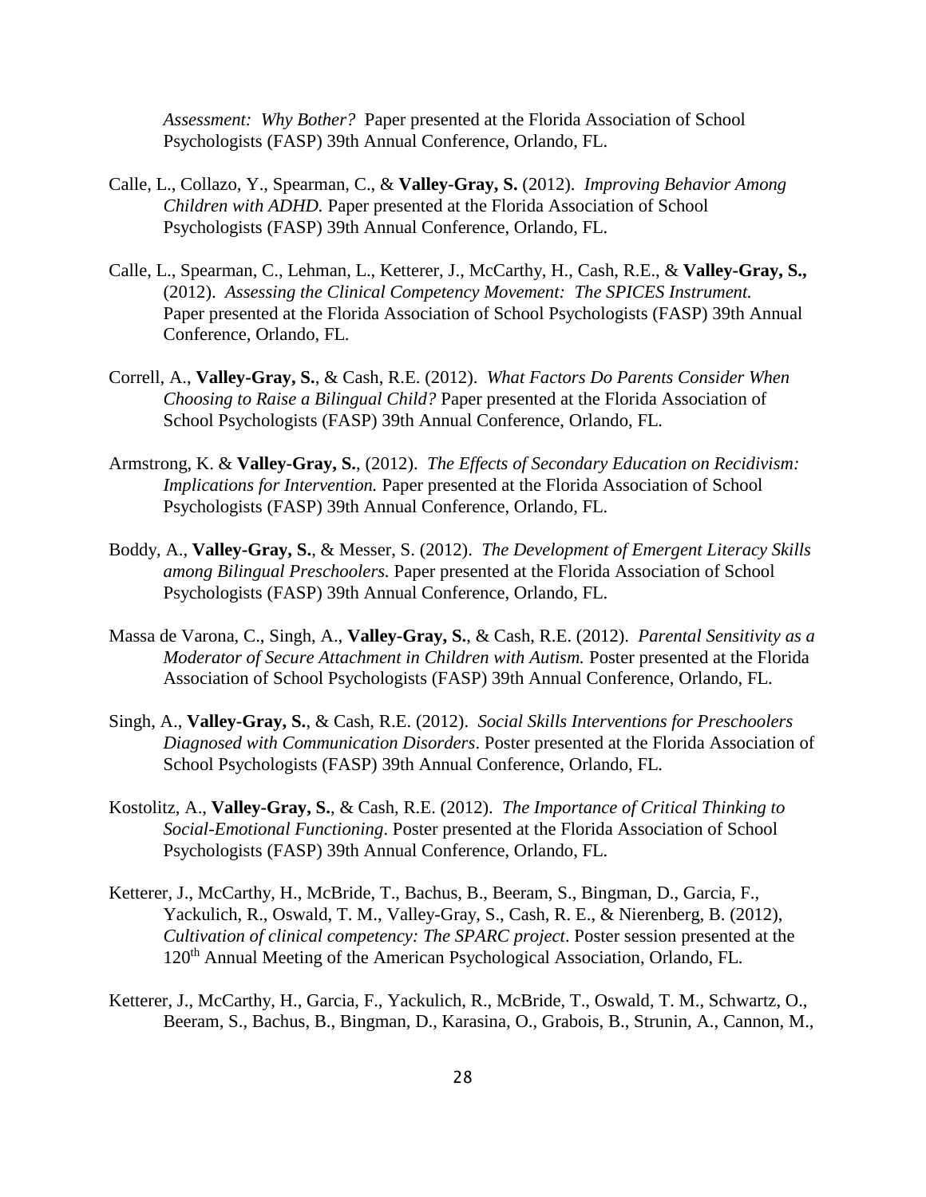*Assessment: Why Bother?* Paper presented at the Florida Association of School Psychologists (FASP) 39th Annual Conference, Orlando, FL.

Calle, L., Collazo, Y., Spearman, C., & **Valley-Gray, S.** (2012). *Improving Behavior Among Children with ADHD.* Paper presented at the Florida Association of School Psychologists (FASP) 39th Annual Conference, Orlando, FL.

Calle, L., Spearman, C., Lehman, L., Ketterer, J., McCarthy, H., Cash, R.E., & **Valley-Gray, S.,** (2012). *Assessing the Clinical Competency Movement: The SPICES Instrument.* Paper presented at the Florida Association of School Psychologists (FASP) 39th Annual Conference, Orlando, FL.

Correll, A., **Valley-Gray, S.**, & Cash, R.E. (2012). *What Factors Do Parents Consider When Choosing to Raise a Bilingual Child?* Paper presented at the Florida Association of School Psychologists (FASP) 39th Annual Conference, Orlando, FL.

Armstrong, K. & **Valley-Gray, S.**, (2012). *The Effects of Secondary Education on Recidivism: Implications for Intervention.* Paper presented at the Florida Association of School Psychologists (FASP) 39th Annual Conference, Orlando, FL.

Boddy, A., **Valley-Gray, S.**, & Messer, S. (2012). *The Development of Emergent Literacy Skills among Bilingual Preschoolers.* Paper presented at the Florida Association of School Psychologists (FASP) 39th Annual Conference, Orlando, FL.

Massa de Varona, C., Singh, A., **Valley-Gray, S.**, & Cash, R.E. (2012). *Parental Sensitivity as a Moderator of Secure Attachment in Children with Autism.* Poster presented at the Florida Association of School Psychologists (FASP) 39th Annual Conference, Orlando, FL.

Singh, A., **Valley-Gray, S.**, & Cash, R.E. (2012). *Social Skills Interventions for Preschoolers Diagnosed with Communication Disorders*. Poster presented at the Florida Association of School Psychologists (FASP) 39th Annual Conference, Orlando, FL.

Kostolitz, A., **Valley-Gray, S.**, & Cash, R.E. (2012). *The Importance of Critical Thinking to Social-Emotional Functioning*. Poster presented at the Florida Association of School Psychologists (FASP) 39th Annual Conference, Orlando, FL.

Ketterer, J., McCarthy, H., McBride, T., Bachus, B., Beeram, S., Bingman, D., Garcia, F., Yackulich, R., Oswald, T. M., Valley-Gray, S., Cash, R. E., & Nierenberg, B. (2012), *Cultivation of clinical competency: The SPARC project*. Poster session presented at the 120th Annual Meeting of the American Psychological Association, Orlando, FL.

Ketterer, J., McCarthy, H., Garcia, F., Yackulich, R., McBride, T., Oswald, T. M., Schwartz, O., Beeram, S., Bachus, B., Bingman, D., Karasina, O., Grabois, B., Strunin, A., Cannon, M.,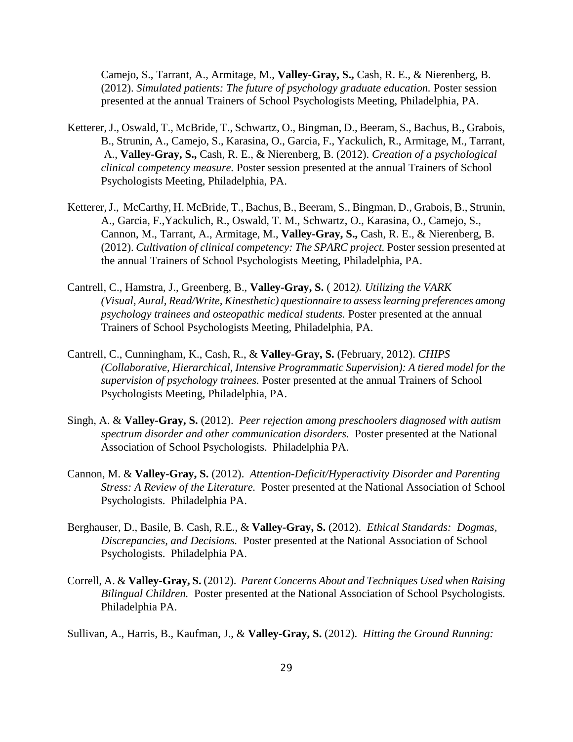Camejo, S., Tarrant, A., Armitage, M., **Valley-Gray, S.,** Cash, R. E., & Nierenberg, B. (2012). *Simulated patients: The future of psychology graduate education.* Poster session presented at the annual Trainers of School Psychologists Meeting, Philadelphia, PA.

Ketterer, J., Oswald, T., McBride, T., Schwartz, O., Bingman, D., Beeram, S., Bachus, B., Grabois, B., Strunin, A., Camejo, S., Karasina, O., Garcia, F., Yackulich, R., Armitage, M., Tarrant, A., **Valley-Gray, S.,** Cash, R. E., & Nierenberg, B. (2012). *Creation of a psychological clinical competency measure.* Poster session presented at the annual Trainers of School Psychologists Meeting, Philadelphia, PA.

Ketterer, J., McCarthy, H. McBride, T., Bachus, B., Beeram, S., Bingman, D., Grabois, B., Strunin, A., Garcia, F.,Yackulich, R., Oswald, T. M., Schwartz, O., Karasina, O., Camejo, S., Cannon, M., Tarrant, A., Armitage, M., **Valley-Gray, S.,** Cash, R. E., & Nierenberg, B. (2012). *Cultivation of clinical competency: The SPARC project.* Poster session presented at the annual Trainers of School Psychologists Meeting, Philadelphia, PA.

Cantrell, C., Hamstra, J., Greenberg, B., **Valley-Gray, S.** ( 2012*). Utilizing the VARK (Visual, Aural, Read/Write, Kinesthetic) questionnaire to assess learning preferences among psychology trainees and osteopathic medical students.* Poster presented at the annual Trainers of School Psychologists Meeting, Philadelphia, PA.

Cantrell, C., Cunningham, K., Cash, R., & **Valley-Gray, S.** (February, 2012). *CHIPS (Collaborative, Hierarchical, Intensive Programmatic Supervision): A tiered model for the supervision of psychology trainees.* Poster presented at the annual Trainers of School Psychologists Meeting, Philadelphia, PA.

Singh, A. & **Valley-Gray, S.** (2012). *Peer rejection among preschoolers diagnosed with autism spectrum disorder and other communication disorders.* Poster presented at the National Association of School Psychologists. Philadelphia PA.

Cannon, M. & **Valley-Gray, S.** (2012). *Attention-Deficit/Hyperactivity Disorder and Parenting Stress: A Review of the Literature.* Poster presented at the National Association of School Psychologists. Philadelphia PA.

Berghauser, D., Basile, B. Cash, R.E., & **Valley-Gray, S.** (2012). *Ethical Standards: Dogmas, Discrepancies, and Decisions.* Poster presented at the National Association of School Psychologists. Philadelphia PA.

Correll, A. & **Valley-Gray, S.** (2012). *Parent Concerns About and Techniques Used when Raising Bilingual Children.* Poster presented at the National Association of School Psychologists. Philadelphia PA.

Sullivan, A., Harris, B., Kaufman, J., & **Valley-Gray, S.** (2012). *Hitting the Ground Running:*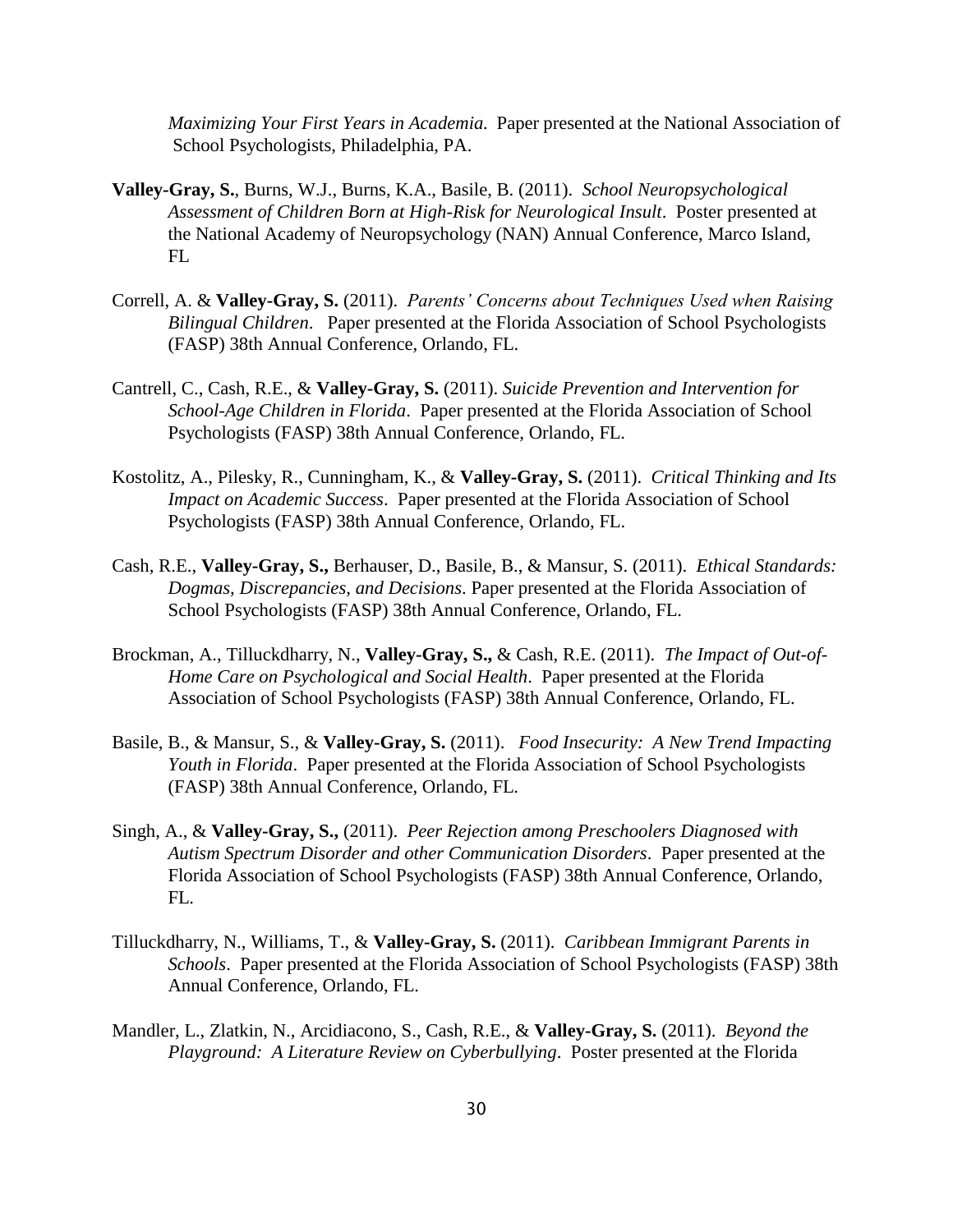*Maximizing Your First Years in Academia.* Paper presented at the National Association of School Psychologists, Philadelphia, PA.

**Valley-Gray, S.**, Burns, W.J., Burns, K.A., Basile, B. (2011). *School Neuropsychological Assessment of Children Born at High-Risk for Neurological Insult*. Poster presented at the National Academy of Neuropsychology (NAN) Annual Conference, Marco Island, FL

Correll, A. & **Valley-Gray, S.** (2011). *Parents' Concerns about Techniques Used when Raising Bilingual Children*. Paper presented at the Florida Association of School Psychologists (FASP) 38th Annual Conference, Orlando, FL.

Cantrell, C., Cash, R.E., & **Valley-Gray, S.** (2011). *Suicide Prevention and Intervention for School-Age Children in Florida*. Paper presented at the Florida Association of School Psychologists (FASP) 38th Annual Conference, Orlando, FL.

Kostolitz, A., Pilesky, R., Cunningham, K., & **Valley-Gray, S.** (2011). *Critical Thinking and Its Impact on Academic Success*. Paper presented at the Florida Association of School Psychologists (FASP) 38th Annual Conference, Orlando, FL.

Cash, R.E., **Valley-Gray, S.,** Berhauser, D., Basile, B., & Mansur, S. (2011). *Ethical Standards: Dogmas, Discrepancies, and Decisions*. Paper presented at the Florida Association of School Psychologists (FASP) 38th Annual Conference, Orlando, FL.

Brockman, A., Tilluckdharry, N., **Valley-Gray, S.,** & Cash, R.E. (2011). *The Impact of Out-of-Home Care on Psychological and Social Health*. Paper presented at the Florida Association of School Psychologists (FASP) 38th Annual Conference, Orlando, FL.

Basile, B., & Mansur, S., & **Valley-Gray, S.** (2011). *Food Insecurity: A New Trend Impacting Youth in Florida*. Paper presented at the Florida Association of School Psychologists (FASP) 38th Annual Conference, Orlando, FL.

Singh, A., & **Valley-Gray, S.,** (2011). *Peer Rejection among Preschoolers Diagnosed with Autism Spectrum Disorder and other Communication Disorders*. Paper presented at the Florida Association of School Psychologists (FASP) 38th Annual Conference, Orlando, FL.

Tilluckdharry, N., Williams, T., & **Valley-Gray, S.** (2011). *Caribbean Immigrant Parents in Schools*. Paper presented at the Florida Association of School Psychologists (FASP) 38th Annual Conference, Orlando, FL.

Mandler, L., Zlatkin, N., Arcidiacono, S., Cash, R.E., & **Valley-Gray, S.** (2011). *Beyond the Playground: A Literature Review on Cyberbullying*. Poster presented at the Florida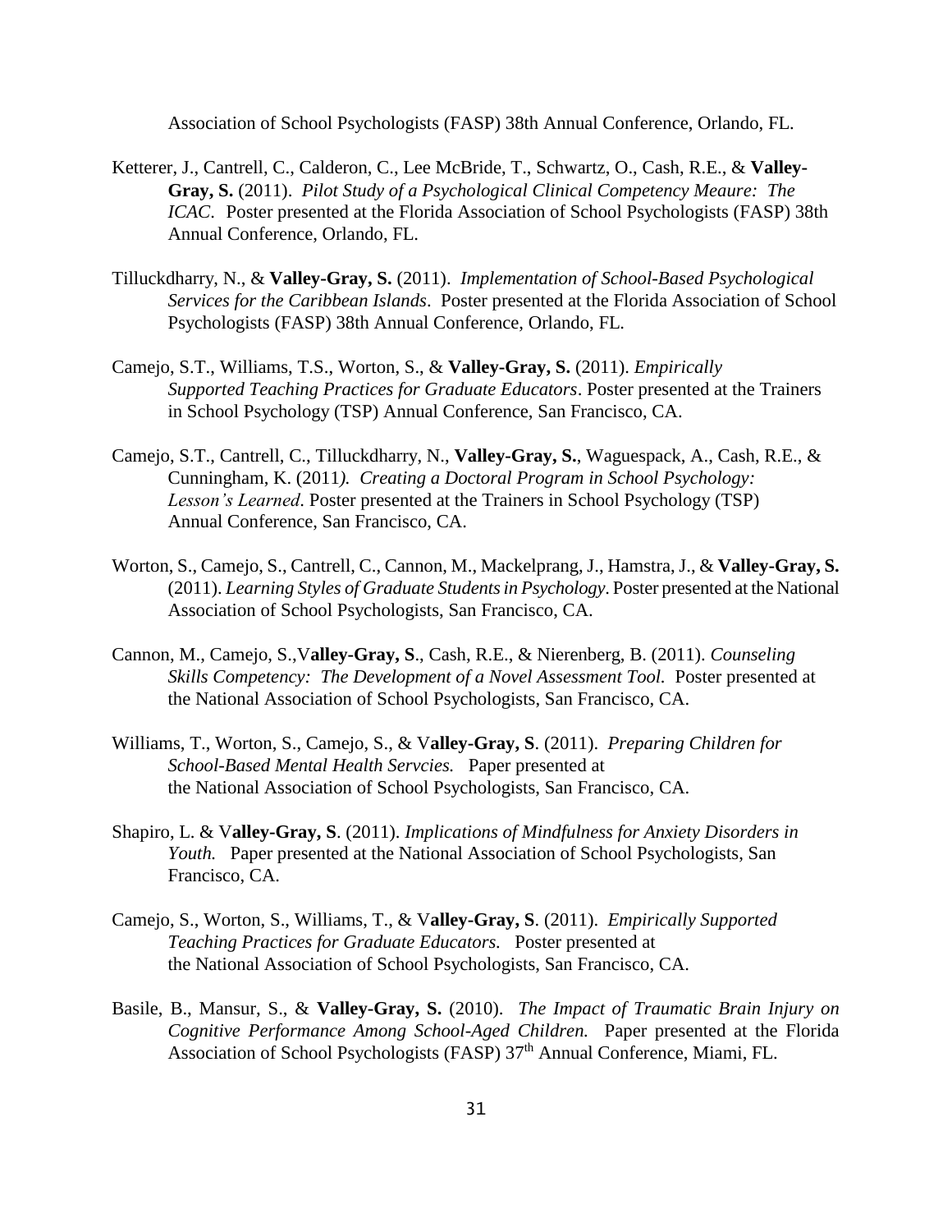Association of School Psychologists (FASP) 38th Annual Conference, Orlando, FL.

Ketterer, J., Cantrell, C., Calderon, C., Lee McBride, T., Schwartz, O., Cash, R.E., & **Valley-Gray, S.** (2011). *Pilot Study of a Psychological Clinical Competency Meaure: The ICAC*. Poster presented at the Florida Association of School Psychologists (FASP) 38th Annual Conference, Orlando, FL.

Tilluckdharry, N., & **Valley-Gray, S.** (2011). *Implementation of School-Based Psychological Services for the Caribbean Islands*. Poster presented at the Florida Association of School Psychologists (FASP) 38th Annual Conference, Orlando, FL.

Camejo, S.T., Williams, T.S., Worton, S., & **Valley-Gray, S.** (2011). *Empirically Supported Teaching Practices for Graduate Educators*. Poster presented at the Trainers in School Psychology (TSP) Annual Conference, San Francisco, CA.

Camejo, S.T., Cantrell, C., Tilluckdharry, N., **Valley-Gray, S.**, Waguespack, A., Cash, R.E., & Cunningham, K. (2011*). Creating a Doctoral Program in School Psychology: Lesson's Learned.* Poster presented at the Trainers in School Psychology (TSP) Annual Conference, San Francisco, CA.

Worton, S., Camejo, S., Cantrell, C., Cannon, M., Mackelprang, J., Hamstra, J., & **Valley-Gray, S.** (2011). *Learning Styles of Graduate Students in Psychology*. Poster presented at the National Association of School Psychologists, San Francisco, CA.

Cannon, M., Camejo, S.,V**alley-Gray, S**., Cash, R.E., & Nierenberg, B. (2011). *Counseling Skills Competency: The Development of a Novel Assessment Tool.* Poster presented at the National Association of School Psychologists, San Francisco, CA.

Williams, T., Worton, S., Camejo, S., & V**alley-Gray, S**. (2011). *Preparing Children for School-Based Mental Health Servcies.* Paper presented at the National Association of School Psychologists, San Francisco, CA.

Shapiro, L. & V**alley-Gray, S**. (2011). *Implications of Mindfulness for Anxiety Disorders in Youth.* Paper presented at the National Association of School Psychologists, San Francisco, CA.

Camejo, S., Worton, S., Williams, T., & V**alley-Gray, S**. (2011). *Empirically Supported Teaching Practices for Graduate Educators.* Poster presented at the National Association of School Psychologists, San Francisco, CA.

Basile, B., Mansur, S., & **Valley-Gray, S.** (2010). *The Impact of Traumatic Brain Injury on Cognitive Performance Among School-Aged Children.* Paper presented at the Florida Association of School Psychologists (FASP) 37th Annual Conference, Miami, FL.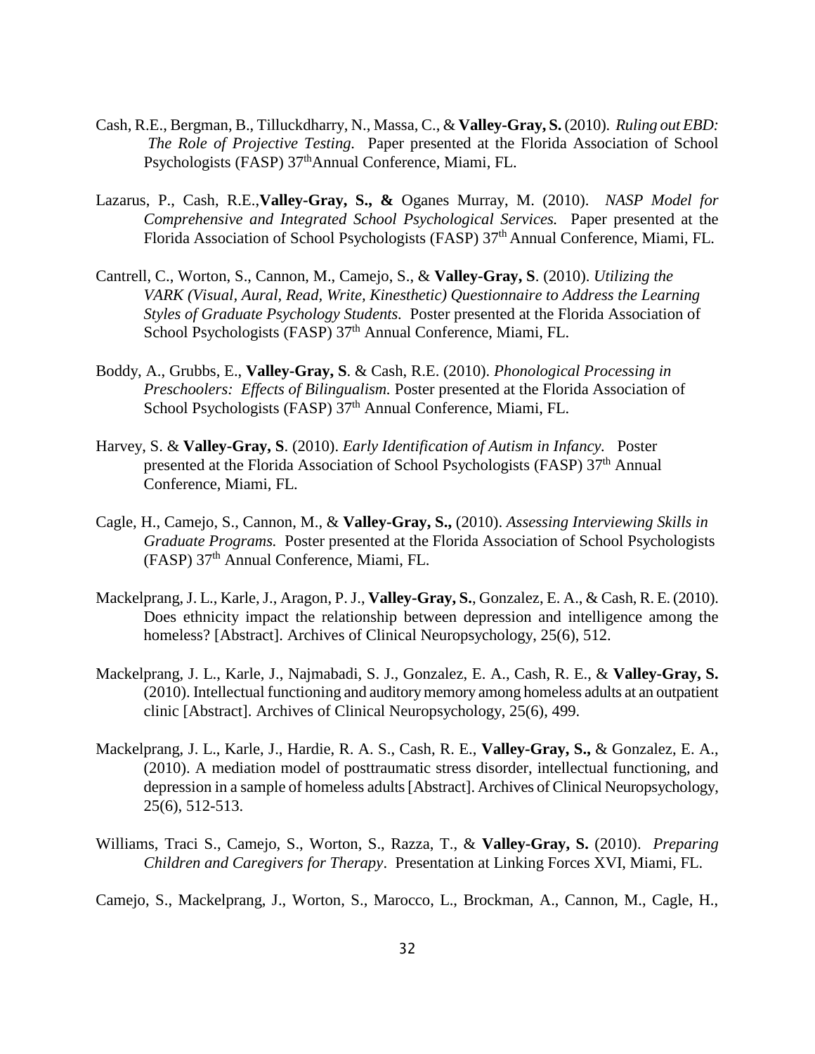Cash, R.E., Bergman, B., Tilluckdharry, N., Massa, C., & **Valley-Gray, S.** (2010). *Ruling out EBD: The Role of Projective Testing.* Paper presented at the Florida Association of School Psychologists (FASP) 37th Annual Conference, Miami, FL.

Lazarus, P., Cash, R.E., **Valley-Gray, S., &** Oganes Murray, M. (2010). *NASP Model for Comprehensive and Integrated School Psychological Services.* Paper presented at the Florida Association of School Psychologists (FASP) 37th Annual Conference, Miami, FL.

Cantrell, C., Worton, S., Cannon, M., Camejo, S., & **Valley-Gray, S**. (2010). *Utilizing the VARK (Visual, Aural, Read, Write, Kinesthetic) Questionnaire to Address the Learning Styles of Graduate Psychology Students.* Poster presented at the Florida Association of School Psychologists (FASP) 37th Annual Conference, Miami, FL.

Boddy, A., Grubbs, E., **Valley-Gray, S**. & Cash, R.E. (2010). *Phonological Processing in Preschoolers: Effects of Bilingualism.* Poster presented at the Florida Association of School Psychologists (FASP) 37th Annual Conference, Miami, FL.

Harvey, S. & **Valley-Gray, S**. (2010). *Early Identification of Autism in Infancy.* Poster presented at the Florida Association of School Psychologists (FASP) 37th Annual Conference, Miami, FL.

Cagle, H., Camejo, S., Cannon, M., & **Valley-Gray, S.,** (2010). *Assessing Interviewing Skills in Graduate Programs.* Poster presented at the Florida Association of School Psychologists (FASP) 37th Annual Conference, Miami, FL.

Mackelprang, J. L., Karle, J., Aragon, P. J., **Valley-Gray, S.**, Gonzalez, E. A., & Cash, R. E. (2010). Does ethnicity impact the relationship between depression and intelligence among the homeless? [Abstract]. Archives of Clinical Neuropsychology, 25(6), 512.

Mackelprang, J. L., Karle, J., Najmabadi, S. J., Gonzalez, E. A., Cash, R. E., & **Valley-Gray, S.** (2010). Intellectual functioning and auditory memory among homeless adults at an outpatient clinic [Abstract]. Archives of Clinical Neuropsychology, 25(6), 499.

Mackelprang, J. L., Karle, J., Hardie, R. A. S., Cash, R. E., **Valley-Gray, S.,** & Gonzalez, E. A., (2010). A mediation model of posttraumatic stress disorder, intellectual functioning, and depression in a sample of homeless adults [Abstract]. Archives of Clinical Neuropsychology, 25(6), 512-513.

Williams, Traci S., Camejo, S., Worton, S., Razza, T., & **Valley-Gray, S.** (2010). *Preparing Children and Caregivers for Therapy*. Presentation at Linking Forces XVI, Miami, FL.

Camejo, S., Mackelprang, J., Worton, S., Marocco, L., Brockman, A., Cannon, M., Cagle, H.,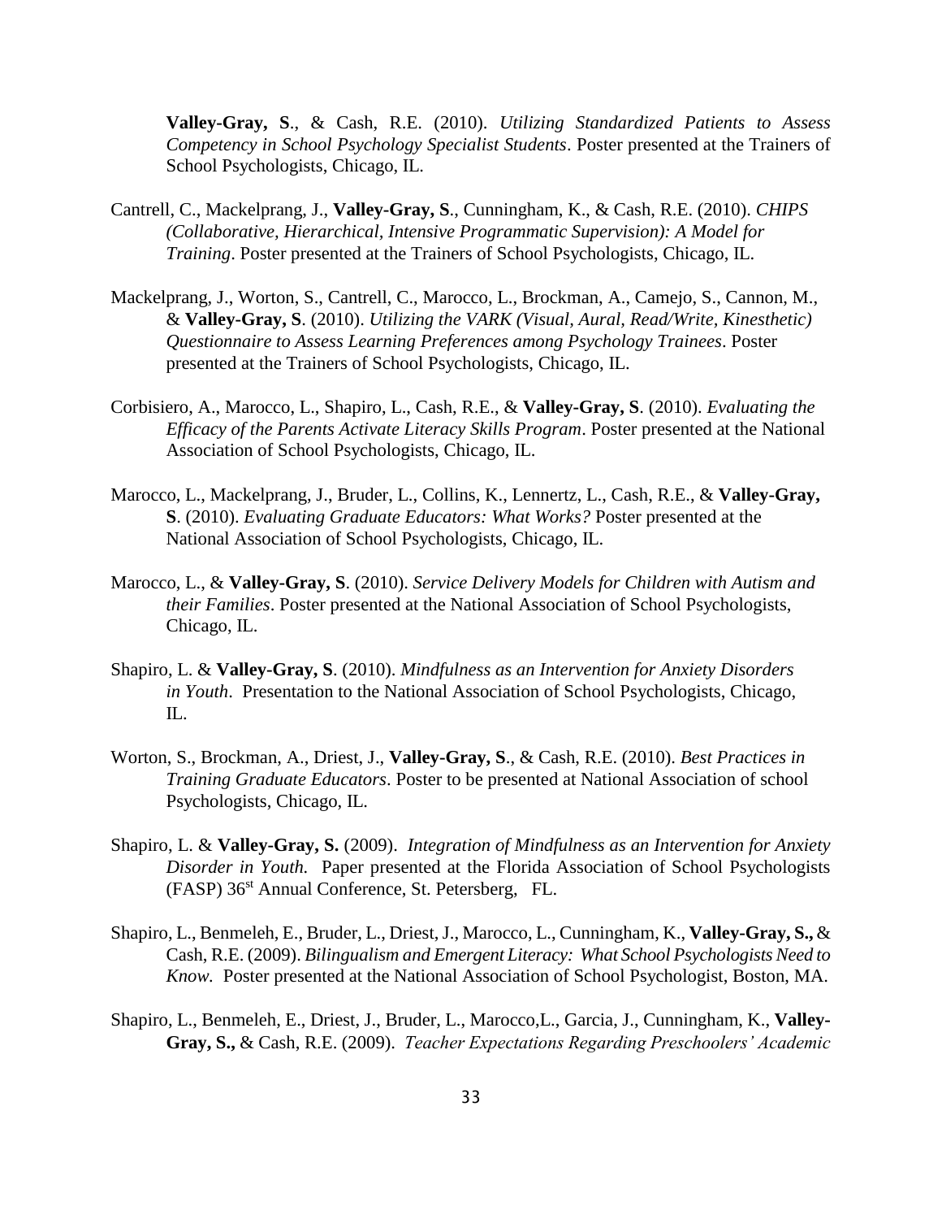**Valley-Gray, S**., & Cash, R.E. (2010). *Utilizing Standardized Patients to Assess Competency in School Psychology Specialist Students*. Poster presented at the Trainers of School Psychologists, Chicago, IL.

Cantrell, C., Mackelprang, J., **Valley-Gray, S**., Cunningham, K., & Cash, R.E. (2010). *CHIPS (Collaborative, Hierarchical, Intensive Programmatic Supervision): A Model for Training*. Poster presented at the Trainers of School Psychologists, Chicago, IL.

Mackelprang, J., Worton, S., Cantrell, C., Marocco, L., Brockman, A., Camejo, S., Cannon, M., & **Valley-Gray, S**. (2010). *Utilizing the VARK (Visual, Aural, Read/Write, Kinesthetic) Questionnaire to Assess Learning Preferences among Psychology Trainees*. Poster presented at the Trainers of School Psychologists, Chicago, IL.

Corbisiero, A., Marocco, L., Shapiro, L., Cash, R.E., & **Valley-Gray, S**. (2010). *Evaluating the Efficacy of the Parents Activate Literacy Skills Program*. Poster presented at the National Association of School Psychologists, Chicago, IL.

Marocco, L., Mackelprang, J., Bruder, L., Collins, K., Lennertz, L., Cash, R.E., & **Valley-Gray, S**. (2010). *Evaluating Graduate Educators: What Works?* Poster presented at the National Association of School Psychologists, Chicago, IL.

Marocco, L., & **Valley-Gray, S**. (2010). *Service Delivery Models for Children with Autism and their Families*. Poster presented at the National Association of School Psychologists, Chicago, IL.

Shapiro, L. & **Valley-Gray, S**. (2010). *Mindfulness as an Intervention for Anxiety Disorders in Youth*. Presentation to the National Association of School Psychologists, Chicago, IL.

Worton, S., Brockman, A., Driest, J., **Valley-Gray, S**., & Cash, R.E. (2010). *Best Practices in Training Graduate Educators*. Poster to be presented at National Association of school Psychologists, Chicago, IL.

Shapiro, L. & **Valley-Gray, S.** (2009). *Integration of Mindfulness as an Intervention for Anxiety Disorder in Youth.* Paper presented at the Florida Association of School Psychologists (FASP) 36st Annual Conference, St. Petersberg, FL.

Shapiro, L., Benmeleh, E., Bruder, L., Driest, J., Marocco, L., Cunningham, K., **Valley-Gray, S.,** & Cash, R.E. (2009). *Bilingualism and Emergent Literacy: What School Psychologists Need to Know.* Poster presented at the National Association of School Psychologist, Boston, MA.

Shapiro, L., Benmeleh, E., Driest, J., Bruder, L., Marocco,L., Garcia, J., Cunningham, K., **Valley-Gray, S.,** & Cash, R.E. (2009). *Teacher Expectations Regarding Preschoolers' Academic*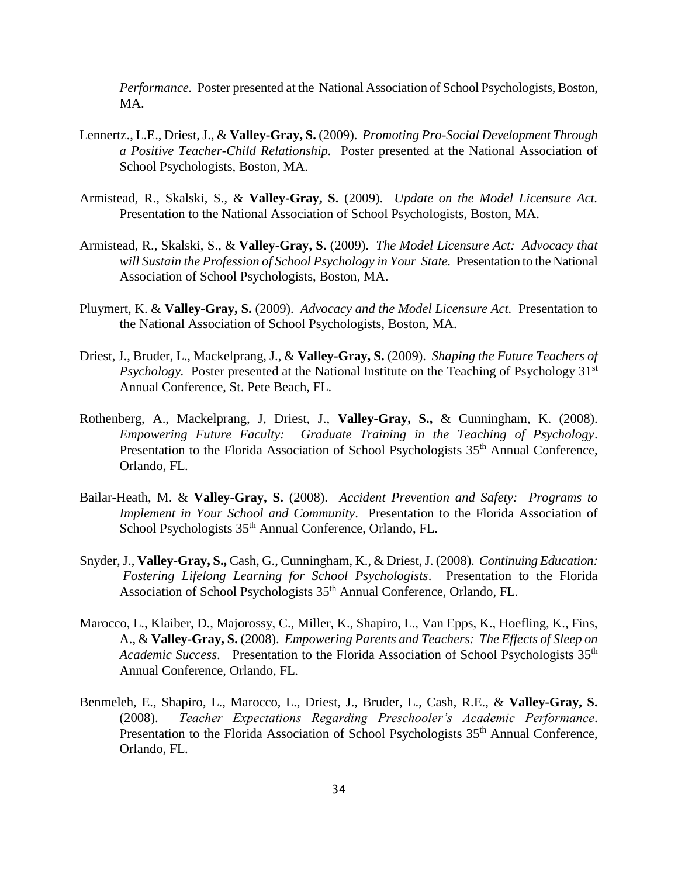*Performance.* Poster presented at the National Association of School Psychologists, Boston, MA.

Lennertz., L.E., Driest, J., & **Valley-Gray, S.** (2009). *Promoting Pro-Social Development Through a Positive Teacher-Child Relationship.* Poster presented at the National Association of School Psychologists, Boston, MA.

Armistead, R., Skalski, S., & **Valley-Gray, S.** (2009). *Update on the Model Licensure Act.* Presentation to the National Association of School Psychologists, Boston, MA.

Armistead, R., Skalski, S., & **Valley-Gray, S.** (2009). *The Model Licensure Act: Advocacy that will Sustain the Profession of School Psychology in Your State.* Presentation to the National Association of School Psychologists, Boston, MA.

Pluymert, K. & **Valley-Gray, S.** (2009). *Advocacy and the Model Licensure Act.* Presentation to the National Association of School Psychologists, Boston, MA.

Driest, J., Bruder, L., Mackelprang, J., & **Valley-Gray, S.** (2009). *Shaping the Future Teachers of Psychology.* Poster presented at the National Institute on the Teaching of Psychology 31st Annual Conference, St. Pete Beach, FL.

Rothenberg, A., Mackelprang, J, Driest, J., **Valley-Gray, S.,** & Cunningham, K. (2008). *Empowering Future Faculty: Graduate Training in the Teaching of Psychology*. Presentation to the Florida Association of School Psychologists 35th Annual Conference, Orlando, FL.

Bailar-Heath, M. & **Valley-Gray, S.** (2008). *Accident Prevention and Safety: Programs to Implement in Your School and Community*. Presentation to the Florida Association of School Psychologists 35th Annual Conference, Orlando, FL.

Snyder, J., **Valley-Gray, S.,** Cash, G., Cunningham, K., & Driest, J. (2008). *Continuing Education: Fostering Lifelong Learning for School Psychologists*. Presentation to the Florida Association of School Psychologists 35th Annual Conference, Orlando, FL.

Marocco, L., Klaiber, D., Majorossy, C., Miller, K., Shapiro, L., Van Epps, K., Hoefling, K., Fins, A., & **Valley-Gray, S.** (2008). *Empowering Parents and Teachers: The Effects of Sleep on Academic Success*. Presentation to the Florida Association of School Psychologists 35th Annual Conference, Orlando, FL.

Benmeleh, E., Shapiro, L., Marocco, L., Driest, J., Bruder, L., Cash, R.E., & **Valley-Gray, S.** (2008). *Teacher Expectations Regarding Preschooler's Academic Performance*. Presentation to the Florida Association of School Psychologists 35th Annual Conference, Orlando, FL.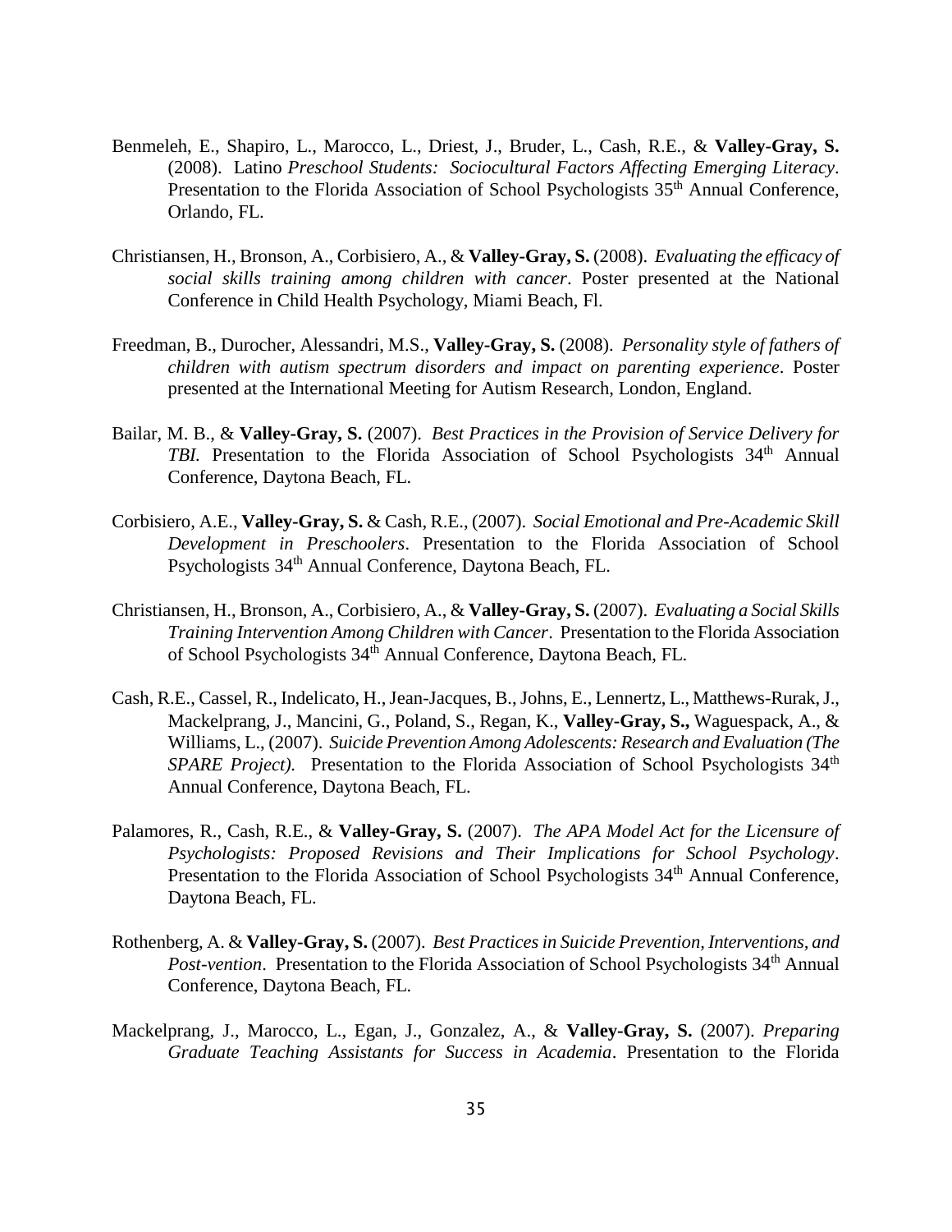Benmeleh, E., Shapiro, L., Marocco, L., Driest, J., Bruder, L., Cash, R.E., & **Valley-Gray, S.** (2008). Latino *Preschool Students: Sociocultural Factors Affecting Emerging Literacy*. Presentation to the Florida Association of School Psychologists 35th Annual Conference, Orlando, FL.

Christiansen, H., Bronson, A., Corbisiero, A., & **Valley-Gray, S.** (2008). *Evaluating the efficacy of social skills training among children with cancer*. Poster presented at the National Conference in Child Health Psychology, Miami Beach, Fl.

Freedman, B., Durocher, Alessandri, M.S., **Valley-Gray, S.** (2008). *Personality style of fathers of children with autism spectrum disorders and impact on parenting experience*. Poster presented at the International Meeting for Autism Research, London, England.

Bailar, M. B., & **Valley-Gray, S.** (2007). *Best Practices in the Provision of Service Delivery for TBI.* Presentation to the Florida Association of School Psychologists 34th Annual Conference, Daytona Beach, FL.

Corbisiero, A.E., **Valley-Gray, S.** & Cash, R.E., (2007). *Social Emotional and Pre-Academic Skill Development in Preschoolers*. Presentation to the Florida Association of School Psychologists 34th Annual Conference, Daytona Beach, FL.

Christiansen, H., Bronson, A., Corbisiero, A., & **Valley-Gray, S.** (2007). *Evaluating a Social Skills Training Intervention Among Children with Cancer*. Presentation to the Florida Association of School Psychologists 34th Annual Conference, Daytona Beach, FL.

Cash, R.E., Cassel, R., Indelicato, H., Jean-Jacques, B., Johns, E., Lennertz, L., Matthews-Rurak, J., Mackelprang, J., Mancini, G., Poland, S., Regan, K., **Valley-Gray, S.,** Waguespack, A., & Williams, L., (2007). *Suicide Prevention Among Adolescents: Research and Evaluation (The SPARE Project).* Presentation to the Florida Association of School Psychologists 34th Annual Conference, Daytona Beach, FL.

Palamores, R., Cash, R.E., & **Valley-Gray, S.** (2007). *The APA Model Act for the Licensure of Psychologists: Proposed Revisions and Their Implications for School Psychology*. Presentation to the Florida Association of School Psychologists 34th Annual Conference, Daytona Beach, FL.

Rothenberg, A. & **Valley-Gray, S.** (2007). *Best Practices in Suicide Prevention, Interventions, and Post-vention*. Presentation to the Florida Association of School Psychologists 34th Annual Conference, Daytona Beach, FL.

Mackelprang, J., Marocco, L., Egan, J., Gonzalez, A., & **Valley-Gray, S.** (2007). *Preparing Graduate Teaching Assistants for Success in Academia*. Presentation to the Florida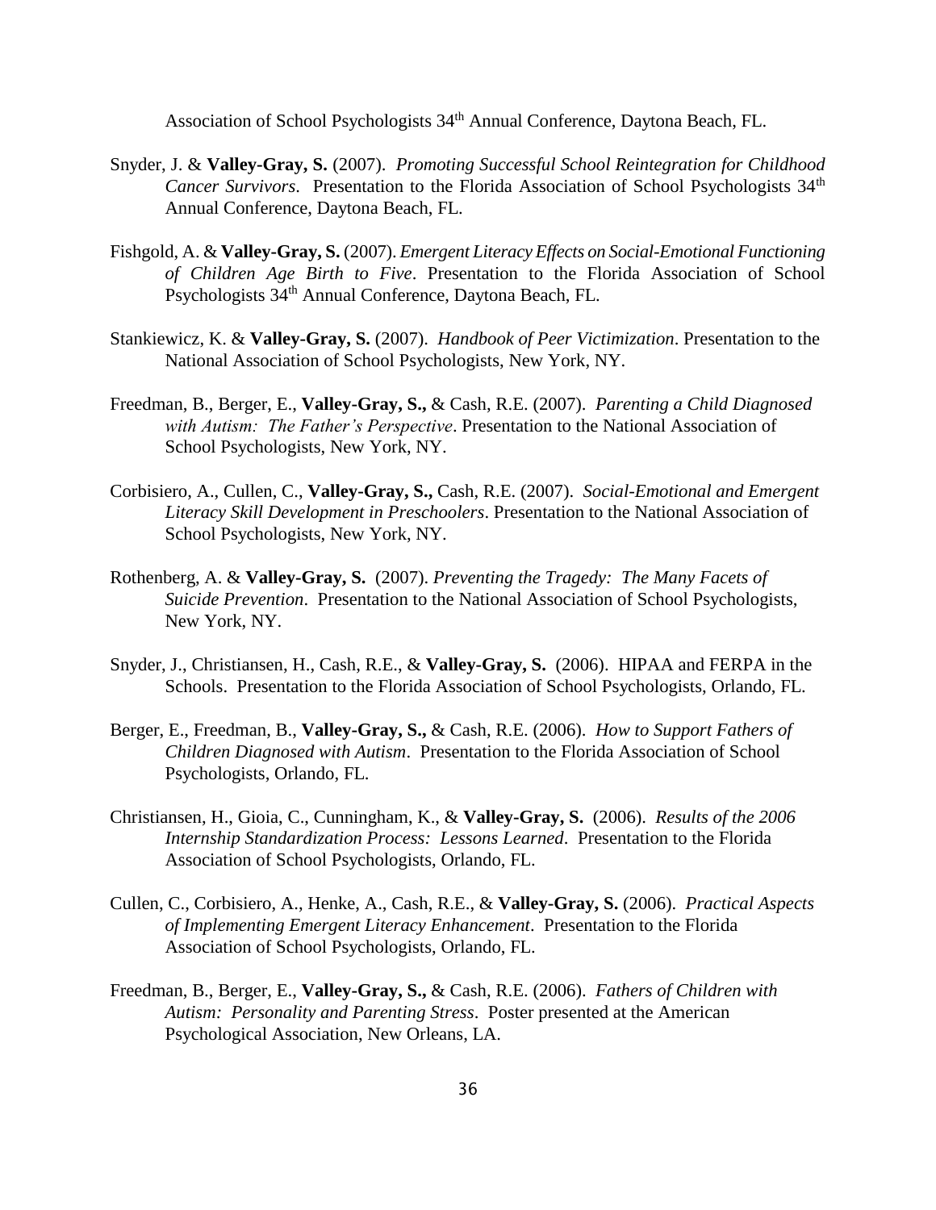Association of School Psychologists 34th Annual Conference, Daytona Beach, FL.

Snyder, J. & **Valley-Gray, S.** (2007). *Promoting Successful School Reintegration for Childhood Cancer Survivors*. Presentation to the Florida Association of School Psychologists 34th Annual Conference, Daytona Beach, FL.

Fishgold, A. & **Valley-Gray, S.** (2007). *Emergent Literacy Effects on Social-Emotional Functioning of Children Age Birth to Five*. Presentation to the Florida Association of School Psychologists 34th Annual Conference, Daytona Beach, FL.

Stankiewicz, K. & **Valley-Gray, S.** (2007). *Handbook of Peer Victimization*. Presentation to the National Association of School Psychologists, New York, NY.

Freedman, B., Berger, E., **Valley-Gray, S.,** & Cash, R.E. (2007). *Parenting a Child Diagnosed with Autism: The Father's Perspective*. Presentation to the National Association of School Psychologists, New York, NY.

Corbisiero, A., Cullen, C., **Valley-Gray, S.,** Cash, R.E. (2007). *Social-Emotional and Emergent Literacy Skill Development in Preschoolers*. Presentation to the National Association of School Psychologists, New York, NY.

Rothenberg, A. & **Valley-Gray, S.** (2007). *Preventing the Tragedy: The Many Facets of Suicide Prevention*. Presentation to the National Association of School Psychologists, New York, NY.

Snyder, J., Christiansen, H., Cash, R.E., & **Valley-Gray, S.** (2006). HIPAA and FERPA in the Schools. Presentation to the Florida Association of School Psychologists, Orlando, FL.

Berger, E., Freedman, B., **Valley-Gray, S.,** & Cash, R.E. (2006). *How to Support Fathers of Children Diagnosed with Autism*. Presentation to the Florida Association of School Psychologists, Orlando, FL.

Christiansen, H., Gioia, C., Cunningham, K., & **Valley-Gray, S.** (2006). *Results of the 2006 Internship Standardization Process: Lessons Learned*. Presentation to the Florida Association of School Psychologists, Orlando, FL.

Cullen, C., Corbisiero, A., Henke, A., Cash, R.E., & **Valley-Gray, S.** (2006). *Practical Aspects of Implementing Emergent Literacy Enhancement*. Presentation to the Florida Association of School Psychologists, Orlando, FL.

Freedman, B., Berger, E., **Valley-Gray, S.,** & Cash, R.E. (2006). *Fathers of Children with Autism: Personality and Parenting Stress*. Poster presented at the American Psychological Association, New Orleans, LA.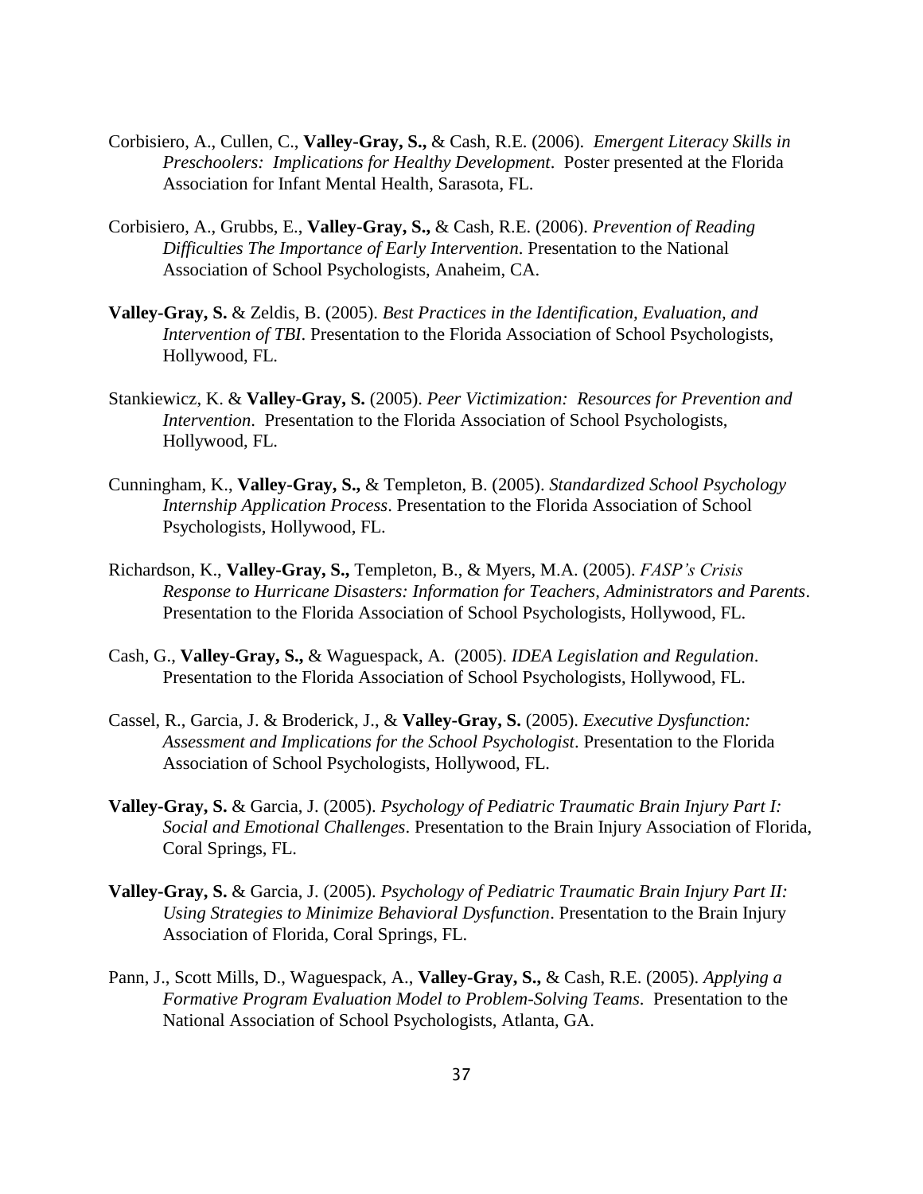Corbisiero, A., Cullen, C., **Valley-Gray, S.,** & Cash, R.E. (2006). *Emergent Literacy Skills in Preschoolers: Implications for Healthy Development*. Poster presented at the Florida Association for Infant Mental Health, Sarasota, FL.

Corbisiero, A., Grubbs, E., **Valley-Gray, S.,** & Cash, R.E. (2006). *Prevention of Reading Difficulties The Importance of Early Intervention*. Presentation to the National Association of School Psychologists, Anaheim, CA.

**Valley-Gray, S.** & Zeldis, B. (2005). *Best Practices in the Identification, Evaluation, and Intervention of TBI*. Presentation to the Florida Association of School Psychologists, Hollywood, FL.

Stankiewicz, K. & **Valley-Gray, S.** (2005). *Peer Victimization: Resources for Prevention and Intervention*. Presentation to the Florida Association of School Psychologists, Hollywood, FL.

Cunningham, K., **Valley-Gray, S.,** & Templeton, B. (2005). *Standardized School Psychology Internship Application Process*. Presentation to the Florida Association of School Psychologists, Hollywood, FL.

Richardson, K., **Valley-Gray, S.,** Templeton, B., & Myers, M.A. (2005). *FASP's Crisis Response to Hurricane Disasters: Information for Teachers, Administrators and Parents*. Presentation to the Florida Association of School Psychologists, Hollywood, FL.

Cash, G., **Valley-Gray, S.,** & Waguespack, A. (2005). *IDEA Legislation and Regulation*. Presentation to the Florida Association of School Psychologists, Hollywood, FL.

Cassel, R., Garcia, J. & Broderick, J., & **Valley-Gray, S.** (2005). *Executive Dysfunction: Assessment and Implications for the School Psychologist*. Presentation to the Florida Association of School Psychologists, Hollywood, FL.

**Valley-Gray, S.** & Garcia, J. (2005). *Psychology of Pediatric Traumatic Brain Injury Part I: Social and Emotional Challenges*. Presentation to the Brain Injury Association of Florida, Coral Springs, FL.

**Valley-Gray, S.** & Garcia, J. (2005). *Psychology of Pediatric Traumatic Brain Injury Part II: Using Strategies to Minimize Behavioral Dysfunction*. Presentation to the Brain Injury Association of Florida, Coral Springs, FL.

Pann, J., Scott Mills, D., Waguespack, A., **Valley-Gray, S.,** & Cash, R.E. (2005). *Applying a Formative Program Evaluation Model to Problem-Solving Teams*. Presentation to the National Association of School Psychologists, Atlanta, GA.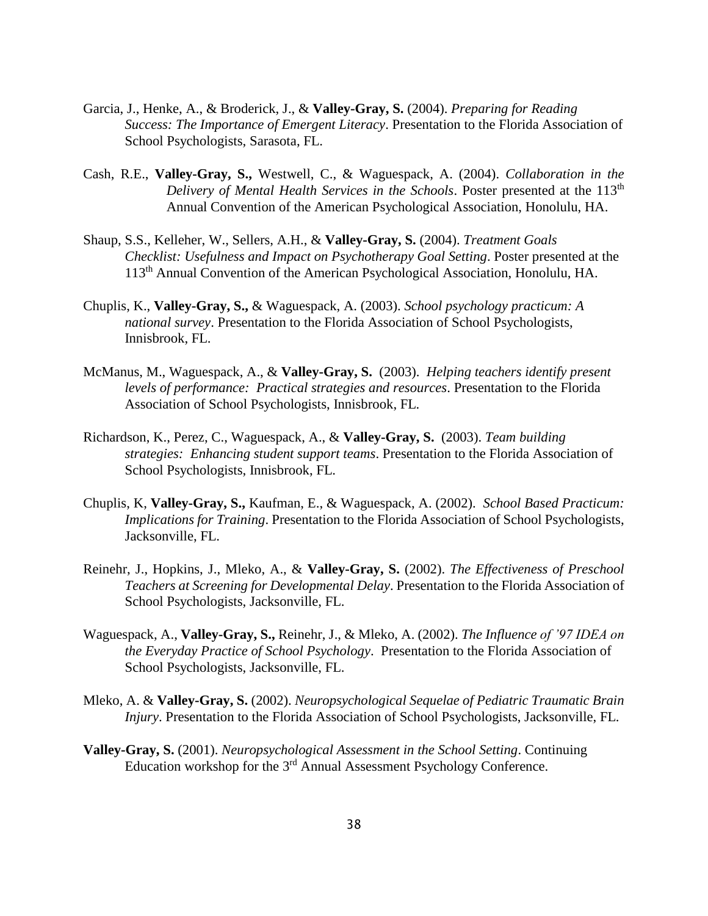Garcia, J., Henke, A., & Broderick, J., & **Valley-Gray, S.** (2004). *Preparing for Reading Success: The Importance of Emergent Literacy*. Presentation to the Florida Association of School Psychologists, Sarasota, FL.

Cash, R.E., **Valley-Gray, S.,** Westwell, C., & Waguespack, A. (2004). *Collaboration in the Delivery of Mental Health Services in the Schools*. Poster presented at the 113th Annual Convention of the American Psychological Association, Honolulu, HA.

Shaup, S.S., Kelleher, W., Sellers, A.H., & **Valley-Gray, S.** (2004). *Treatment Goals Checklist: Usefulness and Impact on Psychotherapy Goal Setting*. Poster presented at the 113th Annual Convention of the American Psychological Association, Honolulu, HA.

Chuplis, K., **Valley-Gray, S.,** & Waguespack, A. (2003). *School psychology practicum: A national survey*. Presentation to the Florida Association of School Psychologists, Innisbrook, FL.

McManus, M., Waguespack, A., & **Valley-Gray, S.** (2003). *Helping teachers identify present levels of performance: Practical strategies and resources*. Presentation to the Florida Association of School Psychologists, Innisbrook, FL.

Richardson, K., Perez, C., Waguespack, A., & **Valley-Gray, S.** (2003). *Team building strategies: Enhancing student support teams*. Presentation to the Florida Association of School Psychologists, Innisbrook, FL.

Chuplis, K, **Valley-Gray, S.,** Kaufman, E., & Waguespack, A. (2002). *School Based Practicum: Implications for Training*. Presentation to the Florida Association of School Psychologists, Jacksonville, FL.

Reinehr, J., Hopkins, J., Mleko, A., & **Valley-Gray, S.** (2002). *The Effectiveness of Preschool Teachers at Screening for Developmental Delay*. Presentation to the Florida Association of School Psychologists, Jacksonville, FL.

Waguespack, A., **Valley-Gray, S.,** Reinehr, J., & Mleko, A. (2002). *The Influence of '97 IDEA on the Everyday Practice of School Psychology*. Presentation to the Florida Association of School Psychologists, Jacksonville, FL.

Mleko, A. & **Valley-Gray, S.** (2002). *Neuropsychological Sequelae of Pediatric Traumatic Brain Injury*. Presentation to the Florida Association of School Psychologists, Jacksonville, FL.

**Valley-Gray, S.** (2001). *Neuropsychological Assessment in the School Setting*. Continuing Education workshop for the 3rd Annual Assessment Psychology Conference.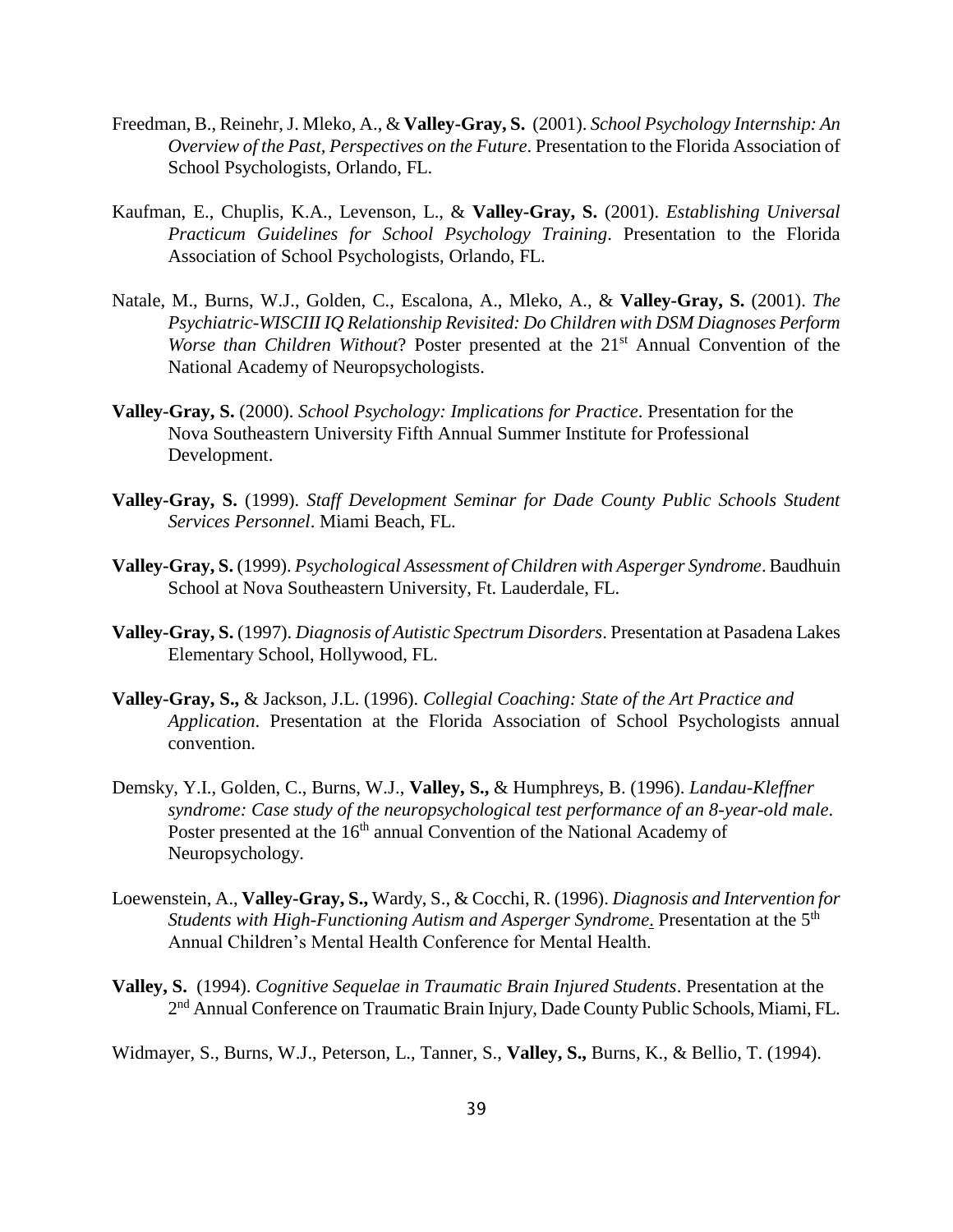Freedman, B., Reinehr, J. Mleko, A., & **Valley-Gray, S.** (2001). *School Psychology Internship: An Overview of the Past, Perspectives on the Future*. Presentation to the Florida Association of School Psychologists, Orlando, FL.

Kaufman, E., Chuplis, K.A., Levenson, L., & **Valley-Gray, S.** (2001). *Establishing Universal Practicum Guidelines for School Psychology Training*. Presentation to the Florida Association of School Psychologists, Orlando, FL.

Natale, M., Burns, W.J., Golden, C., Escalona, A., Mleko, A., & **Valley-Gray, S.** (2001). *The Psychiatric-WISCIII IQ Relationship Revisited: Do Children with DSM Diagnoses Perform Worse than Children Without*? Poster presented at the 21st Annual Convention of the National Academy of Neuropsychologists.

**Valley-Gray, S.** (2000). *School Psychology: Implications for Practice*. Presentation for the Nova Southeastern University Fifth Annual Summer Institute for Professional Development.

**Valley-Gray, S.** (1999). *Staff Development Seminar for Dade County Public Schools Student Services Personnel*. Miami Beach, FL.

**Valley-Gray, S.** (1999). *Psychological Assessment of Children with Asperger Syndrome*. Baudhuin School at Nova Southeastern University, Ft. Lauderdale, FL.

**Valley-Gray, S.** (1997). *Diagnosis of Autistic Spectrum Disorders*. Presentation at Pasadena Lakes Elementary School, Hollywood, FL.

**Valley-Gray, S.,** & Jackson, J.L. (1996). *Collegial Coaching: State of the Art Practice and Application*. Presentation at the Florida Association of School Psychologists annual convention.

Demsky, Y.I., Golden, C., Burns, W.J., **Valley, S.,** & Humphreys, B. (1996). *Landau-Kleffner syndrome: Case study of the neuropsychological test performance of an 8-year-old male*. Poster presented at the 16th annual Convention of the National Academy of Neuropsychology.

Loewenstein, A., **Valley-Gray, S.,** Wardy, S., & Cocchi, R. (1996). *Diagnosis and Intervention for Students with High-Functioning Autism and Asperger Syndrome.* Presentation at the 5th Annual Children's Mental Health Conference for Mental Health.

**Valley, S.** (1994). *Cognitive Sequelae in Traumatic Brain Injured Students*. Presentation at the 2nd Annual Conference on Traumatic Brain Injury, Dade County Public Schools, Miami, FL.

Widmayer, S., Burns, W.J., Peterson, L., Tanner, S., **Valley, S.,** Burns, K., & Bellio, T. (1994).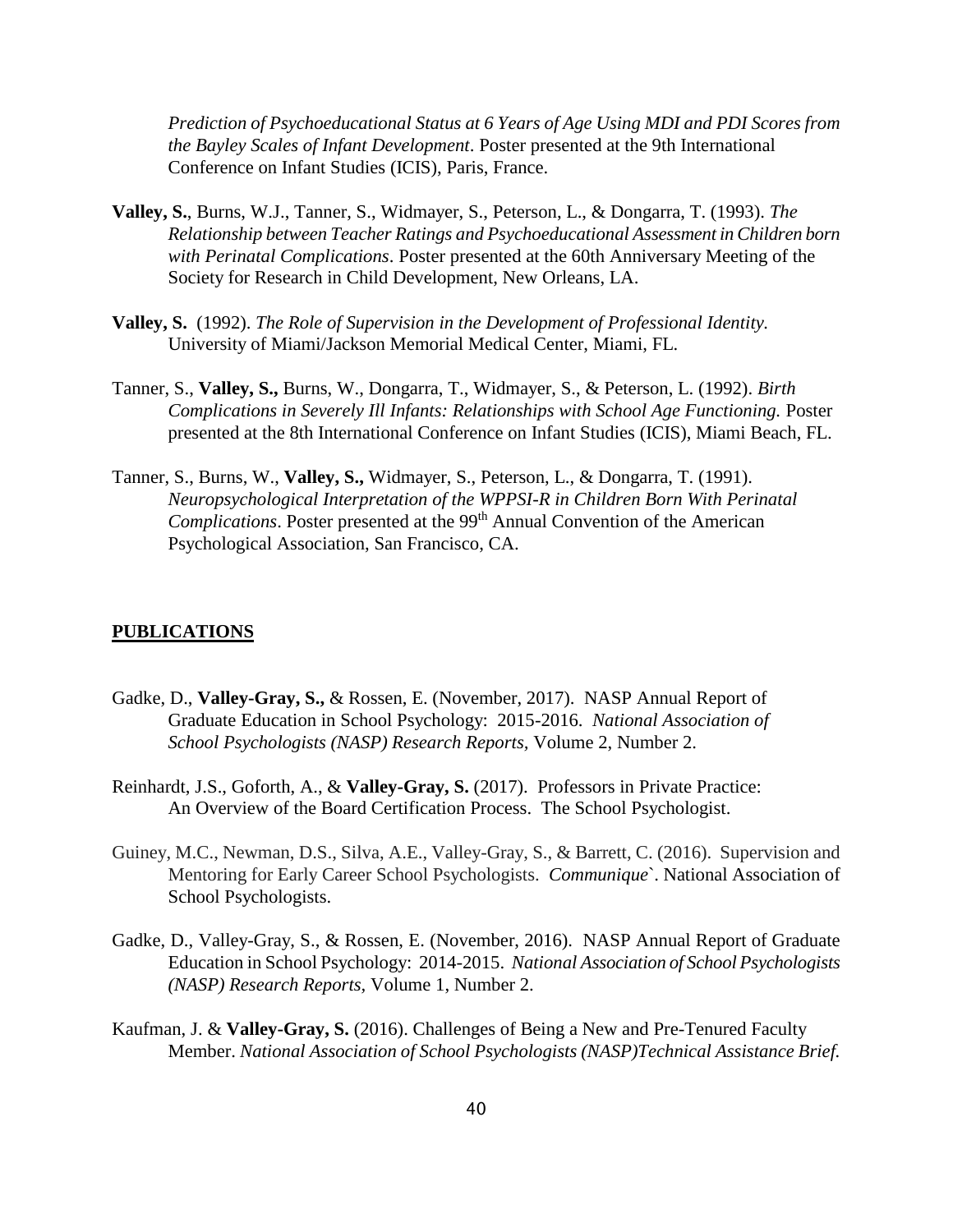*Prediction of Psychoeducational Status at 6 Years of Age Using MDI and PDI Scores from the Bayley Scales of Infant Development*. Poster presented at the 9th International Conference on Infant Studies (ICIS), Paris, France.

**Valley, S.**, Burns, W.J., Tanner, S., Widmayer, S., Peterson, L., & Dongarra, T. (1993). *The Relationship between Teacher Ratings and Psychoeducational Assessment in Children born with Perinatal Complications*. Poster presented at the 60th Anniversary Meeting of the Society for Research in Child Development, New Orleans, LA.

**Valley, S.** (1992). *The Role of Supervision in the Development of Professional Identity.* University of Miami/Jackson Memorial Medical Center, Miami, FL.

Tanner, S., **Valley, S.,** Burns, W., Dongarra, T., Widmayer, S., & Peterson, L. (1992). *Birth Complications in Severely Ill Infants: Relationships with School Age Functioning.* Poster presented at the 8th International Conference on Infant Studies (ICIS), Miami Beach, FL.

Tanner, S., Burns, W., **Valley, S.,** Widmayer, S., Peterson, L., & Dongarra, T. (1991). *Neuropsychological Interpretation of the WPPSI-R in Children Born With Perinatal Complications*. Poster presented at the 99th Annual Convention of the American Psychological Association, San Francisco, CA.

## PUBLICATIONS

Gadke, D., **Valley-Gray, S.,** & Rossen, E. (November, 2017). NASP Annual Report of Graduate Education in School Psychology: 2015-2016. *National Association of School Psychologists (NASP) Research Reports,* Volume 2, Number 2.

Reinhardt, J.S., Goforth, A., & **Valley-Gray, S.** (2017). Professors in Private Practice: An Overview of the Board Certification Process. The School Psychologist.

Guiney, M.C., Newman, D.S., Silva, A.E., Valley-Gray, S., & Barrett, C. (2016). Supervision and Mentoring for Early Career School Psychologists. *Communique`*. National Association of School Psychologists.

Gadke, D., Valley-Gray, S., & Rossen, E. (November, 2016). NASP Annual Report of Graduate Education in School Psychology: 2014-2015. *National Association of School Psychologists (NASP) Research Reports*, Volume 1, Number 2.

Kaufman, J. & **Valley-Gray, S.** (2016). Challenges of Being a New and Pre-Tenured Faculty Member. *National Association of School Psychologists (NASP)Technical Assistance Brief.*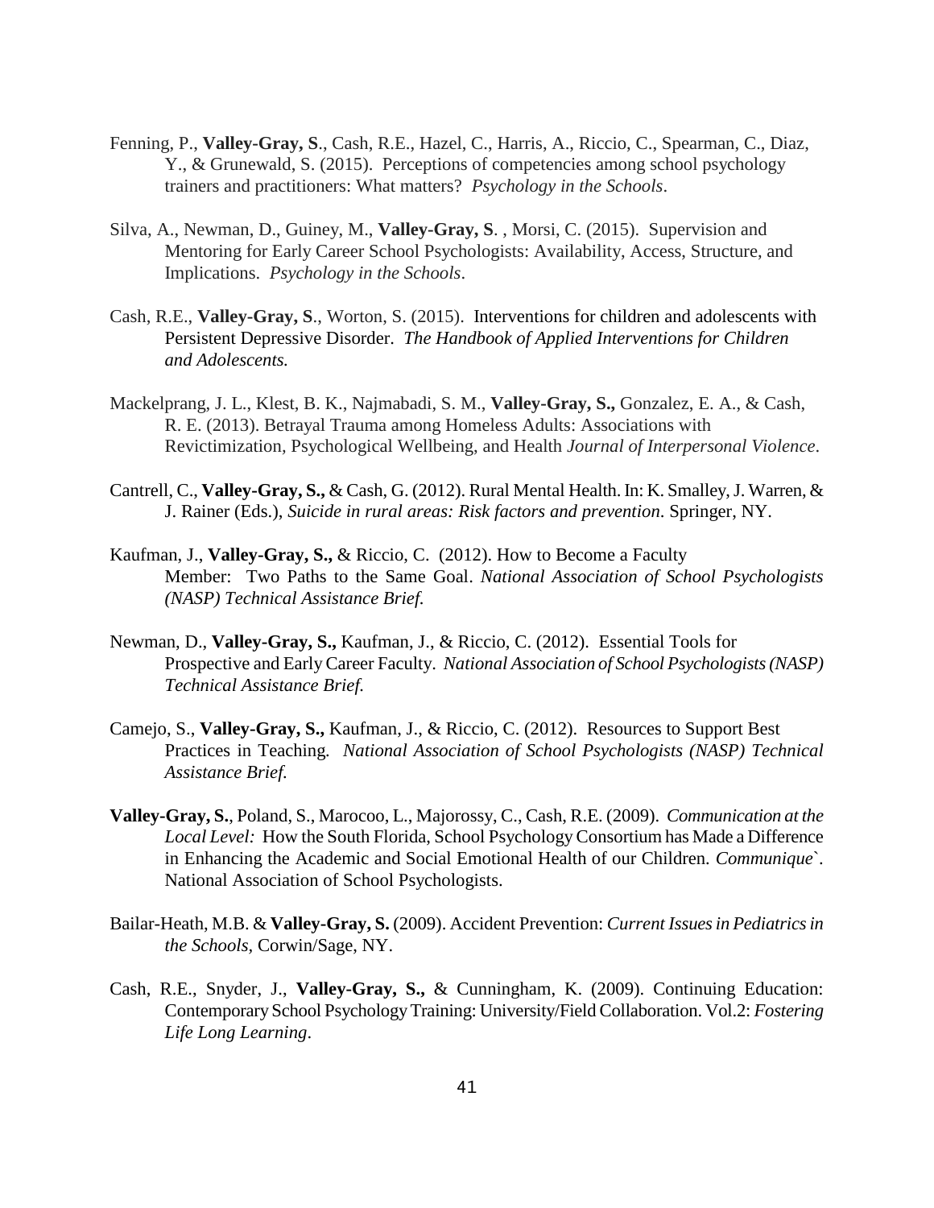Fenning, P., **Valley-Gray, S**., Cash, R.E., Hazel, C., Harris, A., Riccio, C., Spearman, C., Diaz, Y., & Grunewald, S. (2015). Perceptions of competencies among school psychology trainers and practitioners: What matters? *Psychology in the Schools*.

Silva, A., Newman, D., Guiney, M., **Valley-Gray, S**. , Morsi, C. (2015). Supervision and Mentoring for Early Career School Psychologists: Availability, Access, Structure, and Implications. *Psychology in the Schools*.

Cash, R.E., **Valley-Gray, S**., Worton, S. (2015). Interventions for children and adolescents with Persistent Depressive Disorder. *The Handbook of Applied Interventions for Children and Adolescents.*

Mackelprang, J. L., Klest, B. K., Najmabadi, S. M., **Valley-Gray, S.,** Gonzalez, E. A., & Cash, R. E. (2013). Betrayal Trauma among Homeless Adults: Associations with Revictimization, Psychological Wellbeing, and Health *Journal of Interpersonal Violence*.

Cantrell, C., **Valley-Gray, S.,** & Cash, G. (2012). Rural Mental Health. In: K. Smalley, J. Warren, & J. Rainer (Eds.), *Suicide in rural areas: Risk factors and prevention*. Springer, NY.

Kaufman, J., **Valley-Gray, S.,** & Riccio, C. (2012). How to Become a Faculty Member: Two Paths to the Same Goal. *National Association of School Psychologists (NASP) Technical Assistance Brief.*

Newman, D., **Valley-Gray, S.,** Kaufman, J., & Riccio, C. (2012). Essential Tools for Prospective and Early Career Faculty. *National Association of School Psychologists (NASP) Technical Assistance Brief.*

Camejo, S., **Valley-Gray, S.,** Kaufman, J., & Riccio, C. (2012). Resources to Support Best Practices in Teaching. *National Association of School Psychologists (NASP) Technical Assistance Brief.*

**Valley-Gray, S.**, Poland, S., Marocoo, L., Majorossy, C., Cash, R.E. (2009). *Communication at the Local Level:* How the South Florida, School Psychology Consortium has Made a Difference in Enhancing the Academic and Social Emotional Health of our Children. *Communique*`. National Association of School Psychologists.

Bailar-Heath, M.B. & **Valley-Gray, S.** (2009). Accident Prevention: *Current Issues in Pediatrics in the Schools,* Corwin/Sage, NY.

Cash, R.E., Snyder, J., **Valley-Gray, S.,** & Cunningham, K. (2009). Continuing Education: Contemporary School Psychology Training: University/Field Collaboration. Vol.2: *Fostering Life Long Learning*.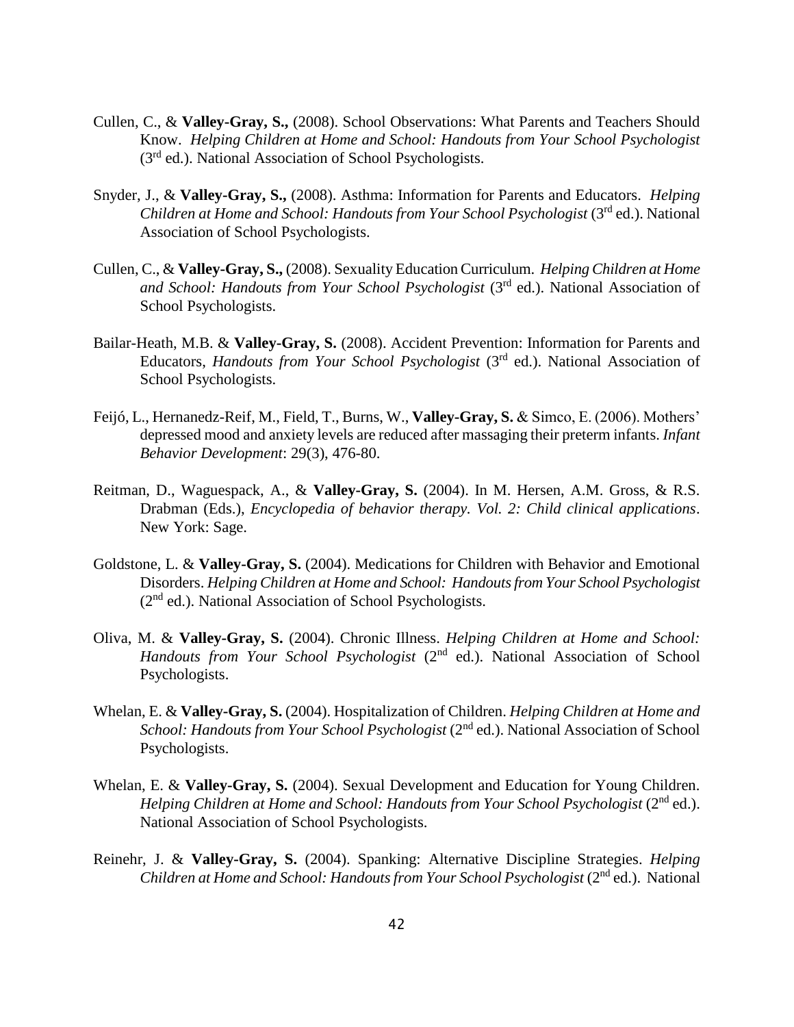Cullen, C., & **Valley-Gray, S.,** (2008). School Observations: What Parents and Teachers Should Know. *Helping Children at Home and School: Handouts from Your School Psychologist* (3rd ed.). National Association of School Psychologists.

Snyder, J., & **Valley-Gray, S.,** (2008). Asthma: Information for Parents and Educators. *Helping Children at Home and School: Handouts from Your School Psychologist* (3rd ed.). National Association of School Psychologists.

Cullen, C., & **Valley-Gray, S.,** (2008). Sexuality Education Curriculum. *Helping Children at Home and School: Handouts from Your School Psychologist* (3rd ed.). National Association of School Psychologists.

Bailar-Heath, M.B. & **Valley-Gray, S.** (2008). Accident Prevention: Information for Parents and Educators, *Handouts from Your School Psychologist* (3rd ed.). National Association of School Psychologists.

Feijó, L., Hernanedz-Reif, M., Field, T., Burns, W., **Valley-Gray, S.** & Simco, E. (2006). Mothers' depressed mood and anxiety levels are reduced after massaging their preterm infants. *Infant Behavior Development*: 29(3), 476-80.

Reitman, D., Waguespack, A., & **Valley-Gray, S.** (2004). In M. Hersen, A.M. Gross, & R.S. Drabman (Eds.), *Encyclopedia of behavior therapy. Vol. 2: Child clinical applications*. New York: Sage.

Goldstone, L. & **Valley-Gray, S.** (2004). Medications for Children with Behavior and Emotional Disorders. *Helping Children at Home and School: Handouts from Your School Psychologist* (2nd ed.). National Association of School Psychologists.

Oliva, M. & **Valley-Gray, S.** (2004). Chronic Illness. *Helping Children at Home and School: Handouts from Your School Psychologist* (2nd ed.). National Association of School Psychologists.

Whelan, E. & **Valley-Gray, S.** (2004). Hospitalization of Children. *Helping Children at Home and School: Handouts from Your School Psychologist* (2nd ed.). National Association of School Psychologists.

Whelan, E. & **Valley-Gray, S.** (2004). Sexual Development and Education for Young Children. *Helping Children at Home and School: Handouts from Your School Psychologist* (2nd ed.). National Association of School Psychologists.

Reinehr, J. & **Valley-Gray, S.** (2004). Spanking: Alternative Discipline Strategies. *Helping Children at Home and School: Handouts from Your School Psychologist* (2nd ed.). National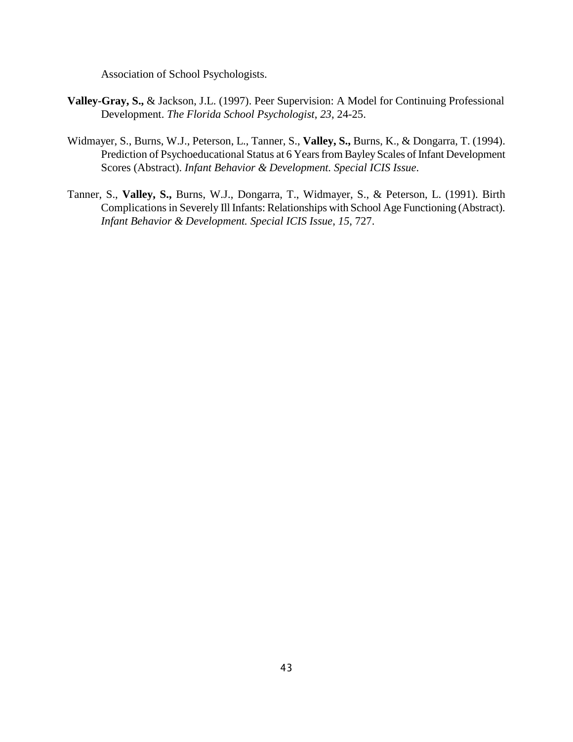Association of School Psychologists.

**Valley-Gray, S.,** & Jackson, J.L. (1997). Peer Supervision: A Model for Continuing Professional Development. *The Florida School Psychologist, 23*, 24-25.

Widmayer, S., Burns, W.J., Peterson, L., Tanner, S., **Valley, S.,** Burns, K., & Dongarra, T. (1994). Prediction of Psychoeducational Status at 6 Years from Bayley Scales of Infant Development Scores (Abstract). *Infant Behavior & Development. Special ICIS Issue*.

Tanner, S., **Valley, S.,** Burns, W.J., Dongarra, T., Widmayer, S., & Peterson, L. (1991). Birth Complications in Severely Ill Infants: Relationships with School Age Functioning (Abstract). *Infant Behavior & Development. Special ICIS Issue*, *15*, 727.